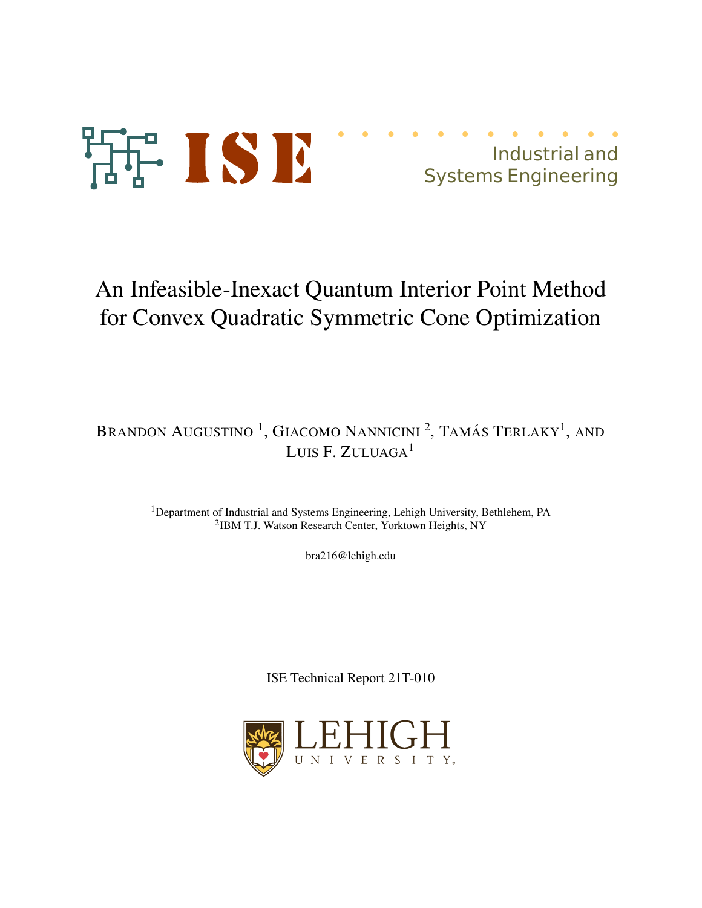ISE

Industrial and Systems Engineering

# An Infeasible-Inexact Quantum Interior Point Method for Convex Quadratic Symmetric Cone Optimization

Brandon Augustino [1], Giacomo Nannicini [2], Tamás Terlaky[1], and Luis F. Zuluaga[1]

[1]Department of Industrial and Systems Engineering, Lehigh University, Bethlehem, PA
[2]IBM T.J. Watson Research Center, Yorktown Heights, NY

bra216@lehigh.edu

ISE Technical Report 21T-010

LEHIGH UNIVERSITY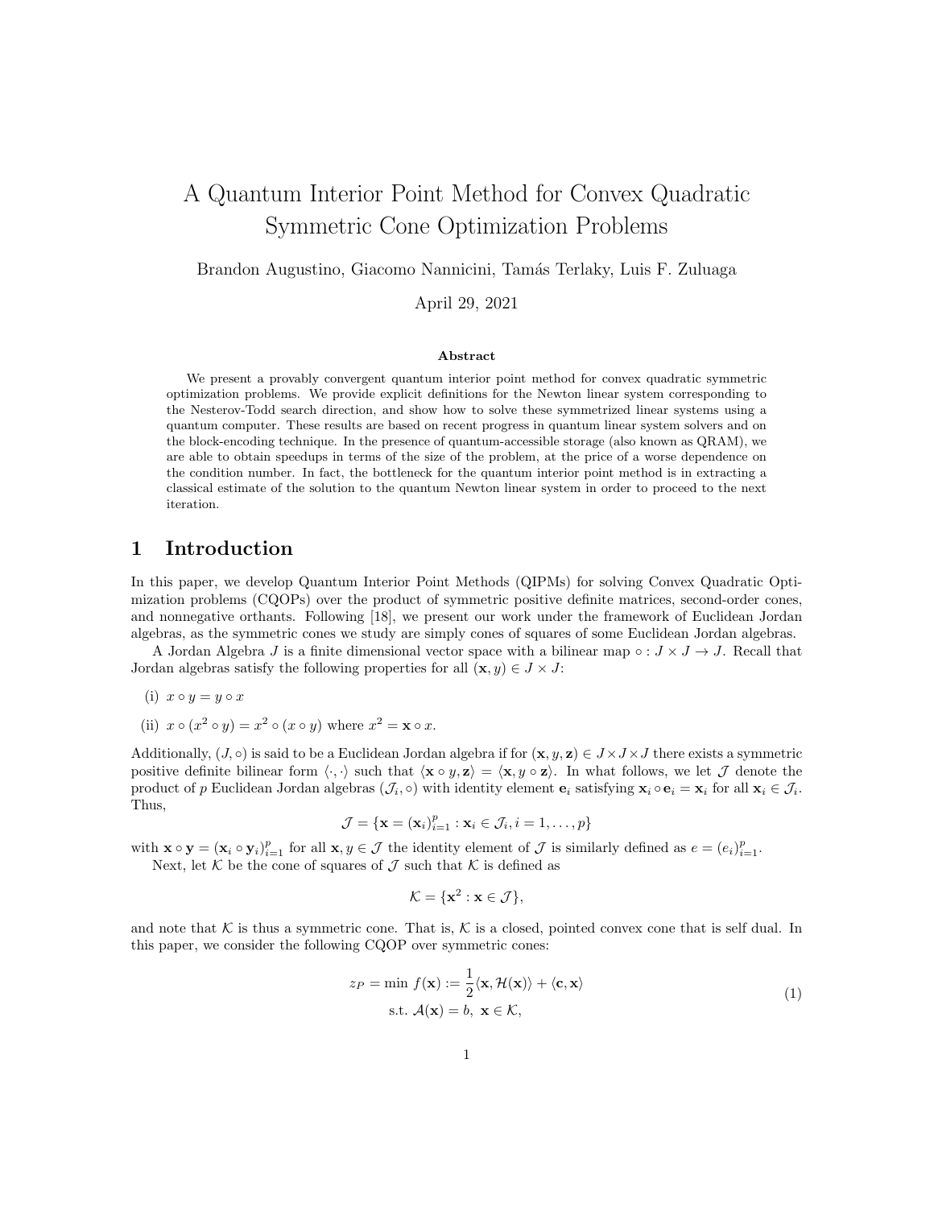# A Quantum Interior Point Method for Convex Quadratic Symmetric Cone Optimization Problems

Brandon Augustino, Giacomo Nannicini, Tamás Terlaky, Luis F. Zuluaga

April 29, 2021

**Abstract**

We present a provably convergent quantum interior point method for convex quadratic symmetric optimization problems. We provide explicit definitions for the Newton linear system corresponding to the Nesterov-Todd search direction, and show how to solve these symmetrized linear systems using a quantum computer. These results are based on recent progress in quantum linear system solvers and on the block-encoding technique. In the presence of quantum-accessible storage (also known as QRAM), we are able to obtain speedups in terms of the size of the problem, at the price of a worse dependence on the condition number. In fact, the bottleneck for the quantum interior point method is in extracting a classical estimate of the solution to the quantum Newton linear system in order to proceed to the next iteration.

## 1 Introduction

In this paper, we develop Quantum Interior Point Methods (QIPMs) for solving Convex Quadratic Optimization problems (CQOPs) over the product of symmetric positive definite matrices, second-order cones, and nonnegative orthants. Following [18], we present our work under the framework of Euclidean Jordan algebras, as the symmetric cones we study are simply cones of squares of some Euclidean Jordan algebras.

A Jordan Algebra $J$ is a finite dimensional vector space with a bilinear map $\circ : J \times J \to J$. Recall that Jordan algebras satisfy the following properties for all $(\mathbf{x}, y) \in J \times J$:

(i) $x \circ y = y \circ x$

(ii) $x \circ (x^2 \circ y) = x^2 \circ (x \circ y)$ where $x^2 = \mathbf{x} \circ x$.

Additionally, $(J, \circ)$ is said to be a Euclidean Jordan algebra if for $(\mathbf{x}, y, \mathbf{z}) \in J \times J \times J$ there exists a symmetric positive definite bilinear form $\langle \cdot, \cdot \rangle$ such that $\langle \mathbf{x} \circ y, \mathbf{z} \rangle = \langle \mathbf{x}, y \circ \mathbf{z} \rangle$. In what follows, we let $\mathcal{J}$ denote the product of $p$ Euclidean Jordan algebras $(\mathcal{J}_i, \circ)$ with identity element $\mathbf{e}_i$ satisfying $\mathbf{x}_i \circ \mathbf{e}_i = \mathbf{x}_i$ for all $\mathbf{x}_i \in \mathcal{J}_i$. Thus,

$$\mathcal{J} = \{\mathbf{x} = (\mathbf{x}_i)_{i=1}^p : \mathbf{x}_i \in \mathcal{J}_i, i = 1, \dots, p\}$$

with $\mathbf{x} \circ \mathbf{y} = (\mathbf{x}_i \circ \mathbf{y}_i)_{i=1}^p$ for all $\mathbf{x}, y \in \mathcal{J}$ the identity element of $\mathcal{J}$ is similarly defined as $e = (e_i)_{i=1}^p$.

Next, let $\mathcal{K}$ be the cone of squares of $\mathcal{J}$ such that $\mathcal{K}$ is defined as

$$\mathcal{K} = \{\mathbf{x}^2 : \mathbf{x} \in \mathcal{J}\},$$

and note that $\mathcal{K}$ is thus a symmetric cone. That is, $\mathcal{K}$ is a closed, pointed convex cone that is self dual. In this paper, we consider the following CQOP over symmetric cones:

$$\begin{aligned} z_P = \min \; & f(\mathbf{x}) := \frac{1}{2}\langle \mathbf{x}, \mathcal{H}(\mathbf{x})\rangle + \langle \mathbf{c}, \mathbf{x}\rangle \\ \text{s.t.} \; & \mathcal{A}(\mathbf{x}) = b, \; \mathbf{x} \in \mathcal{K}, \end{aligned} \tag{1}$$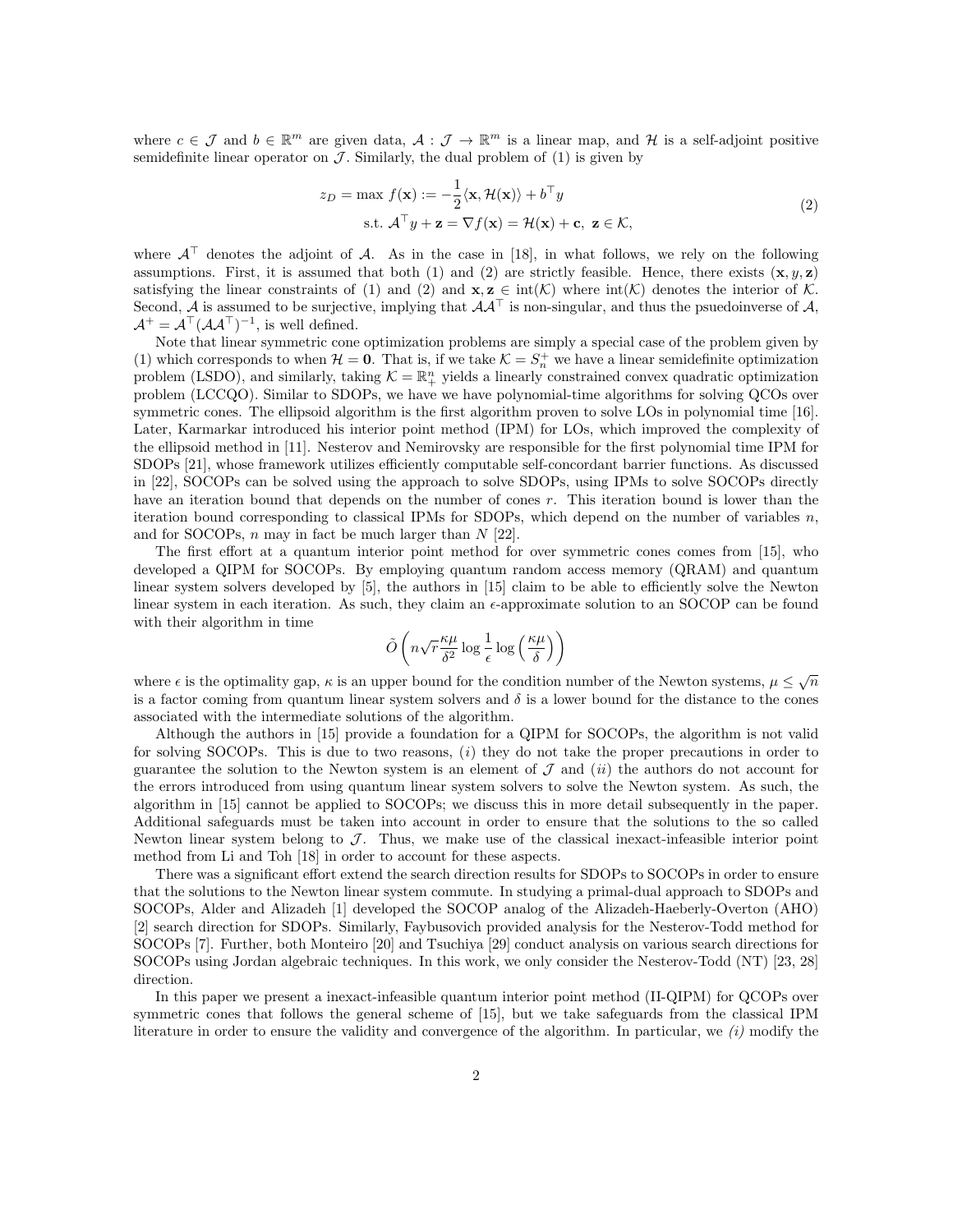where $c \in \mathcal{J}$ and $b \in \mathbb{R}^m$ are given data, $\mathcal{A} : \mathcal{J} \to \mathbb{R}^m$ is a linear map, and $\mathcal{H}$ is a self-adjoint positive semidefinite linear operator on $\mathcal{J}$. Similarly, the dual problem of (1) is given by

$$
\begin{aligned}
z_D = \max \; f(\mathbf{x}) &:= -\frac{1}{2}\langle \mathbf{x}, \mathcal{H}(\mathbf{x})\rangle + b^\top y \\
\text{s.t. } \mathcal{A}^\top y + \mathbf{z} &= \nabla f(\mathbf{x}) = \mathcal{H}(\mathbf{x}) + \mathbf{c},\; \mathbf{z} \in \mathcal{K},
\end{aligned}
\tag{2}
$$

where $\mathcal{A}^\top$ denotes the adjoint of $\mathcal{A}$. As in the case in [18], in what follows, we rely on the following assumptions. First, it is assumed that both (1) and (2) are strictly feasible. Hence, there exists $(\mathbf{x}, y, \mathbf{z})$ satisfying the linear constraints of (1) and (2) and $\mathbf{x}, \mathbf{z} \in \text{int}(\mathcal{K})$ where $\text{int}(\mathcal{K})$ denotes the interior of $\mathcal{K}$. Second, $\mathcal{A}$ is assumed to be surjective, implying that $\mathcal{A}\mathcal{A}^\top$ is non-singular, and thus the psuedoinverse of $\mathcal{A}$, $\mathcal{A}^+ = \mathcal{A}^\top(\mathcal{A}\mathcal{A}^\top)^{-1}$, is well defined.

Note that linear symmetric cone optimization problems are simply a special case of the problem given by (1) which corresponds to when $\mathcal{H} = \mathbf{0}$. That is, if we take $\mathcal{K} = S_n^+$ we have a linear semidefinite optimization problem (LSDO), and similarly, taking $\mathcal{K} = \mathbb{R}_+^n$ yields a linearly constrained convex quadratic optimization problem (LCCQO). Similar to SDOPs, we have we have polynomial-time algorithms for solving QCOs over symmetric cones. The ellipsoid algorithm is the first algorithm proven to solve LOs in polynomial time [16]. Later, Karmarkar introduced his interior point method (IPM) for LOs, which improved the complexity of the ellipsoid method in [11]. Nesterov and Nemirovsky are responsible for the first polynomial time IPM for SDOPs [21], whose framework utilizes efficiently computable self-concordant barrier functions. As discussed in [22], SOCOPs can be solved using the approach to solve SDOPs, using IPMs to solve SOCOPs directly have an iteration bound that depends on the number of cones $r$. This iteration bound is lower than the iteration bound corresponding to classical IPMs for SDOPs, which depend on the number of variables $n$, and for SOCOPs, $n$ may in fact be much larger than $N$ [22].

The first effort at a quantum interior point method for over symmetric cones comes from [15], who developed a QIPM for SOCOPs. By employing quantum random access memory (QRAM) and quantum linear system solvers developed by [5], the authors in [15] claim to be able to efficiently solve the Newton linear system in each iteration. As such, they claim an $\epsilon$-approximate solution to an SOCOP can be found with their algorithm in time

$$
\tilde{O}\left(n\sqrt{r}\frac{\kappa\mu}{\delta^2}\log\frac{1}{\epsilon}\log\left(\frac{\kappa\mu}{\delta}\right)\right)
$$

where $\epsilon$ is the optimality gap, $\kappa$ is an upper bound for the condition number of the Newton systems, $\mu \leq \sqrt{n}$ is a factor coming from quantum linear system solvers and $\delta$ is a lower bound for the distance to the cones associated with the intermediate solutions of the algorithm.

Although the authors in [15] provide a foundation for a QIPM for SOCOPs, the algorithm is not valid for solving SOCOPs. This is due to two reasons, $(i)$ they do not take the proper precautions in order to guarantee the solution to the Newton system is an element of $\mathcal{J}$ and $(ii)$ the authors do not account for the errors introduced from using quantum linear system solvers to solve the Newton system. As such, the algorithm in [15] cannot be applied to SOCOPs; we discuss this in more detail subsequently in the paper. Additional safeguards must be taken into account in order to ensure that the solutions to the so called Newton linear system belong to $\mathcal{J}$. Thus, we make use of the classical inexact-infeasible interior point method from Li and Toh [18] in order to account for these aspects.

There was a significant effort extend the search direction results for SDOPs to SOCOPs in order to ensure that the solutions to the Newton linear system commute. In studying a primal-dual approach to SDOPs and SOCOPs, Alder and Alizadeh [1] developed the SOCOP analog of the Alizadeh-Haeberly-Overton (AHO) [2] search direction for SDOPs. Similarly, Faybusovich provided analysis for the Nesterov-Todd method for SOCOPs [7]. Further, both Monteiro [20] and Tsuchiya [29] conduct analysis on various search directions for SOCOPs using Jordan algebraic techniques. In this work, we only consider the Nesterov-Todd (NT) [23, 28] direction.

In this paper we present a inexact-infeasible quantum interior point method (II-QIPM) for QCOPs over symmetric cones that follows the general scheme of [15], but we take safeguards from the classical IPM literature in order to ensure the validity and convergence of the algorithm. In particular, we *(i)* modify the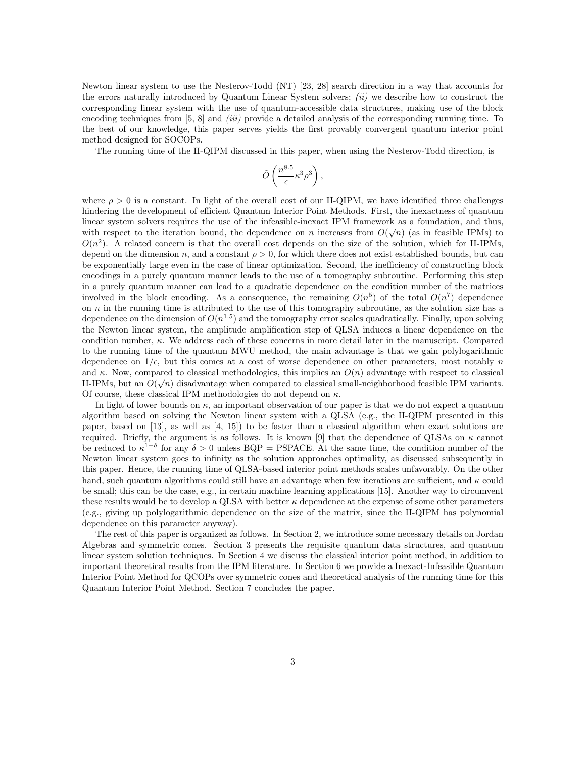Newton linear system to use the Nesterov-Todd (NT) [23, 28] search direction in a way that accounts for the errors naturally introduced by Quantum Linear System solvers; *(ii)* we describe how to construct the corresponding linear system with the use of quantum-accessible data structures, making use of the block encoding techniques from [5, 8] and *(iii)* provide a detailed analysis of the corresponding running time. To the best of our knowledge, this paper serves yields the first provably convergent quantum interior point method designed for SOCOPs.

The running time of the II-QIPM discussed in this paper, when using the Nesterov-Todd direction, is

$$\tilde{O}\left(\frac{n^{8.5}}{\epsilon}\kappa^3\rho^3\right),$$

where $\rho > 0$ is a constant. In light of the overall cost of our II-QIPM, we have identified three challenges hindering the development of efficient Quantum Interior Point Methods. First, the inexactness of quantum linear system solvers requires the use of the infeasible-inexact IPM framework as a foundation, and thus, with respect to the iteration bound, the dependence on $n$ increases from $O(\sqrt{n})$ (as in feasible IPMs) to $O(n^2)$. A related concern is that the overall cost depends on the size of the solution, which for II-IPMs, depend on the dimension $n$, and a constant $\rho > 0$, for which there does not exist established bounds, but can be exponentially large even in the case of linear optimization. Second, the inefficiency of constructing block encodings in a purely quantum manner leads to the use of a tomography subroutine. Performing this step in a purely quantum manner can lead to a quadratic dependence on the condition number of the matrices involved in the block encoding. As a consequence, the remaining $O(n^5)$ of the total $O(n^7)$ dependence on $n$ in the running time is attributed to the use of this tomography subroutine, as the solution size has a dependence on the dimension of $O(n^{1.5})$ and the tomography error scales quadratically. Finally, upon solving the Newton linear system, the amplitude amplification step of QLSA induces a linear dependence on the condition number, $\kappa$. We address each of these concerns in more detail later in the manuscript. Compared to the running time of the quantum MWU method, the main advantage is that we gain polylogarithmic dependence on $1/\epsilon$, but this comes at a cost of worse dependence on other parameters, most notably $n$ and $\kappa$. Now, compared to classical methodologies, this implies an $O(n)$ advantage with respect to classical II-IPMs, but an $O(\sqrt{n})$ disadvantage when compared to classical small-neighborhood feasible IPM variants. Of course, these classical IPM methodologies do not depend on $\kappa$.

In light of lower bounds on $\kappa$, an important observation of our paper is that we do not expect a quantum algorithm based on solving the Newton linear system with a QLSA (e.g., the II-QIPM presented in this paper, based on [13], as well as [4, 15]) to be faster than a classical algorithm when exact solutions are required. Briefly, the argument is as follows. It is known [9] that the dependence of QLSAs on $\kappa$ cannot be reduced to $\kappa^{1-\delta}$ for any $\delta > 0$ unless BQP = PSPACE. At the same time, the condition number of the Newton linear system goes to infinity as the solution approaches optimality, as discussed subsequently in this paper. Hence, the running time of QLSA-based interior point methods scales unfavorably. On the other hand, such quantum algorithms could still have an advantage when few iterations are sufficient, and $\kappa$ could be small; this can be the case, e.g., in certain machine learning applications [15]. Another way to circumvent these results would be to develop a QLSA with better $\kappa$ dependence at the expense of some other parameters (e.g., giving up polylogarithmic dependence on the size of the matrix, since the II-QIPM has polynomial dependence on this parameter anyway).

The rest of this paper is organized as follows. In Section 2, we introduce some necessary details on Jordan Algebras and symmetric cones. Section 3 presents the requisite quantum data structures, and quantum linear system solution techniques. In Section 4 we discuss the classical interior point method, in addition to important theoretical results from the IPM literature. In Section 6 we provide a Inexact-Infeasible Quantum Interior Point Method for QCOPs over symmetric cones and theoretical analysis of the running time for this Quantum Interior Point Method. Section 7 concludes the paper.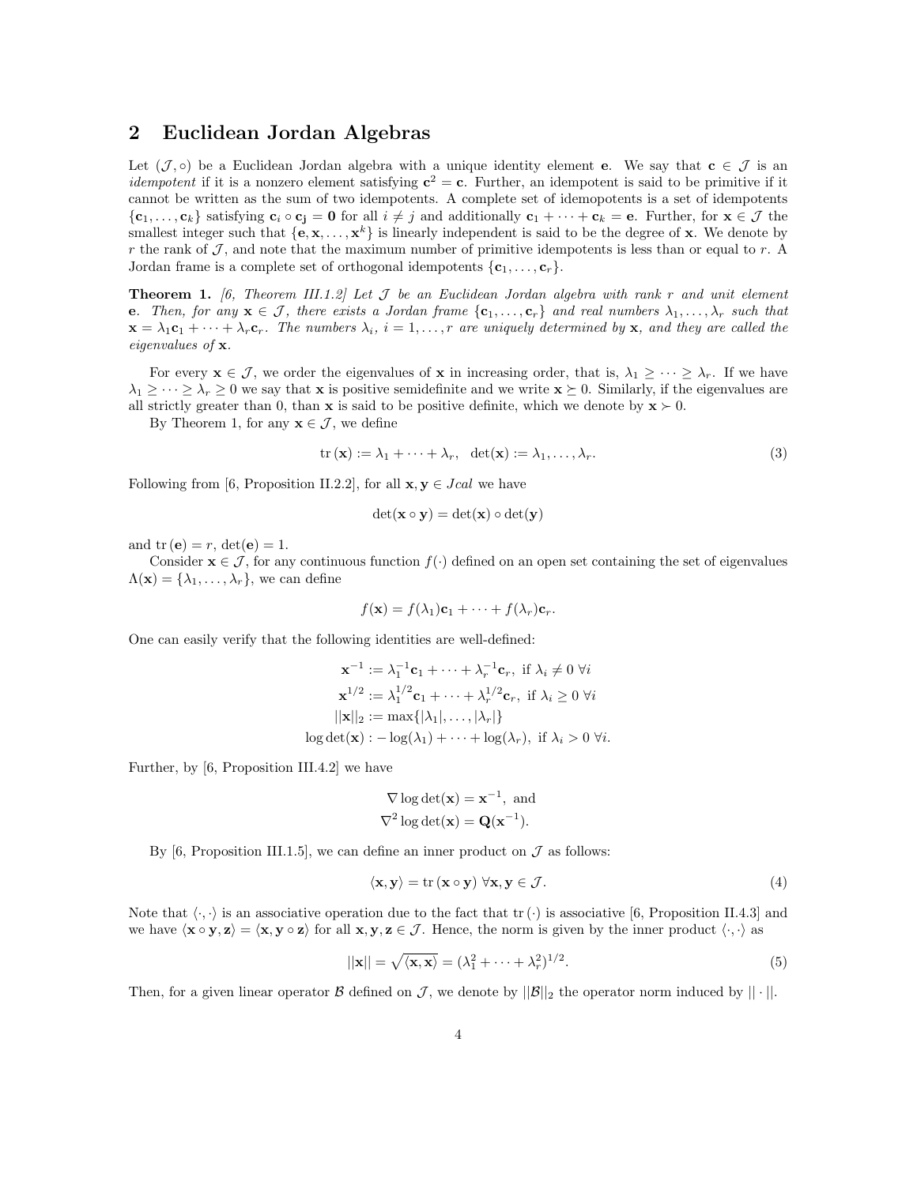## 2 Euclidean Jordan Algebras

Let $(\mathcal{J}, \circ)$ be a Euclidean Jordan algebra with a unique identity element $\mathbf{e}$. We say that $\mathbf{c} \in \mathcal{J}$ is an *idempotent* if it is a nonzero element satisfying $\mathbf{c}^2 = \mathbf{c}$. Further, an idempotent is said to be primitive if it cannot be written as the sum of two idempotents. A complete set of idemopotents is a set of idempotents $\{\mathbf{c}_1, \ldots, \mathbf{c}_k\}$ satisfying $\mathbf{c}_i \circ \mathbf{c_j} = \mathbf{0}$ for all $i \neq j$ and additionally $\mathbf{c}_1 + \cdots + \mathbf{c}_k = \mathbf{e}$. Further, for $\mathbf{x} \in \mathcal{J}$ the smallest integer such that $\{\mathbf{e}, \mathbf{x}, \ldots, \mathbf{x}^k\}$ is linearly independent is said to be the degree of $\mathbf{x}$. We denote by $r$ the rank of $\mathcal{J}$, and note that the maximum number of primitive idempotents is less than or equal to $r$. A Jordan frame is a complete set of orthogonal idempotents $\{\mathbf{c}_1, \ldots, \mathbf{c}_r\}$.

**Theorem 1.** *[6, Theorem III.1.2] Let $\mathcal{J}$ be an Euclidean Jordan algebra with rank $r$ and unit element $\mathbf{e}$. Then, for any $\mathbf{x} \in \mathcal{J}$, there exists a Jordan frame $\{\mathbf{c}_1, \ldots, \mathbf{c}_r\}$ and real numbers $\lambda_1, \ldots, \lambda_r$ such that $\mathbf{x} = \lambda_1 \mathbf{c}_1 + \cdots + \lambda_r \mathbf{c}_r$. The numbers $\lambda_i$, $i = 1, \ldots, r$ are uniquely determined by $\mathbf{x}$, and they are called the eigenvalues of $\mathbf{x}$.*

For every $\mathbf{x} \in \mathcal{J}$, we order the eigenvalues of $\mathbf{x}$ in increasing order, that is, $\lambda_1 \geq \cdots \geq \lambda_r$. If we have $\lambda_1 \geq \cdots \geq \lambda_r \geq 0$ we say that $\mathbf{x}$ is positive semidefinite and we write $\mathbf{x} \succeq 0$. Similarly, if the eigenvalues are all strictly greater than 0, than $\mathbf{x}$ is said to be positive definite, which we denote by $\mathbf{x} \succ 0$.

By Theorem 1, for any $\mathbf{x} \in \mathcal{J}$, we define

$$\operatorname{tr}(\mathbf{x}) := \lambda_1 + \cdots + \lambda_r, \quad \det(\mathbf{x}) := \lambda_1, \ldots, \lambda_r. \tag{3}$$

Following from [6, Proposition II.2.2], for all $\mathbf{x}, \mathbf{y} \in Jcal$ we have

$$\det(\mathbf{x} \circ \mathbf{y}) = \det(\mathbf{x}) \circ \det(\mathbf{y})$$

and $\operatorname{tr}(\mathbf{e}) = r$, $\det(\mathbf{e}) = 1$.

Consider $\mathbf{x} \in \mathcal{J}$, for any continuous function $f(\cdot)$ defined on an open set containing the set of eigenvalues $\Lambda(\mathbf{x}) = \{\lambda_1, \ldots, \lambda_r\}$, we can define

$$f(\mathbf{x}) = f(\lambda_1)\mathbf{c}_1 + \cdots + f(\lambda_r)\mathbf{c}_r.$$

One can easily verify that the following identities are well-defined:

$$\begin{aligned}
\mathbf{x}^{-1} &:= \lambda_1^{-1}\mathbf{c}_1 + \cdots + \lambda_r^{-1}\mathbf{c}_r, \text{ if } \lambda_i \neq 0 \ \forall i \\
\mathbf{x}^{1/2} &:= \lambda_1^{1/2}\mathbf{c}_1 + \cdots + \lambda_r^{1/2}\mathbf{c}_r, \text{ if } \lambda_i \geq 0 \ \forall i \\
||\mathbf{x}||_2 &:= \max\{|\lambda_1|, \ldots, |\lambda_r|\} \\
\log\det(\mathbf{x}) &: -\log(\lambda_1) + \cdots + \log(\lambda_r), \text{ if } \lambda_i > 0 \ \forall i.
\end{aligned}$$

Further, by [6, Proposition III.4.2] we have

$$\begin{aligned}
\nabla \log\det(\mathbf{x}) &= \mathbf{x}^{-1}, \text{ and} \\
\nabla^2 \log\det(\mathbf{x}) &= \mathbf{Q}(\mathbf{x}^{-1}).
\end{aligned}$$

By [6, Proposition III.1.5], we can define an inner product on $\mathcal{J}$ as follows:

$$\langle \mathbf{x}, \mathbf{y} \rangle = \operatorname{tr}(\mathbf{x} \circ \mathbf{y}) \ \forall \mathbf{x}, \mathbf{y} \in \mathcal{J}. \tag{4}$$

Note that $\langle \cdot, \cdot \rangle$ is an associative operation due to the fact that $\operatorname{tr}(\cdot)$ is associative [6, Proposition II.4.3] and we have $\langle \mathbf{x} \circ \mathbf{y}, \mathbf{z} \rangle = \langle \mathbf{x}, \mathbf{y} \circ \mathbf{z} \rangle$ for all $\mathbf{x}, \mathbf{y}, \mathbf{z} \in \mathcal{J}$. Hence, the norm is given by the inner product $\langle \cdot, \cdot \rangle$ as

$$||\mathbf{x}|| = \sqrt{\langle \mathbf{x}, \mathbf{x} \rangle} = (\lambda_1^2 + \cdots + \lambda_r^2)^{1/2}. \tag{5}$$

Then, for a given linear operator $\mathcal{B}$ defined on $\mathcal{J}$, we denote by $||\mathcal{B}||_2$ the operator norm induced by $||\cdot||$.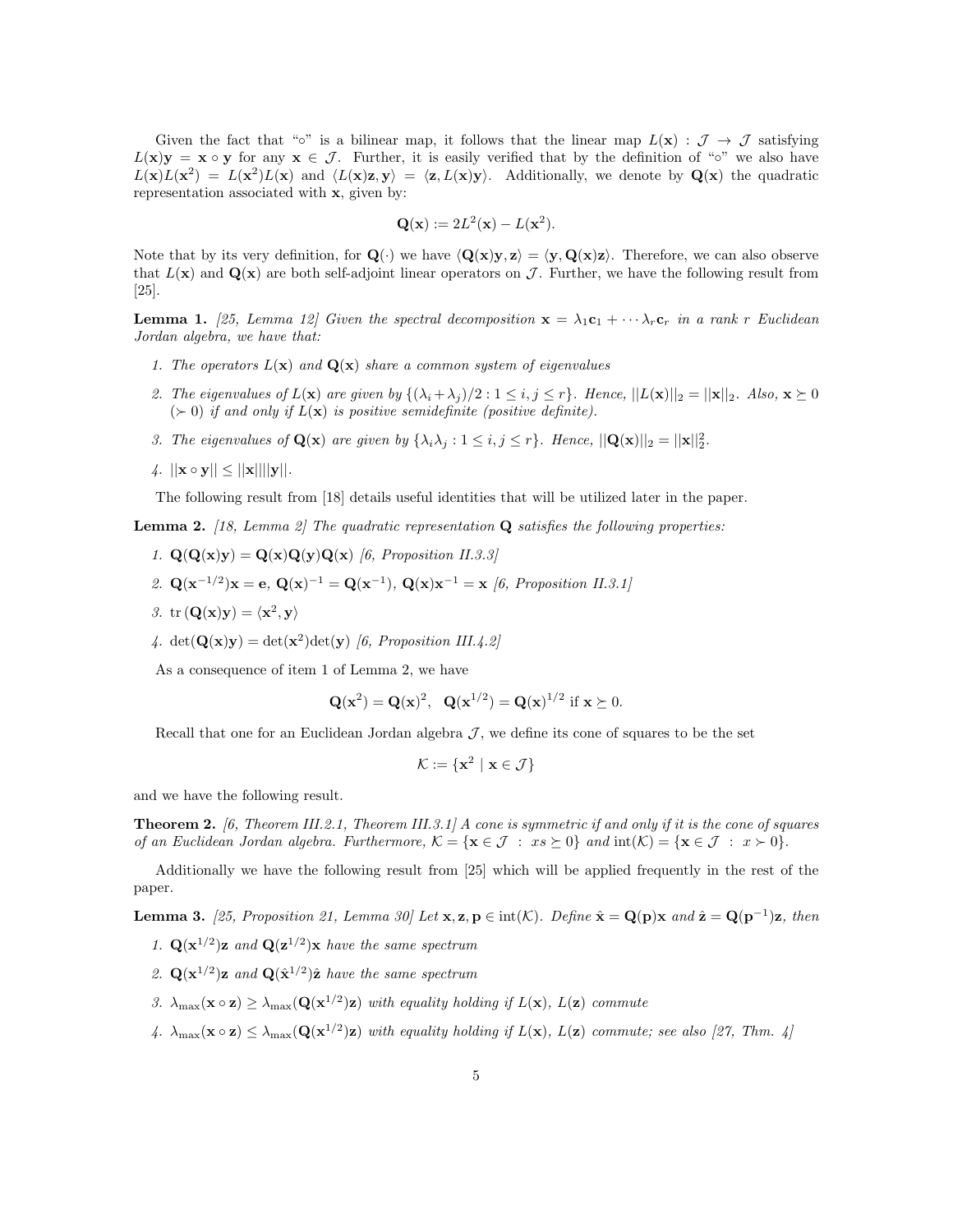Given the fact that "$\circ$" is a bilinear map, it follows that the linear map $L(\mathbf{x}) : \mathcal{J} \to \mathcal{J}$ satisfying $L(\mathbf{x})\mathbf{y} = \mathbf{x} \circ \mathbf{y}$ for any $\mathbf{x} \in \mathcal{J}$. Further, it is easily verified that by the definition of "$\circ$" we also have $L(\mathbf{x})L(\mathbf{x}^2) = L(\mathbf{x}^2)L(\mathbf{x})$ and $\langle L(\mathbf{x})\mathbf{z}, \mathbf{y}\rangle = \langle \mathbf{z}, L(\mathbf{x})\mathbf{y}\rangle$. Additionally, we denote by $\mathbf{Q}(\mathbf{x})$ the quadratic representation associated with $\mathbf{x}$, given by:

$$\mathbf{Q}(\mathbf{x}) := 2L^2(\mathbf{x}) - L(\mathbf{x}^2).$$

Note that by its very definition, for $\mathbf{Q}(\cdot)$ we have $\langle \mathbf{Q}(\mathbf{x})\mathbf{y}, \mathbf{z}\rangle = \langle \mathbf{y}, \mathbf{Q}(\mathbf{x})\mathbf{z}\rangle$. Therefore, we can also observe that $L(\mathbf{x})$ and $\mathbf{Q}(\mathbf{x})$ are both self-adjoint linear operators on $\mathcal{J}$. Further, we have the following result from [25].

**Lemma 1.** *[25, Lemma 12] Given the spectral decomposition $\mathbf{x} = \lambda_1 \mathbf{c}_1 + \cdots \lambda_r \mathbf{c}_r$ in a rank $r$ Euclidean Jordan algebra, we have that:*

1. *The operators $L(\mathbf{x})$ and $\mathbf{Q}(\mathbf{x})$ share a common system of eigenvalues*
2. *The eigenvalues of $L(\mathbf{x})$ are given by $\{(\lambda_i + \lambda_j)/2 : 1 \le i, j \le r\}$. Hence, $||L(\mathbf{x})||_2 = ||\mathbf{x}||_2$. Also, $\mathbf{x} \succeq 0$ ($\succ 0$) if and only if $L(\mathbf{x})$ is positive semidefinite (positive definite).*
3. *The eigenvalues of $\mathbf{Q}(\mathbf{x})$ are given by $\{\lambda_i \lambda_j : 1 \le i, j \le r\}$. Hence, $||\mathbf{Q}(\mathbf{x})||_2 = ||\mathbf{x}||_2^2$.*
4. *$||\mathbf{x} \circ \mathbf{y}|| \le ||\mathbf{x}||||\mathbf{y}||$.*

The following result from [18] details useful identities that will be utilized later in the paper.

**Lemma 2.** *[18, Lemma 2] The quadratic representation $\mathbf{Q}$ satisfies the following properties:*

1. *$\mathbf{Q}(\mathbf{Q}(\mathbf{x})\mathbf{y}) = \mathbf{Q}(\mathbf{x})\mathbf{Q}(\mathbf{y})\mathbf{Q}(\mathbf{x})$ [6, Proposition II.3.3]*
2. *$\mathbf{Q}(\mathbf{x}^{-1/2})\mathbf{x} = \mathbf{e}$, $\mathbf{Q}(\mathbf{x})^{-1} = \mathbf{Q}(\mathbf{x}^{-1})$, $\mathbf{Q}(\mathbf{x})\mathbf{x}^{-1} = \mathbf{x}$ [6, Proposition II.3.1]*
3. *$\operatorname{tr}(\mathbf{Q}(\mathbf{x})\mathbf{y}) = \langle \mathbf{x}^2, \mathbf{y}\rangle$*
4. *$\det(\mathbf{Q}(\mathbf{x})\mathbf{y}) = \det(\mathbf{x}^2)\det(\mathbf{y})$ [6, Proposition III.4.2]*

As a consequence of item 1 of Lemma 2, we have

$$\mathbf{Q}(\mathbf{x}^2) = \mathbf{Q}(\mathbf{x})^2, \quad \mathbf{Q}(\mathbf{x}^{1/2}) = \mathbf{Q}(\mathbf{x})^{1/2} \text{ if } \mathbf{x} \succeq 0.$$

Recall that one for an Euclidean Jordan algebra $\mathcal{J}$, we define its cone of squares to be the set

$$\mathcal{K} := \{\mathbf{x}^2 \mid \mathbf{x} \in \mathcal{J}\}$$

and we have the following result.

**Theorem 2.** *[6, Theorem III.2.1, Theorem III.3.1] A cone is symmetric if and only if it is the cone of squares of an Euclidean Jordan algebra. Furthermore, $\mathcal{K} = \{\mathbf{x} \in \mathcal{J} \ : \ xs \succeq 0\}$ and $\operatorname{int}(\mathcal{K}) = \{\mathbf{x} \in \mathcal{J} \ : \ x \succ 0\}$.*

Additionally we have the following result from [25] which will be applied frequently in the rest of the paper.

**Lemma 3.** *[25, Proposition 21, Lemma 30] Let $\mathbf{x}, \mathbf{z}, \mathbf{p} \in \operatorname{int}(\mathcal{K})$. Define $\hat{\mathbf{x}} = \mathbf{Q}(\mathbf{p})\mathbf{x}$ and $\hat{\mathbf{z}} = \mathbf{Q}(\mathbf{p}^{-1})\mathbf{z}$, then*

1. *$\mathbf{Q}(\mathbf{x}^{1/2})\mathbf{z}$ and $\mathbf{Q}(\mathbf{z}^{1/2})\mathbf{x}$ have the same spectrum*
2. *$\mathbf{Q}(\mathbf{x}^{1/2})\mathbf{z}$ and $\mathbf{Q}(\hat{\mathbf{x}}^{1/2})\hat{\mathbf{z}}$ have the same spectrum*
3. *$\lambda_{\max}(\mathbf{x} \circ \mathbf{z}) \ge \lambda_{\max}(\mathbf{Q}(\mathbf{x}^{1/2})\mathbf{z})$ with equality holding if $L(\mathbf{x})$, $L(\mathbf{z})$ commute*
4. *$\lambda_{\max}(\mathbf{x} \circ \mathbf{z}) \le \lambda_{\max}(\mathbf{Q}(\mathbf{x}^{1/2})\mathbf{z})$ with equality holding if $L(\mathbf{x})$, $L(\mathbf{z})$ commute; see also [27, Thm. 4]*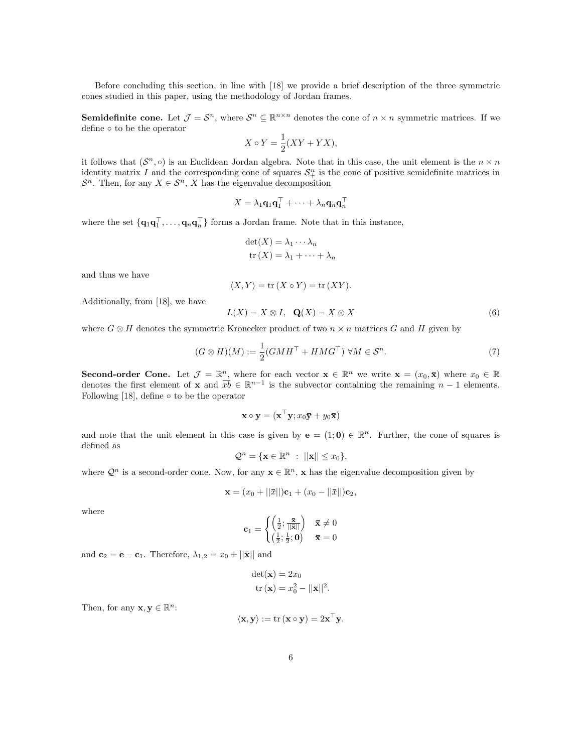Before concluding this section, in line with [18] we provide a brief description of the three symmetric cones studied in this paper, using the methodology of Jordan frames.

**Semidefinite cone.** Let $\mathcal{J} = \mathcal{S}^n$, where $\mathcal{S}^n \subseteq \mathbb{R}^{n\times n}$ denotes the cone of $n \times n$ symmetric matrices. If we define $\circ$ to be the operator

$$X \circ Y = \frac{1}{2}(XY + YX),$$

it follows that $(\mathcal{S}^n, \circ)$ is an Euclidean Jordan algebra. Note that in this case, the unit element is the $n \times n$ identity matrix $I$ and the corresponding cone of squares $\mathcal{S}^n_+$ is the cone of positive semidefinite matrices in $\mathcal{S}^n$. Then, for any $X \in \mathcal{S}^n$, $X$ has the eigenvalue decomposition

$$X = \lambda_1 \mathbf{q}_1\mathbf{q}_1^\top + \cdots + \lambda_n \mathbf{q}_n\mathbf{q}_n^\top$$

where the set $\{\mathbf{q}_1\mathbf{q}_1^\top, \ldots, \mathbf{q}_n\mathbf{q}_n^\top\}$ forms a Jordan frame. Note that in this instance,

$$\begin{aligned}\det(X) &= \lambda_1 \cdots \lambda_n \\ \operatorname{tr}(X) &= \lambda_1 + \cdots + \lambda_n\end{aligned}$$

and thus we have

$$\langle X, Y\rangle = \operatorname{tr}(X \circ Y) = \operatorname{tr}(XY).$$

Additionally, from [18], we have

$$L(X) = X \otimes I, \quad \mathbf{Q}(X) = X \otimes X \tag{6}$$

where $G \otimes H$ denotes the symmetric Kronecker product of two $n \times n$ matrices $G$ and $H$ given by

$$(G \otimes H)(M) := \frac{1}{2}(GMH^\top + HMG^\top) \ \forall M \in \mathcal{S}^n. \tag{7}$$

**Second-order Cone.** Let $\mathcal{J} = \mathbb{R}^n$, where for each vector $\mathbf{x} \in \mathbb{R}^n$ we write $\mathbf{x} = (x_0, \bar{\mathbf{x}})$ where $x_0 \in \mathbb{R}$ denotes the first element of $\mathbf{x}$ and $\overline{xb} \in \mathbb{R}^{n-1}$ is the subvector containing the remaining $n-1$ elements. Following [18], define $\circ$ to be the operator

$$\mathbf{x} \circ \mathbf{y} = (\mathbf{x}^\top \mathbf{y}; x_0\bar{\mathbf{y}} + y_0\bar{\mathbf{x}})$$

and note that the unit element in this case is given by $\mathbf{e} = (1; \mathbf{0}) \in \mathbb{R}^n$. Further, the cone of squares is defined as

$$\mathcal{Q}^n = \{\mathbf{x} \in \mathbb{R}^n \ : \ ||\bar{\mathbf{x}}|| \le x_0\},$$

where $\mathcal{Q}^n$ is a second-order cone. Now, for any $\mathbf{x} \in \mathbb{R}^n$, $\mathbf{x}$ has the eigenvalue decomposition given by

$$\mathbf{x} = (x_0 + ||\bar{x}||)\mathbf{c}_1 + (x_0 - ||\bar{x}||)\mathbf{c}_2,$$

where

$$\mathbf{c}_1 = \begin{cases} \left(\frac{1}{2}; \frac{\bar{\mathbf{x}}}{||\bar{\mathbf{x}}||}\right) & \bar{\mathbf{x}} \neq 0 \\ \left(\frac{1}{2}; \frac{1}{2}; \mathbf{0}\right) & \bar{\mathbf{x}} = 0 \end{cases}$$

and $\mathbf{c}_2 = \mathbf{e} - \mathbf{c}_1$. Therefore, $\lambda_{1,2} = x_0 \pm ||\bar{\mathbf{x}}||$ and

$$\begin{aligned}\det(\mathbf{x}) &= 2x_0 \\ \operatorname{tr}(\mathbf{x}) &= x_0^2 - ||\bar{\mathbf{x}}||^2.\end{aligned}$$

Then, for any $\mathbf{x}, \mathbf{y} \in \mathbb{R}^n$:

$$\langle \mathbf{x}, \mathbf{y}\rangle := \operatorname{tr}(\mathbf{x} \circ \mathbf{y}) = 2\mathbf{x}^\top \mathbf{y}.$$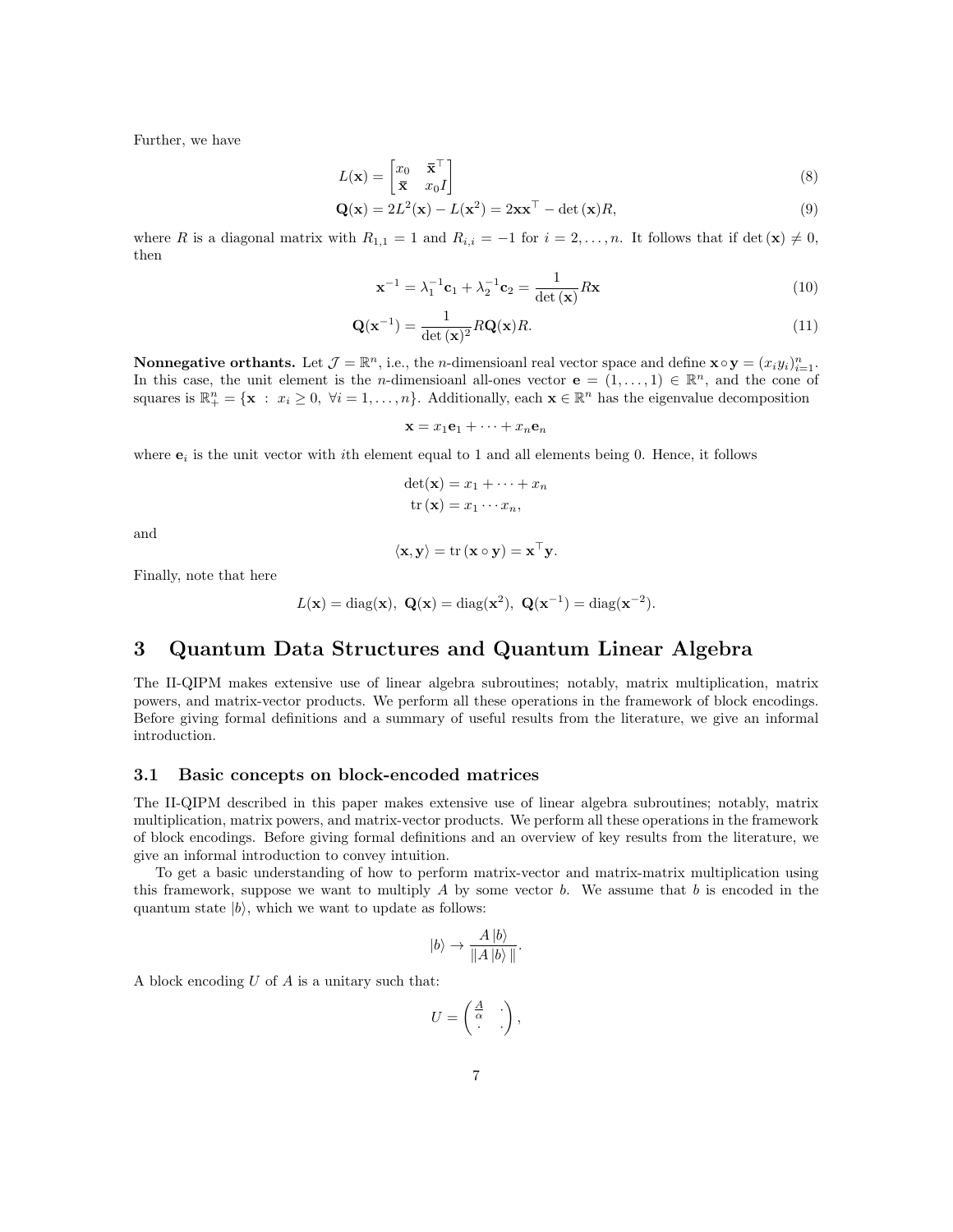Further, we have

$$L(\mathbf{x}) = \begin{bmatrix} x_0 & \bar{\mathbf{x}}^\top \\ \bar{\mathbf{x}} & x_0 I \end{bmatrix} \tag{8}$$

$$\mathbf{Q}(\mathbf{x}) = 2L^2(\mathbf{x}) - L(\mathbf{x}^2) = 2\mathbf{x}\mathbf{x}^\top - \det(\mathbf{x})R, \tag{9}$$

where $R$ is a diagonal matrix with $R_{1,1} = 1$ and $R_{i,i} = -1$ for $i = 2, \dots, n$. It follows that if $\det(\mathbf{x}) \neq 0$, then

$$\mathbf{x}^{-1} = \lambda_1^{-1}\mathbf{c}_1 + \lambda_2^{-1}\mathbf{c}_2 = \frac{1}{\det(\mathbf{x})} R\mathbf{x} \tag{10}$$

$$\mathbf{Q}(\mathbf{x}^{-1}) = \frac{1}{\det(\mathbf{x})^2} R\mathbf{Q}(\mathbf{x})R. \tag{11}$$

**Nonnegative orthants.** Let $\mathcal{J} = \mathbb{R}^n$, i.e., the $n$-dimensioanl real vector space and define $\mathbf{x} \circ \mathbf{y} = (x_i y_i)_{i=1}^n$. In this case, the unit element is the $n$-dimensioanl all-ones vector $\mathbf{e} = (1, \dots, 1) \in \mathbb{R}^n$, and the cone of squares is $\mathbb{R}^n_+ = \{\mathbf{x} \ : \ x_i \geq 0, \ \forall i = 1, \dots, n\}$. Additionally, each $\mathbf{x} \in \mathbb{R}^n$ has the eigenvalue decomposition

$$\mathbf{x} = x_1\mathbf{e}_1 + \cdots + x_n\mathbf{e}_n$$

where $\mathbf{e}_i$ is the unit vector with $i$th element equal to 1 and all elements being 0. Hence, it follows

$$\det(\mathbf{x}) = x_1 + \cdots + x_n$$
$$\operatorname{tr}(\mathbf{x}) = x_1 \cdots x_n,$$

and

$$\langle \mathbf{x}, \mathbf{y} \rangle = \operatorname{tr}(\mathbf{x} \circ \mathbf{y}) = \mathbf{x}^\top \mathbf{y}.$$

Finally, note that here

$$L(\mathbf{x}) = \operatorname{diag}(\mathbf{x}), \ \mathbf{Q}(\mathbf{x}) = \operatorname{diag}(\mathbf{x}^2), \ \mathbf{Q}(\mathbf{x}^{-1}) = \operatorname{diag}(\mathbf{x}^{-2}).$$

# 3 Quantum Data Structures and Quantum Linear Algebra

The II-QIPM makes extensive use of linear algebra subroutines; notably, matrix multiplication, matrix powers, and matrix-vector products. We perform all these operations in the framework of block encodings. Before giving formal definitions and a summary of useful results from the literature, we give an informal introduction.

## 3.1 Basic concepts on block-encoded matrices

The II-QIPM described in this paper makes extensive use of linear algebra subroutines; notably, matrix multiplication, matrix powers, and matrix-vector products. We perform all these operations in the framework of block encodings. Before giving formal definitions and an overview of key results from the literature, we give an informal introduction to convey intuition.

To get a basic understanding of how to perform matrix-vector and matrix-matrix multiplication using this framework, suppose we want to multiply $A$ by some vector $b$. We assume that $b$ is encoded in the quantum state $|b\rangle$, which we want to update as follows:

$$|b\rangle \rightarrow \frac{A\,|b\rangle}{\|A\,|b\rangle\,\|}.$$

A block encoding $U$ of $A$ is a unitary such that:

$$U = \begin{pmatrix} \frac{A}{\alpha} & \cdot \\ \cdot & \cdot \end{pmatrix},$$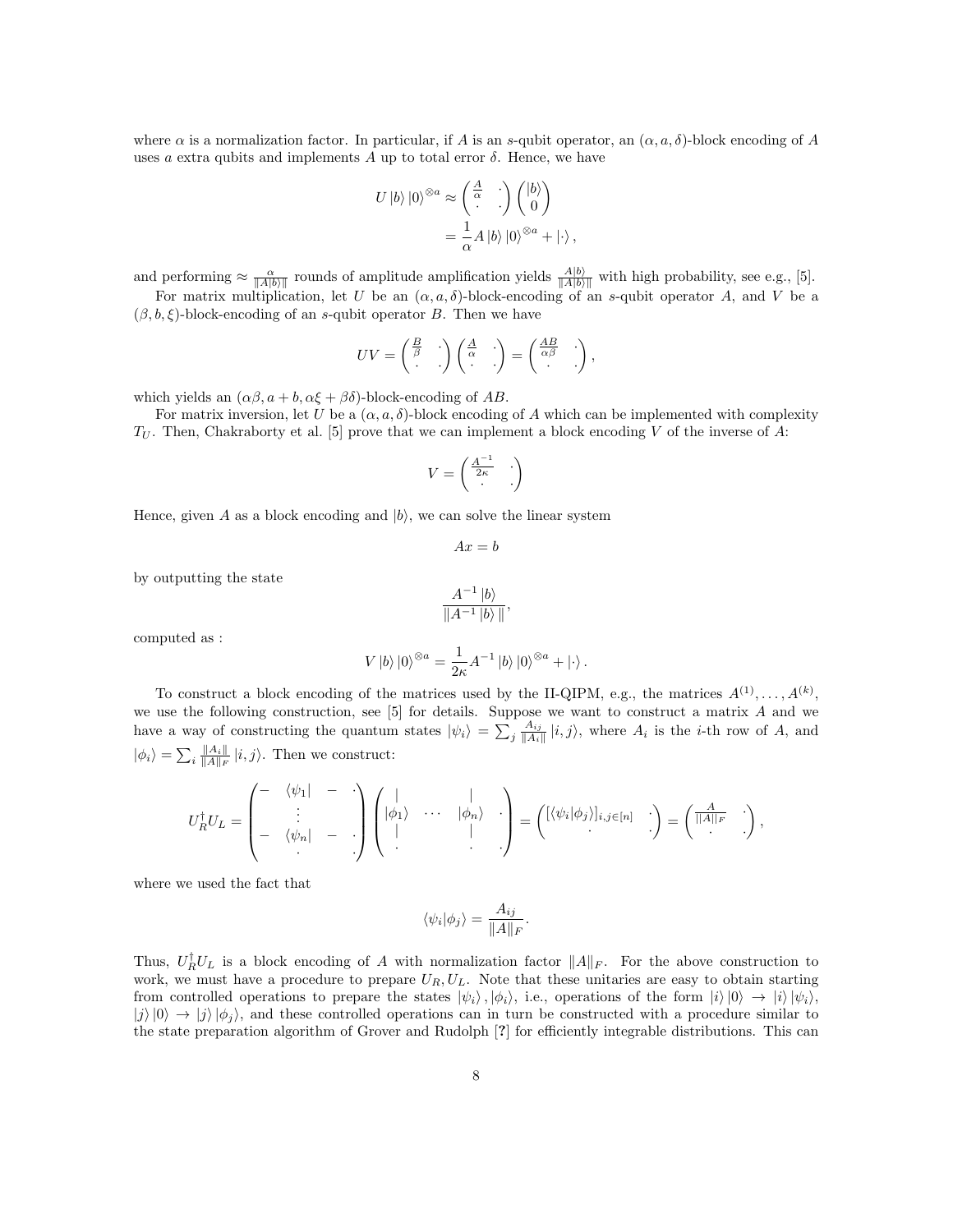where $\alpha$ is a normalization factor. In particular, if $A$ is an $s$-qubit operator, an $(\alpha, a, \delta)$-block encoding of $A$ uses $a$ extra qubits and implements $A$ up to total error $\delta$. Hence, we have

$$
\begin{aligned}
U |b\rangle |0\rangle^{\otimes a} &\approx \begin{pmatrix} \frac{A}{\alpha} & \cdot \\ \cdot & \cdot \end{pmatrix} \begin{pmatrix} |b\rangle \\ 0 \end{pmatrix} \\
&= \frac{1}{\alpha} A |b\rangle |0\rangle^{\otimes a} + |\cdot\rangle ,
\end{aligned}
$$

and performing $\approx \frac{\alpha}{\| A|b\rangle \|}$ rounds of amplitude amplification yields $\frac{A|b\rangle}{\| A|b\rangle \|}$ with high probability, see e.g., [5].

For matrix multiplication, let $U$ be an $(\alpha, a, \delta)$-block-encoding of an $s$-qubit operator $A$, and $V$ be a $(\beta, b, \xi)$-block-encoding of an $s$-qubit operator $B$. Then we have

$$
UV = \begin{pmatrix} \frac{B}{\beta} & \cdot \\ \cdot & \cdot \end{pmatrix} \begin{pmatrix} \frac{A}{\alpha} & \cdot \\ \cdot & \cdot \end{pmatrix} = \begin{pmatrix} \frac{AB}{\alpha\beta} & \cdot \\ \cdot & \cdot \end{pmatrix},
$$

which yields an $(\alpha\beta, a+b, \alpha\xi + \beta\delta)$-block-encoding of $AB$.

For matrix inversion, let $U$ be a $(\alpha, a, \delta)$-block encoding of $A$ which can be implemented with complexity $T_U$. Then, Chakraborty et al. [5] prove that we can implement a block encoding $V$ of the inverse of $A$:

$$
V = \begin{pmatrix} \frac{A^{-1}}{2\kappa} & \cdot \\ \cdot & \cdot \end{pmatrix}
$$

Hence, given $A$ as a block encoding and $|b\rangle$, we can solve the linear system

$$
Ax = b
$$

by outputting the state

$$
\frac{A^{-1} |b\rangle}{\| A^{-1} |b\rangle \|},
$$

computed as :

$$
V |b\rangle |0\rangle^{\otimes a} = \frac{1}{2\kappa} A^{-1} |b\rangle |0\rangle^{\otimes a} + |\cdot\rangle .
$$

To construct a block encoding of the matrices used by the II-QIPM, e.g., the matrices $A^{(1)}, \ldots, A^{(k)}$, we use the following construction, see [5] for details. Suppose we want to construct a matrix $A$ and we have a way of constructing the quantum states $|\psi_i\rangle = \sum_j \frac{A_{ij}}{\|A_i\|} |i,j\rangle$, where $A_i$ is the $i$-th row of $A$, and $|\phi_i\rangle = \sum_i \frac{\|A_i\|}{\|A\|_F} |i,j\rangle$. Then we construct:

$$
U_R^\dagger U_L = \begin{pmatrix} - & \langle\psi_1| & - & \cdot \\ & \vdots & & \\ - & \langle\psi_n| & - & \cdot \\ & \cdot & & \cdot \end{pmatrix} \begin{pmatrix} | & & | & \\ |\phi_1\rangle & \cdots & |\phi_n\rangle & \cdot \\ | & & | & \\ \cdot & & \cdot & \cdot \end{pmatrix} = \begin{pmatrix} [\langle\psi_i|\phi_j\rangle]_{i,j\in[n]} & \cdot \\ \cdot & \cdot \end{pmatrix} = \begin{pmatrix} \frac{A}{\|A\|_F} & \cdot \\ \cdot & \cdot \end{pmatrix},
$$

where we used the fact that

$$
\langle\psi_i|\phi_j\rangle = \frac{A_{ij}}{\|A\|_F}.
$$

Thus, $U_R^\dagger U_L$ is a block encoding of $A$ with normalization factor $\|A\|_F$. For the above construction to work, we must have a procedure to prepare $U_R, U_L$. Note that these unitaries are easy to obtain starting from controlled operations to prepare the states $|\psi_i\rangle, |\phi_i\rangle$, i.e., operations of the form $|i\rangle|0\rangle \to |i\rangle|\psi_i\rangle$, $|j\rangle|0\rangle \to |j\rangle|\phi_j\rangle$, and these controlled operations can in turn be constructed with a procedure similar to the state preparation algorithm of Grover and Rudolph [?] for efficiently integrable distributions. This can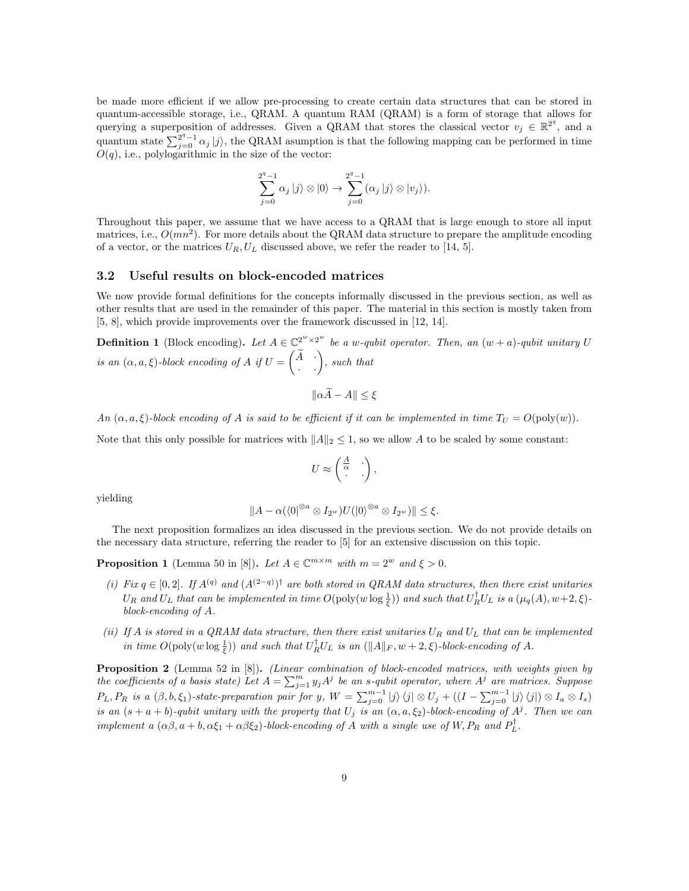be made more efficient if we allow pre-processing to create certain data structures that can be stored in quantum-accessible storage, i.e., QRAM. A quantum RAM (QRAM) is a form of storage that allows for querying a superposition of addresses. Given a QRAM that stores the classical vector $v_j \in \mathbb{R}^{2^q}$, and a quantum state $\sum_{j=0}^{2^q-1} \alpha_j |j\rangle$, the QRAM asumption is that the following mapping can be performed in time $O(q)$, i.e., polylogarithmic in the size of the vector:

$$\sum_{j=0}^{2^q-1} \alpha_j |j\rangle \otimes |0\rangle \rightarrow \sum_{j=0}^{2^q-1} (\alpha_j |j\rangle \otimes |v_j\rangle).$$

Throughout this paper, we assume that we have access to a QRAM that is large enough to store all input matrices, i.e., $O(mn^2)$. For more details about the QRAM data structure to prepare the amplitude encoding of a vector, or the matrices $U_R, U_L$ discussed above, we refer the reader to [14, 5].

### 3.2 Useful results on block-encoded matrices

We now provide formal definitions for the concepts informally discussed in the previous section, as well as other results that are used in the remainder of this paper. The material in this section is mostly taken from [5, 8], which provide improvements over the framework discussed in [12, 14].

**Definition 1** (Block encoding)**.** *Let $A \in \mathbb{C}^{2^w \times 2^w}$ be a $w$-qubit operator. Then, an $(w + a)$-qubit unitary $U$ is an $(\alpha, a, \xi)$-block encoding of $A$ if $U = \begin{pmatrix} \widetilde{A} & \cdot \\ \cdot & \cdot \end{pmatrix}$, such that*

$$\|\alpha \widetilde{A} - A\| \leq \xi$$

*An $(\alpha, a, \xi)$-block encoding of $A$ is said to be efficient if it can be implemented in time $T_U = O(\text{poly}(w))$.*

Note that this only possible for matrices with $\|A\|_2 \leq 1$, so we allow $A$ to be scaled by some constant:

$$U \approx \begin{pmatrix} \frac{A}{\alpha} & \cdot \\ \cdot & \cdot \end{pmatrix},$$

yielding

$$\|A - \alpha(\langle 0|^{\otimes a} \otimes I_{2^w}) U (|0\rangle^{\otimes a} \otimes I_{2^w})\| \leq \xi.$$

The next proposition formalizes an idea discussed in the previous section. We do not provide details on the necessary data structure, referring the reader to [5] for an extensive discussion on this topic.

**Proposition 1** (Lemma 50 in [8])**.** *Let $A \in \mathbb{C}^{m \times m}$ with $m = 2^w$ and $\xi > 0$.*

*(i) Fix $q \in [0, 2]$. If $A^{(q)}$ and $(A^{(2-q)})^\dagger$ are both stored in QRAM data structures, then there exist unitaries $U_R$ and $U_L$ that can be implemented in time $O(\text{poly}(w \log \frac{1}{\xi}))$ and such that $U_R^\dagger U_L$ is a $(\mu_q(A), w+2, \xi)$-block-encoding of $A$.*

*(ii) If $A$ is stored in a QRAM data structure, then there exist unitaries $U_R$ and $U_L$ that can be implemented in time $O(\text{poly}(w \log \frac{1}{\xi}))$ and such that $U_R^\dagger U_L$ is an $(\|A\|_F, w+2, \xi)$-block-encoding of $A$.*

**Proposition 2** (Lemma 52 in [8])**.** *(Linear combination of block-encoded matrices, with weights given by the coefficients of a basis state) Let $A = \sum_{j=1}^{m} y_j A^j$ be an $s$-qubit operator, where $A^j$ are matrices. Suppose $P_L, P_R$ is a $(\beta, b, \xi_1)$-state-preparation pair for $y$, $W = \sum_{j=0}^{m-1} |j\rangle\langle j| \otimes U_j + ((I - \sum_{j=0}^{m-1} |j\rangle\langle j|) \otimes I_a \otimes I_s)$ is an $(s + a + b)$-qubit unitary with the property that $U_j$ is an $(\alpha, a, \xi_2)$-block-encoding of $A^j$. Then we can implement a $(\alpha\beta, a + b, \alpha\xi_1 + \alpha\beta\xi_2)$-block-encoding of $A$ with a single use of $W$, $P_R$ and $P_L^\dagger$.*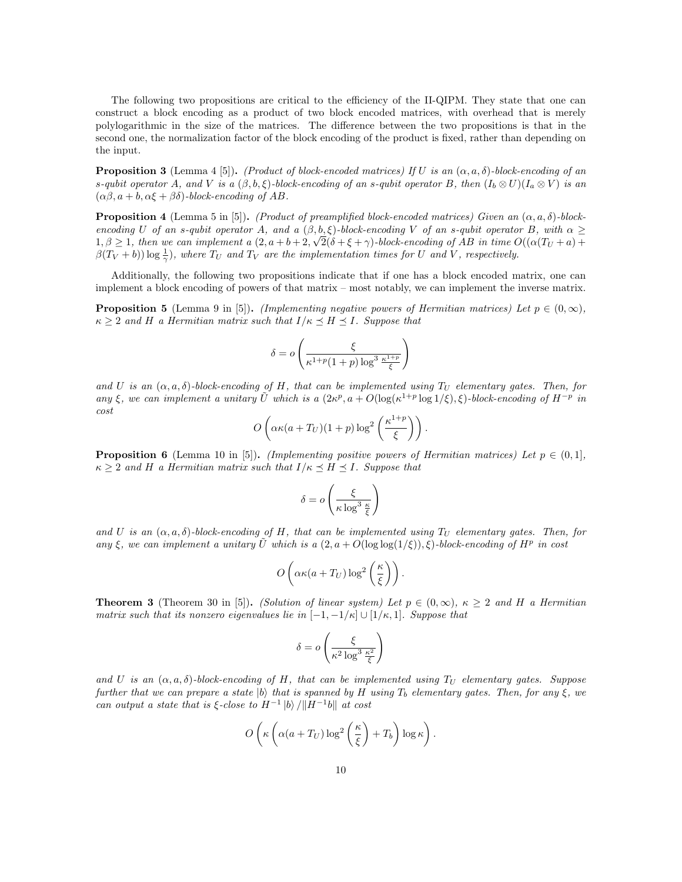The following two propositions are critical to the efficiency of the II-QIPM. They state that one can construct a block encoding as a product of two block encoded matrices, with overhead that is merely polylogarithmic in the size of the matrices. The difference between the two propositions is that in the second one, the normalization factor of the block encoding of the product is fixed, rather than depending on the input.

**Proposition 3** (Lemma 4 [5])**.** *(Product of block-encoded matrices) If $U$ is an $(\alpha, a, \delta)$-block-encoding of an $s$-qubit operator $A$, and $V$ is a $(\beta, b, \xi)$-block-encoding of an $s$-qubit operator $B$, then $(I_b \otimes U)(I_a \otimes V)$ is an $(\alpha\beta, a+b, \alpha\xi + \beta\delta)$-block-encoding of $AB$.*

**Proposition 4** (Lemma 5 in [5])**.** *(Product of preamplified block-encoded matrices) Given an $(\alpha, a, \delta)$-block-encoding $U$ of an $s$-qubit operator $A$, and a $(\beta, b, \xi)$-block-encoding $V$ of an $s$-qubit operator $B$, with $\alpha \geq 1, \beta \geq 1$, then we can implement a $(2, a+b+2, \sqrt{2}(\delta + \xi + \gamma)$-block-encoding of $AB$ in time $O((\alpha(T_U + a) + \beta(T_V + b)) \log \frac{1}{\gamma})$, where $T_U$ and $T_V$ are the implementation times for $U$ and $V$, respectively.*

Additionally, the following two propositions indicate that if one has a block encoded matrix, one can implement a block encoding of powers of that matrix – most notably, we can implement the inverse matrix.

**Proposition 5** (Lemma 9 in [5])**.** *(Implementing negative powers of Hermitian matrices) Let $p \in (0, \infty)$, $\kappa \geq 2$ and $H$ a Hermitian matrix such that $I/\kappa \preceq H \preceq I$. Suppose that*

$$\delta = o\left(\frac{\xi}{\kappa^{1+p}(1+p)\log^3 \frac{\kappa^{1+p}}{\xi}}\right)$$

*and $U$ is an $(\alpha, a, \delta)$-block-encoding of $H$, that can be implemented using $T_U$ elementary gates. Then, for any $\xi$, we can implement a unitary $\tilde{U}$ which is a $(2\kappa^p, a + O(\log(\kappa^{1+p} \log 1/\xi), \xi)$-block-encoding of $H^{-p}$ in cost*

$$O\left(\alpha\kappa(a + T_U)(1+p)\log^2\left(\frac{\kappa^{1+p}}{\xi}\right)\right).$$

**Proposition 6** (Lemma 10 in [5])**.** *(Implementing positive powers of Hermitian matrices) Let $p \in (0, 1]$, $\kappa \geq 2$ and $H$ a Hermitian matrix such that $I/\kappa \preceq H \preceq I$. Suppose that*

$$\delta = o\left(\frac{\xi}{\kappa \log^3 \frac{\kappa}{\xi}}\right)$$

*and $U$ is an $(\alpha, a, \delta)$-block-encoding of $H$, that can be implemented using $T_U$ elementary gates. Then, for any $\xi$, we can implement a unitary $\tilde{U}$ which is a $(2, a + O(\log\log(1/\xi)), \xi)$-block-encoding of $H^p$ in cost*

$$O\left(\alpha\kappa(a + T_U)\log^2\left(\frac{\kappa}{\xi}\right)\right).$$

**Theorem 3** (Theorem 30 in [5])**.** *(Solution of linear system) Let $p \in (0, \infty)$, $\kappa \geq 2$ and $H$ a Hermitian matrix such that its nonzero eigenvalues lie in $[-1, -1/\kappa] \cup [1/\kappa, 1]$. Suppose that*

$$\delta = o\left(\frac{\xi}{\kappa^2 \log^3 \frac{\kappa^2}{\xi}}\right)$$

*and $U$ is an $(\alpha, a, \delta)$-block-encoding of $H$, that can be implemented using $T_U$ elementary gates. Suppose further that we can prepare a state $|b\rangle$ that is spanned by $H$ using $T_b$ elementary gates. Then, for any $\xi$, we can output a state that is $\xi$-close to $H^{-1}|b\rangle / \|H^{-1}b\|$ at cost*

$$O\left(\kappa\left(\alpha(a + T_U)\log^2\left(\frac{\kappa}{\xi}\right) + T_b\right)\log\kappa\right).$$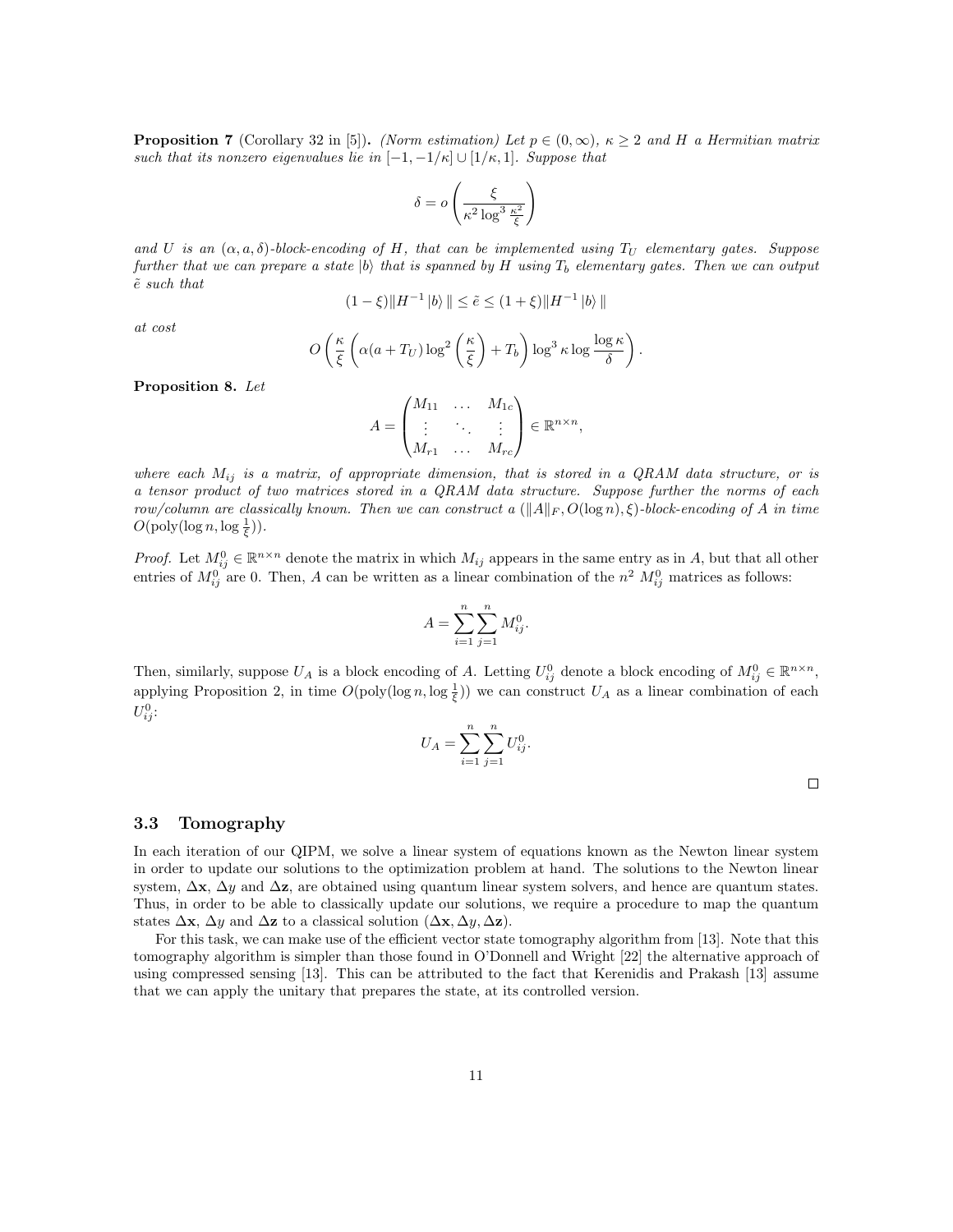**Proposition 7** (Corollary 32 in [5])**.** *(Norm estimation) Let $p \in (0, \infty)$, $\kappa \geq 2$ and $H$ a Hermitian matrix such that its nonzero eigenvalues lie in $[-1, -1/\kappa] \cup [1/\kappa, 1]$. Suppose that*

$$\delta = o\left(\frac{\xi}{\kappa^2 \log^3 \frac{\kappa^2}{\xi}}\right)$$

*and $U$ is an $(\alpha, a, \delta)$-block-encoding of $H$, that can be implemented using $T_U$ elementary gates. Suppose further that we can prepare a state $|b\rangle$ that is spanned by $H$ using $T_b$ elementary gates. Then we can output $\tilde{e}$ such that*

$$(1 - \xi)\|H^{-1}|b\rangle\| \leq \tilde{e} \leq (1 + \xi)\|H^{-1}|b\rangle\|$$

*at cost*

$$O\left(\frac{\kappa}{\xi}\left(\alpha(a + T_U)\log^2\left(\frac{\kappa}{\xi}\right) + T_b\right)\log^3\kappa \log\frac{\log\kappa}{\delta}\right).$$

**Proposition 8.** *Let*

$$A = \begin{pmatrix} M_{11} & \dots & M_{1c} \\ \vdots & \ddots & \vdots \\ M_{r1} & \dots & M_{rc} \end{pmatrix} \in \mathbb{R}^{n \times n},$$

*where each $M_{ij}$ is a matrix, of appropriate dimension, that is stored in a QRAM data structure, or is a tensor product of two matrices stored in a QRAM data structure. Suppose further the norms of each row/column are classically known. Then we can construct a $(\|A\|_F, O(\log n), \xi)$-block-encoding of $A$ in time $O(\mathrm{poly}(\log n, \log \frac{1}{\xi}))$.*

*Proof.* Let $M_{ij}^0 \in \mathbb{R}^{n \times n}$ denote the matrix in which $M_{ij}$ appears in the same entry as in $A$, but that all other entries of $M_{ij}^0$ are 0. Then, $A$ can be written as a linear combination of the $n^2$ $M_{ij}^0$ matrices as follows:

$$A = \sum_{i=1}^{n}\sum_{j=1}^{n} M_{ij}^0.$$

Then, similarly, suppose $U_A$ is a block encoding of $A$. Letting $U_{ij}^0$ denote a block encoding of $M_{ij}^0 \in \mathbb{R}^{n \times n}$, applying Proposition 2, in time $O(\mathrm{poly}(\log n, \log \frac{1}{\xi}))$ we can construct $U_A$ as a linear combination of each $U_{ij}^0$:

$$U_A = \sum_{i=1}^{n}\sum_{j=1}^{n} U_{ij}^0.$$

□

### 3.3 Tomography

In each iteration of our QIPM, we solve a linear system of equations known as the Newton linear system in order to update our solutions to the optimization problem at hand. The solutions to the Newton linear system, $\Delta\mathbf{x}$, $\Delta y$ and $\Delta\mathbf{z}$, are obtained using quantum linear system solvers, and hence are quantum states. Thus, in order to be able to classically update our solutions, we require a procedure to map the quantum states $\Delta\mathbf{x}$, $\Delta y$ and $\Delta\mathbf{z}$ to a classical solution $(\Delta\mathbf{x}, \Delta y, \Delta\mathbf{z})$.

For this task, we can make use of the efficient vector state tomography algorithm from [13]. Note that this tomography algorithm is simpler than those found in O'Donnell and Wright [22] the alternative approach of using compressed sensing [13]. This can be attributed to the fact that Kerenidis and Prakash [13] assume that we can apply the unitary that prepares the state, at its controlled version.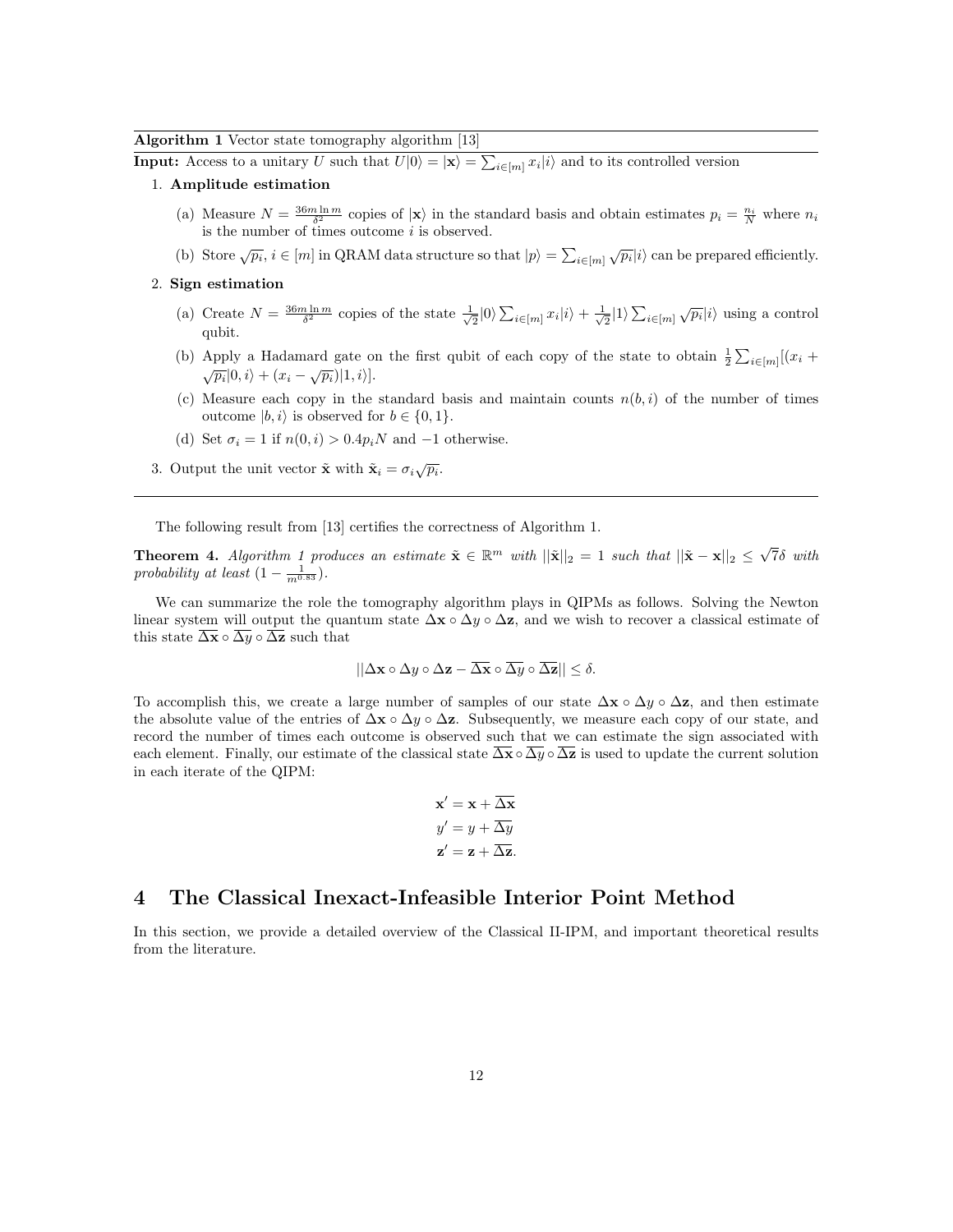**Algorithm 1** Vector state tomography algorithm [13]

**Input:** Access to a unitary $U$ such that $U|0\rangle = |\mathbf{x}\rangle = \sum_{i\in[m]} x_i|i\rangle$ and to its controlled version

1. **Amplitude estimation**
   (a) Measure $N = \frac{36m\ln m}{\delta^2}$ copies of $|\mathbf{x}\rangle$ in the standard basis and obtain estimates $p_i = \frac{n_i}{N}$ where $n_i$ is the number of times outcome $i$ is observed.
   (b) Store $\sqrt{p_i}$, $i \in [m]$ in QRAM data structure so that $|p\rangle = \sum_{i\in[m]} \sqrt{p_i}|i\rangle$ can be prepared efficiently.
2. **Sign estimation**
   (a) Create $N = \frac{36m\ln m}{\delta^2}$ copies of the state $\frac{1}{\sqrt{2}}|0\rangle \sum_{i\in[m]} x_i|i\rangle + \frac{1}{\sqrt{2}}|1\rangle \sum_{i\in[m]} \sqrt{p_i}|i\rangle$ using a control qubit.
   (b) Apply a Hadamard gate on the first qubit of each copy of the state to obtain $\frac{1}{2}\sum_{i\in[m]}[(x_i + \sqrt{p_i}|0,i\rangle + (x_i - \sqrt{p_i})|1,i\rangle]$.
   (c) Measure each copy in the standard basis and maintain counts $n(b,i)$ of the number of times outcome $|b,i\rangle$ is observed for $b \in \{0,1\}$.
   (d) Set $\sigma_i = 1$ if $n(0,i) > 0.4p_iN$ and $-1$ otherwise.
3. Output the unit vector $\tilde{\mathbf{x}}$ with $\tilde{\mathbf{x}}_i = \sigma_i\sqrt{p_i}$.

The following result from [13] certifies the correctness of Algorithm 1.

**Theorem 4.** *Algorithm 1 produces an estimate $\tilde{\mathbf{x}} \in \mathbb{R}^m$ with $||\tilde{\mathbf{x}}||_2 = 1$ such that $||\tilde{\mathbf{x}} - \mathbf{x}||_2 \leq \sqrt{7}\delta$ with probability at least $(1 - \frac{1}{m^{0.83}})$.*

We can summarize the role the tomography algorithm plays in QIPMs as follows. Solving the Newton linear system will output the quantum state $\Delta\mathbf{x} \circ \Delta y \circ \Delta\mathbf{z}$, and we wish to recover a classical estimate of this state $\overline{\Delta\mathbf{x}} \circ \overline{\Delta y} \circ \overline{\Delta\mathbf{z}}$ such that

$$||\Delta\mathbf{x} \circ \Delta y \circ \Delta\mathbf{z} - \overline{\Delta\mathbf{x}} \circ \overline{\Delta y} \circ \overline{\Delta\mathbf{z}}|| \leq \delta.$$

To accomplish this, we create a large number of samples of our state $\Delta\mathbf{x} \circ \Delta y \circ \Delta\mathbf{z}$, and then estimate the absolute value of the entries of $\Delta\mathbf{x} \circ \Delta y \circ \Delta\mathbf{z}$. Subsequently, we measure each copy of our state, and record the number of times each outcome is observed such that we can estimate the sign associated with each element. Finally, our estimate of the classical state $\overline{\Delta\mathbf{x}} \circ \overline{\Delta y} \circ \overline{\Delta\mathbf{z}}$ is used to update the current solution in each iterate of the QIPM:

$$\mathbf{x}' = \mathbf{x} + \overline{\Delta\mathbf{x}}$$
$$y' = y + \overline{\Delta y}$$
$$\mathbf{z}' = \mathbf{z} + \overline{\Delta\mathbf{z}}.$$

# 4 The Classical Inexact-Infeasible Interior Point Method

In this section, we provide a detailed overview of the Classical II-IPM, and important theoretical results from the literature.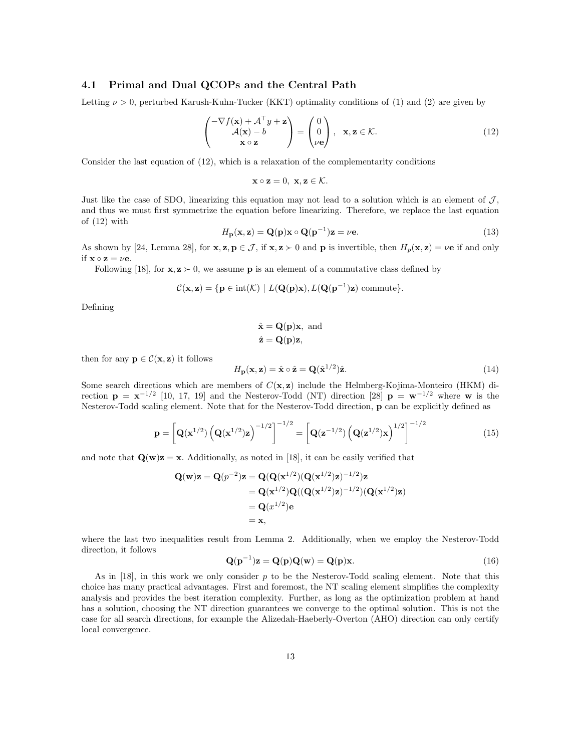### 4.1 Primal and Dual QCOPs and the Central Path

Letting $\nu > 0$, perturbed Karush-Kuhn-Tucker (KKT) optimality conditions of (1) and (2) are given by

$$\begin{pmatrix} -\nabla f(\mathbf{x}) + \mathcal{A}^\top y + \mathbf{z} \\ \mathcal{A}(\mathbf{x}) - b \\ \mathbf{x} \circ \mathbf{z} \end{pmatrix} = \begin{pmatrix} 0 \\ 0 \\ \nu \mathbf{e} \end{pmatrix}, \quad \mathbf{x}, \mathbf{z} \in \mathcal{K}. \tag{12}$$

Consider the last equation of (12), which is a relaxation of the complementarity conditions

$$\mathbf{x} \circ \mathbf{z} = 0, \ \mathbf{x}, \mathbf{z} \in \mathcal{K}.$$

Just like the case of SDO, linearizing this equation may not lead to a solution which is an element of $\mathcal{J}$, and thus we must first symmetrize the equation before linearizing. Therefore, we replace the last equation of (12) with

$$H_{\mathbf{p}}(\mathbf{x}, \mathbf{z}) = \mathbf{Q}(\mathbf{p})\mathbf{x} \circ \mathbf{Q}(\mathbf{p}^{-1})\mathbf{z} = \nu \mathbf{e}. \tag{13}$$

As shown by [24, Lemma 28], for $\mathbf{x}, \mathbf{z}, \mathbf{p} \in \mathcal{J}$, if $\mathbf{x}, \mathbf{z} \succ 0$ and $\mathbf{p}$ is invertible, then $H_p(\mathbf{x}, \mathbf{z}) = \nu \mathbf{e}$ if and only if $\mathbf{x} \circ \mathbf{z} = \nu \mathbf{e}$.

Following [18], for $\mathbf{x}, \mathbf{z} \succ 0$, we assume $\mathbf{p}$ is an element of a commutative class defined by

$$\mathcal{C}(\mathbf{x}, \mathbf{z}) = \{\mathbf{p} \in \operatorname{int}(\mathcal{K}) \mid L(\mathbf{Q}(\mathbf{p})\mathbf{x}), L(\mathbf{Q}(\mathbf{p}^{-1})\mathbf{z}) \text{ commute}\}.$$

Defining

$$\begin{aligned} \hat{\mathbf{x}} &= \mathbf{Q}(\mathbf{p})\mathbf{x}, \text{ and} \\ \hat{\mathbf{z}} &= \mathbf{Q}(\mathbf{p})\mathbf{z}, \end{aligned}$$

then for any $\mathbf{p} \in \mathcal{C}(\mathbf{x}, \mathbf{z})$ it follows

$$H_{\mathbf{p}}(\mathbf{x}, \mathbf{z}) = \hat{\mathbf{x}} \circ \hat{\mathbf{z}} = \mathbf{Q}(\hat{\mathbf{x}}^{1/2})\hat{\mathbf{z}}. \tag{14}$$

Some search directions which are members of $C(\mathbf{x}, \mathbf{z})$ include the Helmberg-Kojima-Monteiro (HKM) direction $\mathbf{p} = \mathbf{x}^{-1/2}$ [10, 17, 19] and the Nesterov-Todd (NT) direction [28] $\mathbf{p} = \mathbf{w}^{-1/2}$ where $\mathbf{w}$ is the Nesterov-Todd scaling element. Note that for the Nesterov-Todd direction, $\mathbf{p}$ can be explicitly defined as

$$\mathbf{p} = \left[\mathbf{Q}(\mathbf{x}^{1/2})\left(\mathbf{Q}(\mathbf{x}^{1/2})\mathbf{z}\right)^{-1/2}\right]^{-1/2} = \left[\mathbf{Q}(\mathbf{z}^{-1/2})\left(\mathbf{Q}(\mathbf{z}^{1/2})\mathbf{x}\right)^{1/2}\right]^{-1/2} \tag{15}$$

and note that $\mathbf{Q}(\mathbf{w})\mathbf{z} = \mathbf{x}$. Additionally, as noted in [18], it can be easily verified that

$$\begin{aligned} \mathbf{Q}(\mathbf{w})\mathbf{z} = \mathbf{Q}(p^{-2})\mathbf{z} &= \mathbf{Q}(\mathbf{Q}(\mathbf{x}^{1/2})(\mathbf{Q}(\mathbf{x}^{1/2})\mathbf{z})^{-1/2})\mathbf{z} \\ &= \mathbf{Q}(\mathbf{x}^{1/2})\mathbf{Q}((\mathbf{Q}(\mathbf{x}^{1/2})\mathbf{z})^{-1/2})(\mathbf{Q}(\mathbf{x}^{1/2})\mathbf{z}) \\ &= \mathbf{Q}(x^{1/2})\mathbf{e} \\ &= \mathbf{x}, \end{aligned}$$

where the last two inequalities result from Lemma 2. Additionally, when we employ the Nesterov-Todd direction, it follows

$$\mathbf{Q}(\mathbf{p}^{-1})\mathbf{z} = \mathbf{Q}(\mathbf{p})\mathbf{Q}(\mathbf{w}) = \mathbf{Q}(\mathbf{p})\mathbf{x}. \tag{16}$$

As in [18], in this work we only consider $p$ to be the Nesterov-Todd scaling element. Note that this choice has many practical advantages. First and foremost, the NT scaling element simplifies the complexity analysis and provides the best iteration complexity. Further, as long as the optimization problem at hand has a solution, choosing the NT direction guarantees we converge to the optimal solution. This is not the case for all search directions, for example the Alizedah-Haeberly-Overton (AHO) direction can only certify local convergence.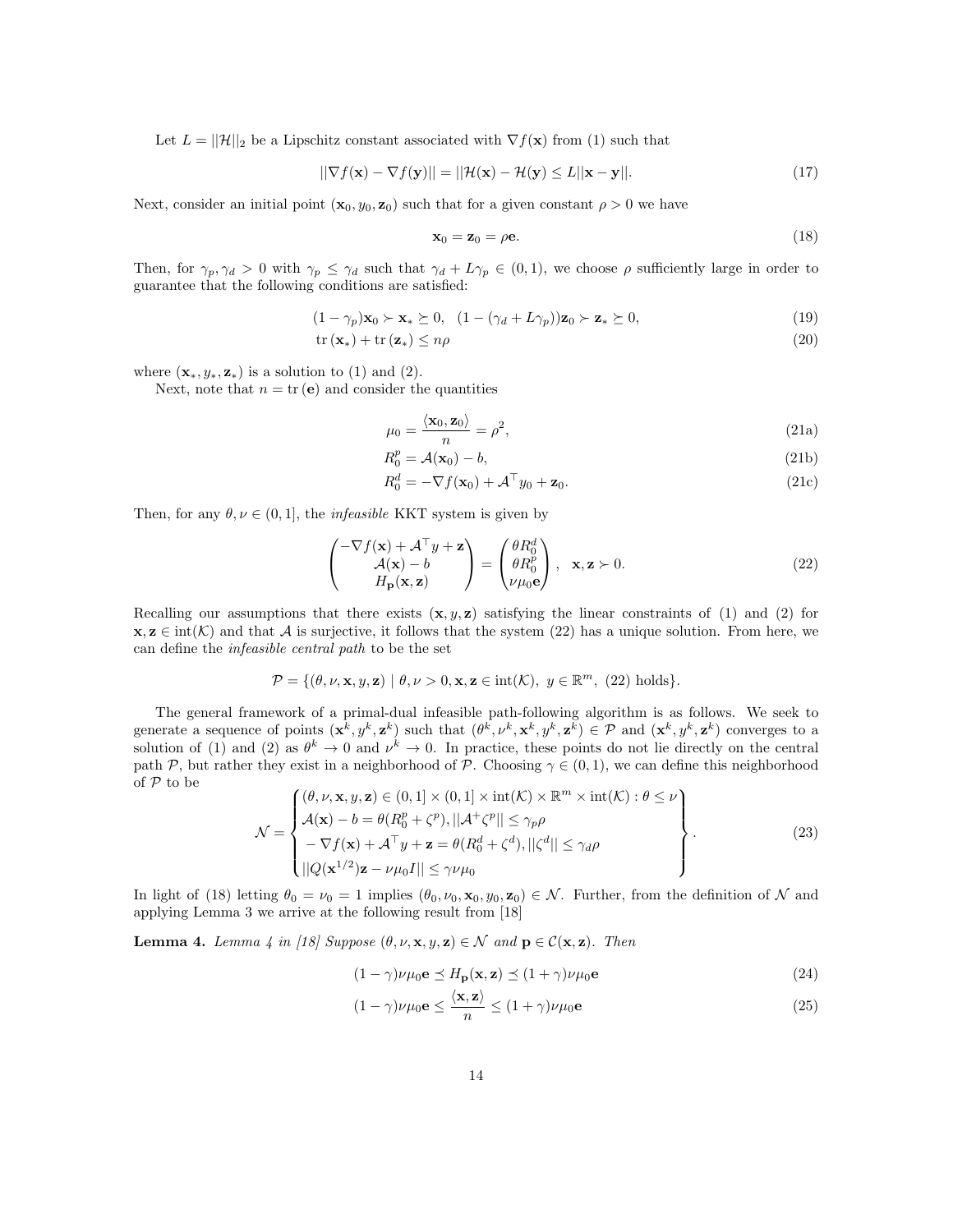Let $L = ||\mathcal{H}||_2$ be a Lipschitz constant associated with $\nabla f(\mathbf{x})$ from (1) such that

$$||\nabla f(\mathbf{x}) - \nabla f(\mathbf{y})|| = ||\mathcal{H}(\mathbf{x}) - \mathcal{H}(\mathbf{y}) \leq L||\mathbf{x} - \mathbf{y}||. \tag{17}$$

Next, consider an initial point $(\mathbf{x}_0, y_0, \mathbf{z}_0)$ such that for a given constant $\rho > 0$ we have

$$\mathbf{x}_0 = \mathbf{z}_0 = \rho \mathbf{e}. \tag{18}$$

Then, for $\gamma_p, \gamma_d > 0$ with $\gamma_p \leq \gamma_d$ such that $\gamma_d + L\gamma_p \in (0, 1)$, we choose $\rho$ sufficiently large in order to guarantee that the following conditions are satisfied:

$$(1 - \gamma_p)\mathbf{x}_0 \succ \mathbf{x}_* \succeq 0, \quad (1 - (\gamma_d + L\gamma_p))\mathbf{z}_0 \succ \mathbf{z}_* \succeq 0, \tag{19}$$

$$\operatorname{tr}(\mathbf{x}_*) + \operatorname{tr}(\mathbf{z}_*) \leq n\rho \tag{20}$$

where $(\mathbf{x}_*, y_*, \mathbf{z}_*)$ is a solution to (1) and (2).

Next, note that $n = \operatorname{tr}(\mathbf{e})$ and consider the quantities

$$\mu_0 = \frac{\langle \mathbf{x}_0, \mathbf{z}_0 \rangle}{n} = \rho^2, \tag{21a}$$

$$R_0^p = \mathcal{A}(\mathbf{x}_0) - b, \tag{21b}$$

$$R_0^d = -\nabla f(\mathbf{x}_0) + \mathcal{A}^\top y_0 + \mathbf{z}_0. \tag{21c}$$

Then, for any $\theta, \nu \in (0, 1]$, the *infeasible* KKT system is given by

$$\begin{pmatrix} -\nabla f(\mathbf{x}) + \mathcal{A}^\top y + \mathbf{z} \\ \mathcal{A}(\mathbf{x}) - b \\ H_{\mathbf{p}}(\mathbf{x}, \mathbf{z}) \end{pmatrix} = \begin{pmatrix} \theta R_0^d \\ \theta R_0^p \\ \nu \mu_0 \mathbf{e} \end{pmatrix}, \quad \mathbf{x}, \mathbf{z} \succ 0. \tag{22}$$

Recalling our assumptions that there exists $(\mathbf{x}, y, \mathbf{z})$ satisfying the linear constraints of (1) and (2) for $\mathbf{x}, \mathbf{z} \in \operatorname{int}(\mathcal{K})$ and that $\mathcal{A}$ is surjective, it follows that the system (22) has a unique solution. From here, we can define the *infeasible central path* to be the set

$$\mathcal{P} = \{(\theta, \nu, \mathbf{x}, y, \mathbf{z}) \mid \theta, \nu > 0, \mathbf{x}, \mathbf{z} \in \operatorname{int}(\mathcal{K}), \ y \in \mathbb{R}^m, \ (22) \text{ holds}\}.$$

The general framework of a primal-dual infeasible path-following algorithm is as follows. We seek to generate a sequence of points $(\mathbf{x}^k, y^k, \mathbf{z}^k)$ such that $(\theta^k, \nu^k, \mathbf{x}^k, y^k, \mathbf{z}^k) \in \mathcal{P}$ and $(\mathbf{x}^k, y^k, \mathbf{z}^k)$ converges to a solution of (1) and (2) as $\theta^k \to 0$ and $\nu^k \to 0$. In practice, these points do not lie directly on the central path $\mathcal{P}$, but rather they exist in a neighborhood of $\mathcal{P}$. Choosing $\gamma \in (0, 1)$, we can define this neighborhood of $\mathcal{P}$ to be

$$\mathcal{N} = \left\{ \begin{array}{l} (\theta, \nu, \mathbf{x}, y, \mathbf{z}) \in (0, 1] \times (0, 1] \times \operatorname{int}(\mathcal{K}) \times \mathbb{R}^m \times \operatorname{int}(\mathcal{K}) : \theta \leq \nu \\ \mathcal{A}(\mathbf{x}) - b = \theta(R_0^p + \zeta^p), ||\mathcal{A}^+ \zeta^p|| \leq \gamma_p \rho \\ -\nabla f(\mathbf{x}) + \mathcal{A}^\top y + \mathbf{z} = \theta(R_0^d + \zeta^d), ||\zeta^d|| \leq \gamma_d \rho \\ ||Q(\mathbf{x}^{1/2})\mathbf{z} - \nu \mu_0 I|| \leq \gamma \nu \mu_0 \end{array} \right\}. \tag{23}$$

In light of (18) letting $\theta_0 = \nu_0 = 1$ implies $(\theta_0, \nu_0, \mathbf{x}_0, y_0, \mathbf{z}_0) \in \mathcal{N}$. Further, from the definition of $\mathcal{N}$ and applying Lemma 3 we arrive at the following result from [18]

**Lemma 4.** *Lemma 4 in [18] Suppose $(\theta, \nu, \mathbf{x}, y, \mathbf{z}) \in \mathcal{N}$ and $\mathbf{p} \in \mathcal{C}(\mathbf{x}, \mathbf{z})$. Then*

$$(1 - \gamma)\nu\mu_0 \mathbf{e} \preceq H_{\mathbf{p}}(\mathbf{x}, \mathbf{z}) \preceq (1 + \gamma)\nu\mu_0 \mathbf{e} \tag{24}$$

$$(1 - \gamma)\nu\mu_0 \mathbf{e} \leq \frac{\langle \mathbf{x}, \mathbf{z} \rangle}{n} \leq (1 + \gamma)\nu\mu_0 \mathbf{e} \tag{25}$$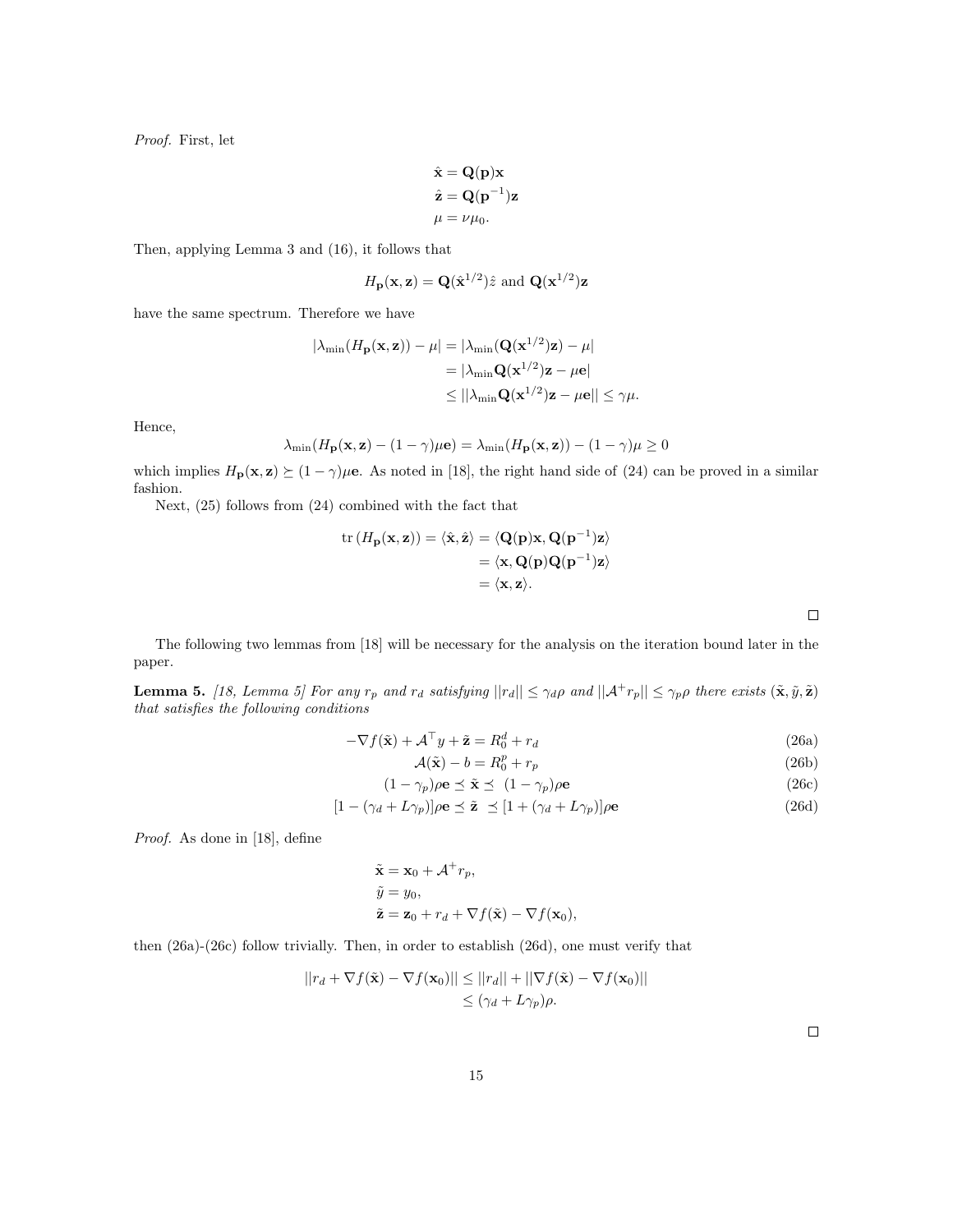*Proof.* First, let

$$
\begin{aligned}
\hat{\mathbf{x}} &= \mathbf{Q}(\mathbf{p})\mathbf{x} \\
\hat{\mathbf{z}} &= \mathbf{Q}(\mathbf{p}^{-1})\mathbf{z} \\
\mu &= \nu\mu_0.
\end{aligned}
$$

Then, applying Lemma 3 and (16), it follows that

$$
H_{\mathbf{p}}(\mathbf{x}, \mathbf{z}) = \mathbf{Q}(\hat{\mathbf{x}}^{1/2})\hat{z} \text{ and } \mathbf{Q}(\mathbf{x}^{1/2})\mathbf{z}
$$

have the same spectrum. Therefore we have

$$
\begin{aligned}
|\lambda_{\min}(H_{\mathbf{p}}(\mathbf{x}, \mathbf{z})) - \mu| &= |\lambda_{\min}(\mathbf{Q}(\mathbf{x}^{1/2})\mathbf{z}) - \mu| \\
&= |\lambda_{\min}\mathbf{Q}(\mathbf{x}^{1/2})\mathbf{z} - \mu\mathbf{e}| \\
&\leq ||\lambda_{\min}\mathbf{Q}(\mathbf{x}^{1/2})\mathbf{z} - \mu\mathbf{e}|| \leq \gamma\mu.
\end{aligned}
$$

Hence,

$$
\lambda_{\min}(H_{\mathbf{p}}(\mathbf{x}, \mathbf{z}) - (1-\gamma)\mu\mathbf{e}) = \lambda_{\min}(H_{\mathbf{p}}(\mathbf{x}, \mathbf{z})) - (1-\gamma)\mu \geq 0
$$

which implies $H_{\mathbf{p}}(\mathbf{x}, \mathbf{z}) \succeq (1-\gamma)\mu\mathbf{e}$. As noted in [18], the right hand side of (24) can be proved in a similar fashion.

Next, (25) follows from (24) combined with the fact that

$$
\begin{aligned}
\operatorname{tr}(H_{\mathbf{p}}(\mathbf{x}, \mathbf{z})) = \langle \hat{\mathbf{x}}, \hat{\mathbf{z}} \rangle &= \langle \mathbf{Q}(\mathbf{p})\mathbf{x}, \mathbf{Q}(\mathbf{p}^{-1})\mathbf{z} \rangle \\
&= \langle \mathbf{x}, \mathbf{Q}(\mathbf{p})\mathbf{Q}(\mathbf{p}^{-1})\mathbf{z} \rangle \\
&= \langle \mathbf{x}, \mathbf{z} \rangle.
\end{aligned}
$$

□

The following two lemmas from [18] will be necessary for the analysis on the iteration bound later in the paper.

**Lemma 5.** *[18, Lemma 5] For any $r_p$ and $r_d$ satisfying $||r_d|| \leq \gamma_d\rho$ and $||\mathcal{A}^+ r_p|| \leq \gamma_p\rho$ there exists $(\tilde{\mathbf{x}}, \tilde{y}, \tilde{\mathbf{z}})$ that satisfies the following conditions*

$$
-\nabla f(\tilde{\mathbf{x}}) + \mathcal{A}^\top y + \tilde{\mathbf{z}} = R_0^d + r_d \tag{26a}
$$

$$
\mathcal{A}(\tilde{\mathbf{x}}) - b = R_0^p + r_p \tag{26b}
$$

$$
(1-\gamma_p)\rho\mathbf{e} \preceq \tilde{\mathbf{x}} \preceq (1-\gamma_p)\rho\mathbf{e} \tag{26c}
$$

$$
[1-(\gamma_d + L\gamma_p)]\rho\mathbf{e} \preceq \tilde{\mathbf{z}} \preceq [1+(\gamma_d + L\gamma_p)]\rho\mathbf{e} \tag{26d}
$$

*Proof.* As done in [18], define

$$
\begin{aligned}
\tilde{\mathbf{x}} &= \mathbf{x}_0 + \mathcal{A}^+ r_p, \\
\tilde{y} &= y_0, \\
\tilde{\mathbf{z}} &= \mathbf{z}_0 + r_d + \nabla f(\tilde{\mathbf{x}}) - \nabla f(\mathbf{x}_0),
\end{aligned}
$$

then (26a)-(26c) follow trivially. Then, in order to establish (26d), one must verify that

$$
\begin{aligned}
||r_d + \nabla f(\tilde{\mathbf{x}}) - \nabla f(\mathbf{x}_0)|| &\leq ||r_d|| + ||\nabla f(\tilde{\mathbf{x}}) - \nabla f(\mathbf{x}_0)|| \\
&\leq (\gamma_d + L\gamma_p)\rho.
\end{aligned}
$$

□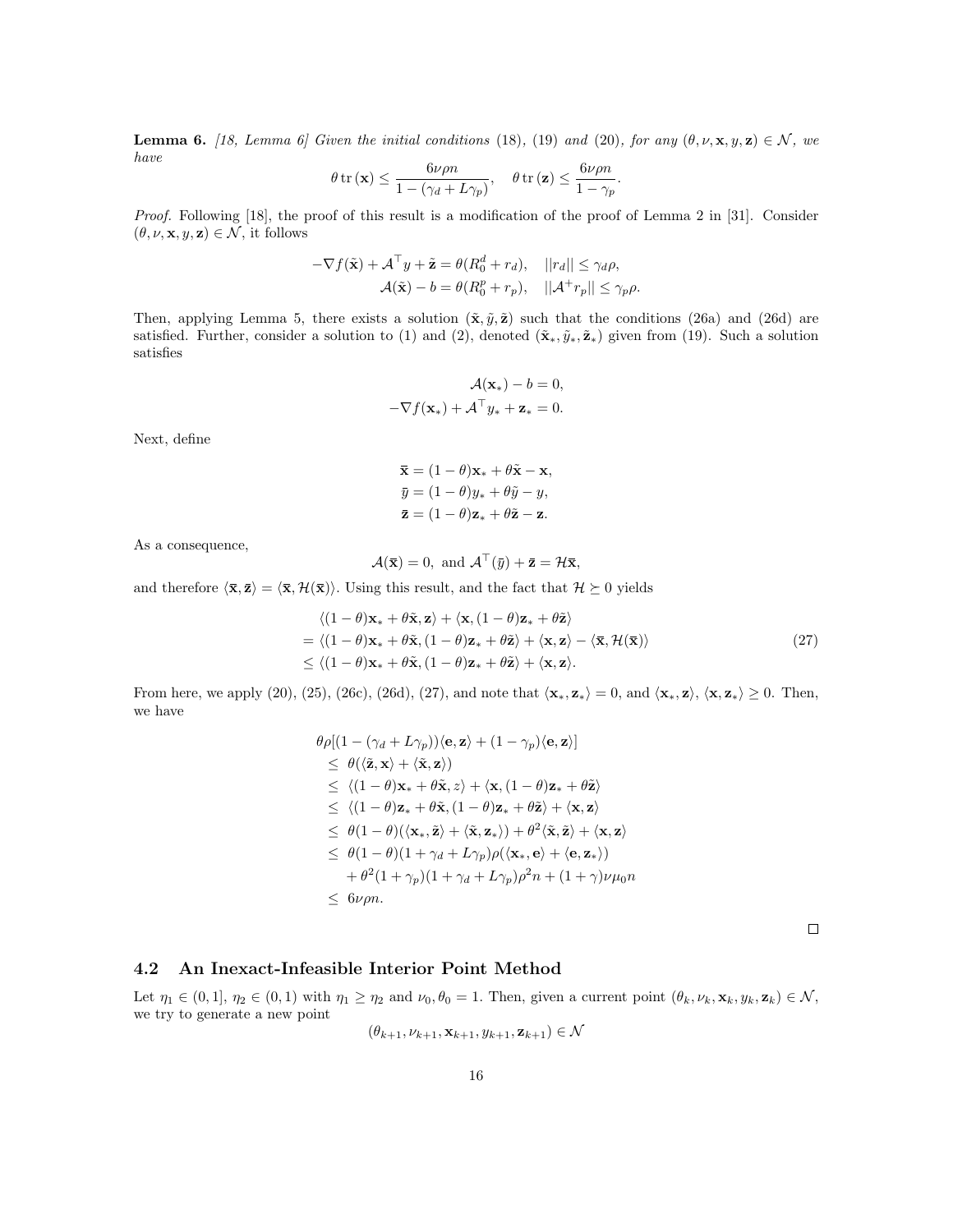**Lemma 6.** *[18, Lemma 6] Given the initial conditions* (18)*,* (19) *and* (20)*, for any* $(\theta, \nu, \mathbf{x}, y, \mathbf{z}) \in \mathcal{N}$*, we have*

$$\theta \operatorname{tr}(\mathbf{x}) \leq \frac{6\nu\rho n}{1-(\gamma_d + L\gamma_p)}, \quad \theta \operatorname{tr}(\mathbf{z}) \leq \frac{6\nu\rho n}{1-\gamma_p}.$$

*Proof.* Following [18], the proof of this result is a modification of the proof of Lemma 2 in [31]. Consider $(\theta, \nu, \mathbf{x}, y, \mathbf{z}) \in \mathcal{N}$, it follows

$$-\nabla f(\tilde{\mathbf{x}}) + \mathcal{A}^\top y + \tilde{\mathbf{z}} = \theta(R_0^d + r_d), \quad ||r_d|| \leq \gamma_d \rho,$$
$$\mathcal{A}(\tilde{\mathbf{x}}) - b = \theta(R_0^p + r_p), \quad ||\mathcal{A}^+ r_p|| \leq \gamma_p \rho.$$

Then, applying Lemma 5, there exists a solution $(\tilde{\mathbf{x}}, \tilde{y}, \tilde{\mathbf{z}})$ such that the conditions (26a) and (26d) are satisfied. Further, consider a solution to (1) and (2), denoted $(\tilde{\mathbf{x}}_*, \tilde{y}_*, \tilde{\mathbf{z}}_*)$ given from (19). Such a solution satisfies

$$\mathcal{A}(\mathbf{x}_*) - b = 0,$$
$$-\nabla f(\mathbf{x}_*) + \mathcal{A}^\top y_* + \mathbf{z}_* = 0.$$

Next, define

$$\bar{\mathbf{x}} = (1-\theta)\mathbf{x}_* + \theta\tilde{\mathbf{x}} - \mathbf{x},$$
$$\bar{y} = (1-\theta)y_* + \theta\tilde{y} - y,$$
$$\bar{\mathbf{z}} = (1-\theta)\mathbf{z}_* + \theta\tilde{\mathbf{z}} - \mathbf{z}.$$

As a consequence,

$$\mathcal{A}(\bar{\mathbf{x}}) = 0, \text{ and } \mathcal{A}^\top(\bar{y}) + \bar{\mathbf{z}} = \mathcal{H}\bar{\mathbf{x}},$$

and therefore $\langle \bar{\mathbf{x}}, \bar{\mathbf{z}} \rangle = \langle \bar{\mathbf{x}}, \mathcal{H}(\bar{\mathbf{x}}) \rangle$. Using this result, and the fact that $\mathcal{H} \succeq 0$ yields

$$\begin{aligned}
&\langle (1-\theta)\mathbf{x}_* + \theta\tilde{\mathbf{x}}, \mathbf{z} \rangle + \langle \mathbf{x}, (1-\theta)\mathbf{z}_* + \theta\tilde{\mathbf{z}} \rangle \\
&= \langle (1-\theta)\mathbf{x}_* + \theta\tilde{\mathbf{x}}, (1-\theta)\mathbf{z}_* + \theta\tilde{\mathbf{z}} \rangle + \langle \mathbf{x}, \mathbf{z} \rangle - \langle \bar{\mathbf{x}}, \mathcal{H}(\bar{\mathbf{x}}) \rangle \\
&\leq \langle (1-\theta)\mathbf{x}_* + \theta\tilde{\mathbf{x}}, (1-\theta)\mathbf{z}_* + \theta\tilde{\mathbf{z}} \rangle + \langle \mathbf{x}, \mathbf{z} \rangle.
\end{aligned} \tag{27}$$

From here, we apply (20), (25), (26c), (26d), (27), and note that $\langle \mathbf{x}_*, \mathbf{z}_* \rangle = 0$, and $\langle \mathbf{x}_*, \mathbf{z} \rangle$, $\langle \mathbf{x}, \mathbf{z}_* \rangle \geq 0$. Then, we have

$$\begin{aligned}
&\theta\rho[(1-(\gamma_d + L\gamma_p))\langle \mathbf{e}, \mathbf{z} \rangle + (1-\gamma_p)\langle \mathbf{e}, \mathbf{z} \rangle] \\
&\leq \theta(\langle \tilde{\mathbf{z}}, \mathbf{x} \rangle + \langle \tilde{\mathbf{x}}, \mathbf{z} \rangle) \\
&\leq \langle (1-\theta)\mathbf{x}_* + \theta\tilde{\mathbf{x}}, z \rangle + \langle \mathbf{x}, (1-\theta)\mathbf{z}_* + \theta\tilde{\mathbf{z}} \rangle \\
&\leq \langle (1-\theta)\mathbf{z}_* + \theta\tilde{\mathbf{x}}, (1-\theta)\mathbf{z}_* + \theta\tilde{\mathbf{z}} \rangle + \langle \mathbf{x}, \mathbf{z} \rangle \\
&\leq \theta(1-\theta)(\langle \mathbf{x}_*, \tilde{\mathbf{z}} \rangle + \langle \tilde{\mathbf{x}}, \mathbf{z}_* \rangle) + \theta^2 \langle \tilde{\mathbf{x}}, \tilde{\mathbf{z}} \rangle + \langle \mathbf{x}, \mathbf{z} \rangle \\
&\leq \theta(1-\theta)(1 + \gamma_d + L\gamma_p)\rho(\langle \mathbf{x}_*, \mathbf{e} \rangle + \langle \mathbf{e}, \mathbf{z}_* \rangle) \\
&\quad + \theta^2(1+\gamma_p)(1+\gamma_d + L\gamma_p)\rho^2 n + (1+\gamma)\nu\mu_0 n \\
&\leq 6\nu\rho n.
\end{aligned}$$

□

## 4.2 An Inexact-Infeasible Interior Point Method

Let $\eta_1 \in (0, 1]$, $\eta_2 \in (0, 1)$ with $\eta_1 \geq \eta_2$ and $\nu_0, \theta_0 = 1$. Then, given a current point $(\theta_k, \nu_k, \mathbf{x}_k, y_k, \mathbf{z}_k) \in \mathcal{N}$, we try to generate a new point

$$(\theta_{k+1}, \nu_{k+1}, \mathbf{x}_{k+1}, y_{k+1}, \mathbf{z}_{k+1}) \in \mathcal{N}$$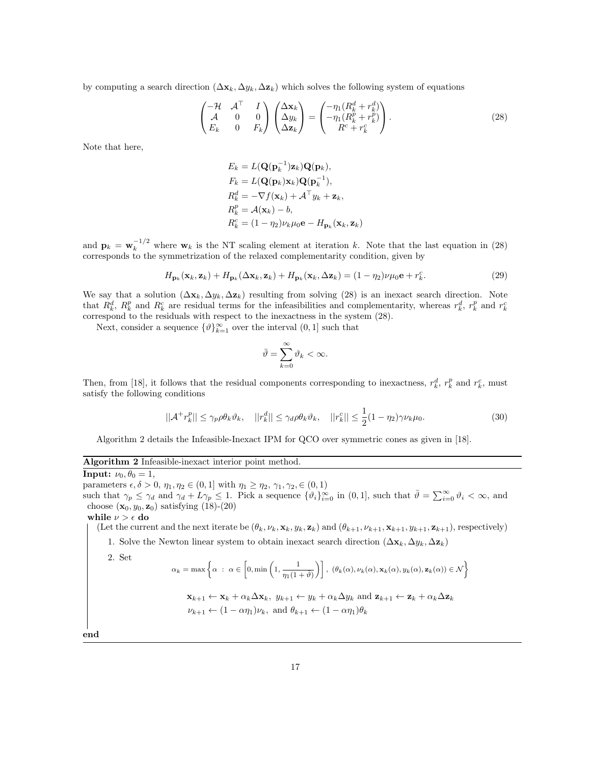by computing a search direction $(\Delta\mathbf{x}_k, \Delta y_k, \Delta\mathbf{z}_k)$ which solves the following system of equations

$$
\begin{pmatrix} -\mathcal{H} & \mathcal{A}^\top & I \\ \mathcal{A} & 0 & 0 \\ E_k & 0 & F_k \end{pmatrix} \begin{pmatrix} \Delta\mathbf{x}_k \\ \Delta y_k \\ \Delta\mathbf{z}_k \end{pmatrix} = \begin{pmatrix} -\eta_1(R_k^d + r_k^d) \\ -\eta_1(R_k^p + r_k^p) \\ R^c + r_k^c \end{pmatrix}. \tag{28}
$$

Note that here,

$$
\begin{aligned}
E_k &= L(\mathbf{Q}(\mathbf{p}_k^{-1})\mathbf{z}_k)\mathbf{Q}(\mathbf{p}_k), \\
F_k &= L(\mathbf{Q}(\mathbf{p}_k)\mathbf{x}_k)\mathbf{Q}(\mathbf{p}_k^{-1}), \\
R_k^d &= -\nabla f(\mathbf{x}_k) + \mathcal{A}^\top y_k + \mathbf{z}_k, \\
R_k^p &= \mathcal{A}(\mathbf{x}_k) - b, \\
R_k^c &= (1-\eta_2)\nu_k\mu_0\mathbf{e} - H_{\mathbf{p}_k}(\mathbf{x}_k, \mathbf{z}_k)
\end{aligned}
$$

and $\mathbf{p}_k = \mathbf{w}_k^{-1/2}$ where $\mathbf{w}_k$ is the NT scaling element at iteration $k$. Note that the last equation in (28) corresponds to the symmetrization of the relaxed complementarity condition, given by

$$
H_{\mathbf{p}_k}(\mathbf{x}_k, \mathbf{z}_k) + H_{\mathbf{p}_k}(\Delta\mathbf{x}_k, \mathbf{z}_k) + H_{\mathbf{p}_k}(\mathbf{x}_k, \Delta\mathbf{z}_k) = (1-\eta_2)\nu\mu_0\mathbf{e} + r_k^c. \tag{29}
$$

We say that a solution $(\Delta\mathbf{x}_k, \Delta y_k, \Delta\mathbf{z}_k)$ resulting from solving (28) is an inexact search direction. Note that $R_k^d$, $R_k^p$ and $R_k^c$ are residual terms for the infeasibilities and complementarity, whereas $r_k^d$, $r_k^p$ and $r_k^c$ correspond to the residuals with respect to the inexactness in the system (28).

Next, consider a sequence $\{\vartheta\}_{k=1}^{\infty}$ over the interval $(0, 1]$ such that

$$
\bar{\vartheta} = \sum_{k=0}^{\infty} \vartheta_k < \infty.
$$

Then, from [18], it follows that the residual components corresponding to inexactness, $r_k^d$, $r_k^p$ and $r_k^c$, must satisfy the following conditions

$$
||\mathcal{A}^+ r_k^p|| \le \gamma_p \rho \theta_k \vartheta_k, \quad ||r_k^d|| \le \gamma_d \rho \theta_k \vartheta_k, \quad ||r_k^c|| \le \frac{1}{2}(1-\eta_2)\gamma\nu_k\mu_0. \tag{30}
$$

Algorithm 2 details the Infeasible-Inexact IPM for QCO over symmetric cones as given in [18].

---

**Algorithm 2** Infeasible-inexact interior point method.

---

**Input:** $\nu_0, \theta_0 = 1$,
parameters $\epsilon, \delta > 0$, $\eta_1, \eta_2 \in (0, 1]$ with $\eta_1 \ge \eta_2$, $\gamma_1, \gamma_2, \in (0, 1)$
such that $\gamma_p \le \gamma_d$ and $\gamma_d + L\gamma_p \le 1$. Pick a sequence $\{\vartheta_i\}_{i=0}^{\infty}$ in $(0, 1]$, such that $\bar{\vartheta} = \sum_{i=0}^{\infty} \vartheta_i < \infty$, and choose $(\mathbf{x}_0, y_0, \mathbf{z}_0)$ satisfying (18)-(20)

**while** $\nu > \epsilon$ **do**

(Let the current and the next iterate be $(\theta_k, \nu_k, \mathbf{x}_k, y_k, \mathbf{z}_k)$ and $(\theta_{k+1}, \nu_{k+1}, \mathbf{x}_{k+1}, y_{k+1}, \mathbf{z}_{k+1})$, respectively)

1. Solve the Newton linear system to obtain inexact search direction $(\Delta\mathbf{x}_k, \Delta y_k, \Delta\mathbf{z}_k)$
2. Set

$$
\alpha_k = \max\left\{\alpha \ : \ \alpha \in \left[0, \min\left(1, \frac{1}{\eta_1(1+\vartheta)}\right)\right], \ (\theta_k(\alpha), \nu_k(\alpha), \mathbf{x}_k(\alpha), y_k(\alpha), \mathbf{z}_k(\alpha)) \in \mathcal{N}\right\}
$$

$$
\mathbf{x}_{k+1} \leftarrow \mathbf{x}_k + \alpha_k\Delta\mathbf{x}_k, \ y_{k+1} \leftarrow y_k + \alpha_k\Delta y_k \text{ and } \mathbf{z}_{k+1} \leftarrow \mathbf{z}_k + \alpha_k\Delta\mathbf{z}_k
$$

$$
\nu_{k+1} \leftarrow (1-\alpha\eta_1)\nu_k, \text{ and } \theta_{k+1} \leftarrow (1-\alpha\eta_1)\theta_k
$$

**end**

---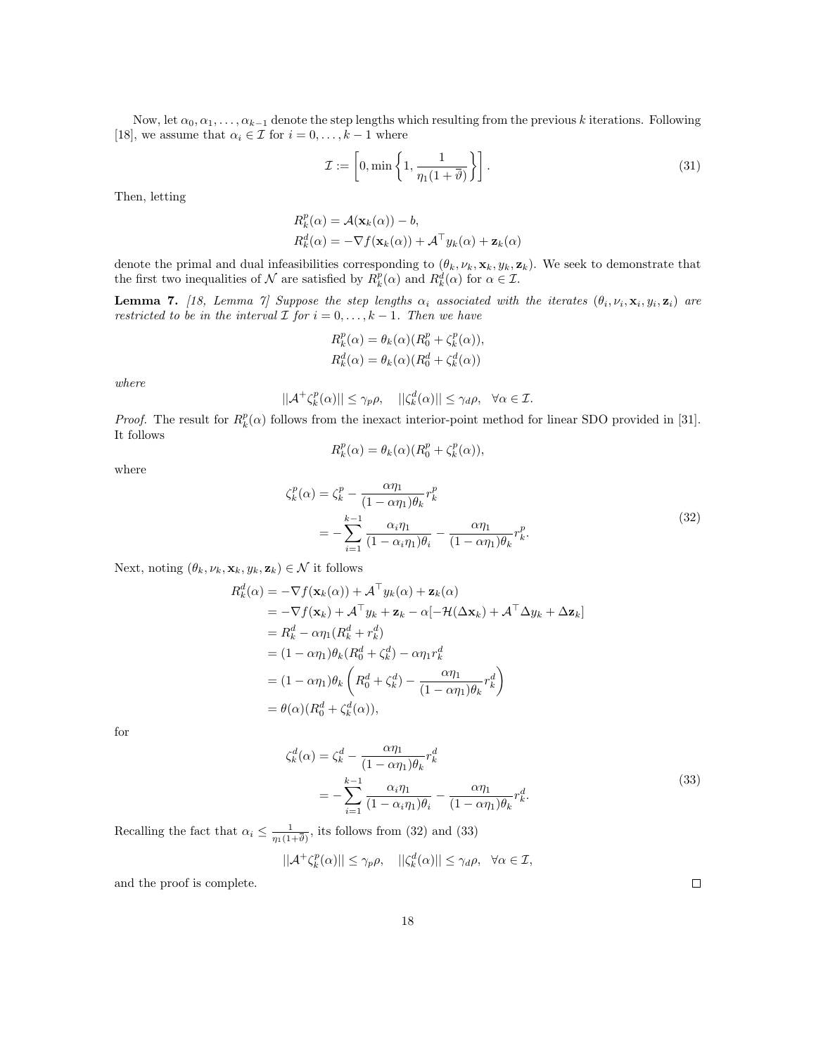Now, let $\alpha_0, \alpha_1, \ldots, \alpha_{k-1}$ denote the step lengths which resulting from the previous $k$ iterations. Following [18], we assume that $\alpha_i \in \mathcal{I}$ for $i = 0, \ldots, k-1$ where

$$\mathcal{I} := \left[0, \min\left\{1, \frac{1}{\eta_1(1+\bar{\vartheta})}\right\}\right]. \tag{31}$$

Then, letting

$$\begin{aligned}
R_k^p(\alpha) &= \mathcal{A}(\mathbf{x}_k(\alpha)) - b, \\
R_k^d(\alpha) &= -\nabla f(\mathbf{x}_k(\alpha)) + \mathcal{A}^\top y_k(\alpha) + \mathbf{z}_k(\alpha)
\end{aligned}$$

denote the primal and dual infeasibilities corresponding to $(\theta_k, \nu_k, \mathbf{x}_k, y_k, \mathbf{z}_k)$. We seek to demonstrate that the first two inequalities of $\mathcal{N}$ are satisfied by $R_k^p(\alpha)$ and $R_k^d(\alpha)$ for $\alpha \in \mathcal{I}$.

**Lemma 7.** *[18, Lemma 7] Suppose the step lengths $\alpha_i$ associated with the iterates $(\theta_i, \nu_i, \mathbf{x}_i, y_i, \mathbf{z}_i)$ are restricted to be in the interval $\mathcal{I}$ for $i = 0, \ldots, k-1$. Then we have*

$$\begin{aligned}
R_k^p(\alpha) &= \theta_k(\alpha)(R_0^p + \zeta_k^p(\alpha)), \\
R_k^d(\alpha) &= \theta_k(\alpha)(R_0^d + \zeta_k^d(\alpha))
\end{aligned}$$

*where*

$$||\mathcal{A}^+ \zeta_k^p(\alpha)|| \le \gamma_p \rho, \quad ||\zeta_k^d(\alpha)|| \le \gamma_d \rho, \quad \forall \alpha \in \mathcal{I}.$$

*Proof.* The result for $R_k^p(\alpha)$ follows from the inexact interior-point method for linear SDO provided in [31]. It follows

$$R_k^p(\alpha) = \theta_k(\alpha)(R_0^p + \zeta_k^p(\alpha)),$$

where

$$\begin{aligned}
\zeta_k^p(\alpha) &= \zeta_k^p - \frac{\alpha\eta_1}{(1-\alpha\eta_1)\theta_k} r_k^p \\
&= -\sum_{i=1}^{k-1} \frac{\alpha_i \eta_1}{(1-\alpha_i\eta_1)\theta_i} - \frac{\alpha\eta_1}{(1-\alpha\eta_1)\theta_k} r_k^p.
\end{aligned} \tag{32}$$

Next, noting $(\theta_k, \nu_k, \mathbf{x}_k, y_k, \mathbf{z}_k) \in \mathcal{N}$ it follows

$$\begin{aligned}
R_k^d(\alpha) &= -\nabla f(\mathbf{x}_k(\alpha)) + \mathcal{A}^\top y_k(\alpha) + \mathbf{z}_k(\alpha) \\
&= -\nabla f(\mathbf{x}_k) + \mathcal{A}^\top y_k + \mathbf{z}_k - \alpha[-\mathcal{H}(\Delta \mathbf{x}_k) + \mathcal{A}^\top \Delta y_k + \Delta \mathbf{z}_k] \\
&= R_k^d - \alpha\eta_1(R_k^d + r_k^d) \\
&= (1-\alpha\eta_1)\theta_k(R_0^d + \zeta_k^d) - \alpha\eta_1 r_k^d \\
&= (1-\alpha\eta_1)\theta_k\left(R_0^d + \zeta_k^d) - \frac{\alpha\eta_1}{(1-\alpha\eta_1)\theta_k} r_k^d\right) \\
&= \theta(\alpha)(R_0^d + \zeta_k^d(\alpha)),
\end{aligned}$$

for

$$\begin{aligned}
\zeta_k^d(\alpha) &= \zeta_k^d - \frac{\alpha\eta_1}{(1-\alpha\eta_1)\theta_k} r_k^d \\
&= -\sum_{i=1}^{k-1} \frac{\alpha_i \eta_1}{(1-\alpha_i\eta_1)\theta_i} - \frac{\alpha\eta_1}{(1-\alpha\eta_1)\theta_k} r_k^d.
\end{aligned} \tag{33}$$

Recalling the fact that $\alpha_i \le \frac{1}{\eta_1(1+\bar{\vartheta})}$, its follows from (32) and (33)

$$||\mathcal{A}^+ \zeta_k^p(\alpha)|| \le \gamma_p \rho, \quad ||\zeta_k^d(\alpha)|| \le \gamma_d \rho, \quad \forall \alpha \in \mathcal{I},$$

and the proof is complete. □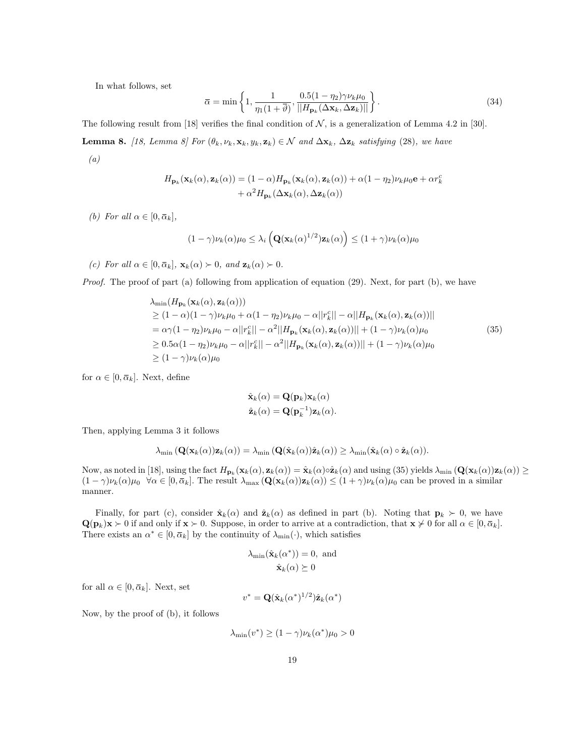In what follows, set

$$\overline{\alpha} = \min\left\{1, \frac{1}{\eta_1(1+\vartheta)}, \frac{0.5(1-\eta_2)\gamma\nu_k\mu_0}{||H_{\mathbf{p}_k}(\Delta\mathbf{x}_k, \Delta\mathbf{z}_k)||}\right\}. \tag{34}$$

The following result from [18] verifies the final condition of $\mathcal{N}$, is a generalization of Lemma 4.2 in [30].

**Lemma 8.** *[18, Lemma 8] For $(\theta_k, \nu_k, \mathbf{x}_k, y_k, \mathbf{z}_k) \in \mathcal{N}$ and $\Delta\mathbf{x}_k$, $\Delta\mathbf{z}_k$ satisfying (28), we have*

*(a)*

$$\begin{aligned}
H_{\mathbf{p}_k}(\mathbf{x}_k(\alpha), \mathbf{z}_k(\alpha)) = (1-\alpha)H_{\mathbf{p}_k}(\mathbf{x}_k(\alpha), \mathbf{z}_k(\alpha)) + \alpha(1-\eta_2)\nu_k\mu_0\mathbf{e} + \alpha r_k^c \\
+ \alpha^2 H_{\mathbf{p}_k}(\Delta\mathbf{x}_k(\alpha), \Delta\mathbf{z}_k(\alpha))
\end{aligned}$$

*(b) For all $\alpha \in [0, \overline{\alpha}_k]$,*

$$(1-\gamma)\nu_k(\alpha)\mu_0 \leq \lambda_i\left(\mathbf{Q}(\mathbf{x}_k(\alpha)^{1/2})\mathbf{z}_k(\alpha)\right) \leq (1+\gamma)\nu_k(\alpha)\mu_0$$

*(c) For all $\alpha \in [0, \overline{\alpha}_k]$, $\mathbf{x}_k(\alpha) \succ 0$, and $\mathbf{z}_k(\alpha) \succ 0$.*

*Proof.* The proof of part (a) following from application of equation (29). Next, for part (b), we have

$$\begin{aligned}
&\lambda_{\min}(H_{\mathbf{p}_k}(\mathbf{x}_k(\alpha), \mathbf{z}_k(\alpha))) \\
&\geq (1-\alpha)(1-\gamma)\nu_k\mu_0 + \alpha(1-\eta_2)\nu_k\mu_0 - \alpha||r_k^c|| - \alpha||H_{\mathbf{p}_k}(\mathbf{x}_k(\alpha), \mathbf{z}_k(\alpha))|| \\
&= \alpha\gamma(1-\eta_2)\nu_k\mu_0 - \alpha||r_k^c|| - \alpha^2||H_{\mathbf{p}_k}(\mathbf{x}_k(\alpha), \mathbf{z}_k(\alpha))|| + (1-\gamma)\nu_k(\alpha)\mu_0 \\
&\geq 0.5\alpha(1-\eta_2)\nu_k\mu_0 - \alpha||r_k^c|| - \alpha^2||H_{\mathbf{p}_k}(\mathbf{x}_k(\alpha), \mathbf{z}_k(\alpha))|| + (1-\gamma)\nu_k(\alpha)\mu_0 \\
&\geq (1-\gamma)\nu_k(\alpha)\mu_0
\end{aligned} \tag{35}$$

for $\alpha \in [0, \overline{\alpha}_k]$. Next, define

$$\begin{aligned}
\hat{\mathbf{x}}_k(\alpha) &= \mathbf{Q}(\mathbf{p}_k)\mathbf{x}_k(\alpha) \\
\hat{\mathbf{z}}_k(\alpha) &= \mathbf{Q}(\mathbf{p}_k^{-1})\mathbf{z}_k(\alpha).
\end{aligned}$$

Then, applying Lemma 3 it follows

$$\lambda_{\min}\left(\mathbf{Q}(\mathbf{x}_k(\alpha))\mathbf{z}_k(\alpha)\right) = \lambda_{\min}\left(\mathbf{Q}(\hat{\mathbf{x}}_k(\alpha))\hat{\mathbf{z}}_k(\alpha)\right) \geq \lambda_{\min}(\hat{\mathbf{x}}_k(\alpha) \circ \hat{\mathbf{z}}_k(\alpha)).$$

Now, as noted in [18], using the fact $H_{\mathbf{p}_k}(\mathbf{x}_k(\alpha), \mathbf{z}_k(\alpha)) = \hat{\mathbf{x}}_k(\alpha) \circ \hat{\mathbf{z}}_k(\alpha)$ and using (35) yields $\lambda_{\min}\left(\mathbf{Q}(\mathbf{x}_k(\alpha))\mathbf{z}_k(\alpha)\right) \geq (1-\gamma)\nu_k(\alpha)\mu_0 \;\; \forall \alpha \in [0, \overline{\alpha}_k]$. The result $\lambda_{\max}\left(\mathbf{Q}(\mathbf{x}_k(\alpha))\mathbf{z}_k(\alpha)\right) \leq (1+\gamma)\nu_k(\alpha)\mu_0$ can be proved in a similar manner.

Finally, for part (c), consider $\hat{\mathbf{x}}_k(\alpha)$ and $\hat{\mathbf{z}}_k(\alpha)$ as defined in part (b). Noting that $\mathbf{p}_k \succ 0$, we have $\mathbf{Q}(\mathbf{p}_k)\mathbf{x} \succ 0$ if and only if $\mathbf{x} \succ 0$. Suppose, in order to arrive at a contradiction, that $\mathbf{x} \nsucc 0$ for all $\alpha \in [0, \overline{\alpha}_k]$. There exists an $\alpha^* \in [0, \overline{\alpha}_k]$ by the continuity of $\lambda_{\min}(\cdot)$, which satisfies

$$\begin{aligned}
\lambda_{\min}(\hat{\mathbf{x}}_k(\alpha^*)) = 0, \text{ and} \\
\hat{\mathbf{x}}_k(\alpha) \succeq 0
\end{aligned}$$

for all $\alpha \in [0, \overline{\alpha}_k]$. Next, set

$$v^* = \mathbf{Q}(\hat{\mathbf{x}}_k(\alpha^*)^{1/2})\hat{\mathbf{z}}_k(\alpha^*)$$

Now, by the proof of (b), it follows

$$\lambda_{\min}(v^*) \geq (1-\gamma)\nu_k(\alpha^*)\mu_0 > 0$$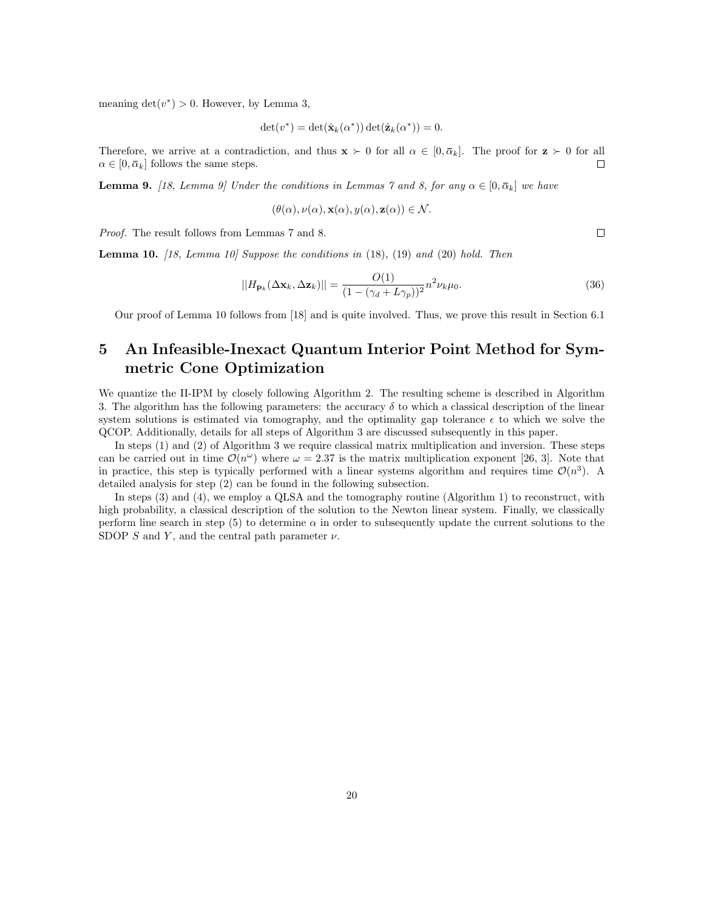meaning $\det(v^*) > 0$. However, by Lemma 3,

$$\det(v^*) = \det(\hat{\mathbf{x}}_k(\alpha^*)) \det(\hat{\mathbf{z}}_k(\alpha^*)) = 0.$$

Therefore, we arrive at a contradiction, and thus $\mathbf{x} \succ 0$ for all $\alpha \in [0, \bar{\alpha}_k]$. The proof for $\mathbf{z} \succ 0$ for all $\alpha \in [0, \bar{\alpha}_k]$ follows the same steps. □

**Lemma 9.** *[18, Lemma 9] Under the conditions in Lemmas 7 and 8, for any $\alpha \in [0, \bar{\alpha}_k]$ we have*

$$(\theta(\alpha), \nu(\alpha), \mathbf{x}(\alpha), y(\alpha), \mathbf{z}(\alpha)) \in \mathcal{N}.$$

*Proof.* The result follows from Lemmas 7 and 8. □

**Lemma 10.** *[18, Lemma 10] Suppose the conditions in (18), (19) and (20) hold. Then*

$$||H_{\mathbf{p}_k}(\Delta \mathbf{x}_k, \Delta \mathbf{z}_k)|| = \frac{O(1)}{(1 - (\gamma_d + L\gamma_p))^2} n^2 \nu_k \mu_0. \tag{36}$$

Our proof of Lemma 10 follows from [18] and is quite involved. Thus, we prove this result in Section 6.1

## 5 An Infeasible-Inexact Quantum Interior Point Method for Symmetric Cone Optimization

We quantize the II-IPM by closely following Algorithm 2. The resulting scheme is described in Algorithm 3. The algorithm has the following parameters: the accuracy $\delta$ to which a classical description of the linear system solutions is estimated via tomography, and the optimality gap tolerance $\epsilon$ to which we solve the QCOP. Additionally, details for all steps of Algorithm 3 are discussed subsequently in this paper.

In steps (1) and (2) of Algorithm 3 we require classical matrix multiplication and inversion. These steps can be carried out in time $\mathcal{O}(n^\omega)$ where $\omega = 2.37$ is the matrix multiplication exponent [26, 3]. Note that in practice, this step is typically performed with a linear systems algorithm and requires time $\mathcal{O}(n^3)$. A detailed analysis for step (2) can be found in the following subsection.

In steps (3) and (4), we employ a QLSA and the tomography routine (Algorithm 1) to reconstruct, with high probability, a classical description of the solution to the Newton linear system. Finally, we classically perform line search in step (5) to determine $\alpha$ in order to subsequently update the current solutions to the SDOP $S$ and $Y$, and the central path parameter $\nu$.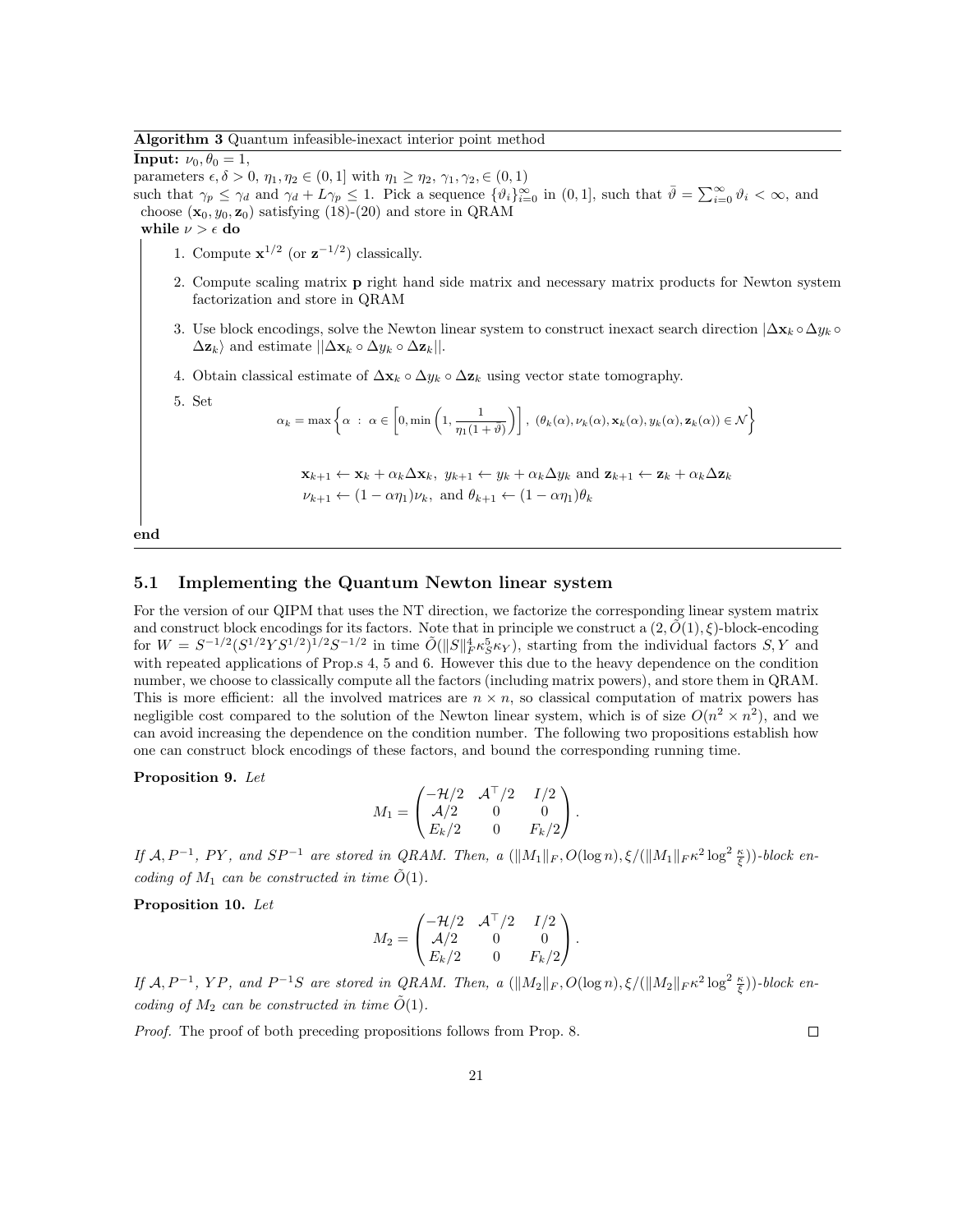**Algorithm 3** Quantum infeasible-inexact interior point method

**Input:** $\nu_0, \theta_0 = 1$,
parameters $\epsilon, \delta > 0$, $\eta_1, \eta_2 \in (0, 1]$ with $\eta_1 \geq \eta_2$, $\gamma_1, \gamma_2, \in (0, 1)$
such that $\gamma_p \leq \gamma_d$ and $\gamma_d + L\gamma_p \leq 1$. Pick a sequence $\{\vartheta_i\}_{i=0}^{\infty}$ in $(0, 1]$, such that $\bar{\vartheta} = \sum_{i=0}^{\infty} \vartheta_i < \infty$, and choose $(\mathbf{x}_0, y_0, \mathbf{z}_0)$ satisfying (18)-(20) and store in QRAM
**while** $\nu > \epsilon$ **do**

1. Compute $\mathbf{x}^{1/2}$ (or $\mathbf{z}^{-1/2}$) classically.
2. Compute scaling matrix $\mathbf{p}$ right hand side matrix and necessary matrix products for Newton system factorization and store in QRAM
3. Use block encodings, solve the Newton linear system to construct inexact search direction $|\Delta\mathbf{x}_k \circ \Delta y_k \circ \Delta\mathbf{z}_k\rangle$ and estimate $||\Delta\mathbf{x}_k \circ \Delta y_k \circ \Delta\mathbf{z}_k||$.
4. Obtain classical estimate of $\Delta\mathbf{x}_k \circ \Delta y_k \circ \Delta\mathbf{z}_k$ using vector state tomography.
5. Set
$$\alpha_k = \max\left\{\alpha \;:\; \alpha \in \left[0, \min\left(1, \frac{1}{\eta_1(1+\bar{\vartheta})}\right)\right],\; (\theta_k(\alpha), \nu_k(\alpha), \mathbf{x}_k(\alpha), y_k(\alpha), \mathbf{z}_k(\alpha)) \in \mathcal{N}\right\}$$
$$\mathbf{x}_{k+1} \leftarrow \mathbf{x}_k + \alpha_k \Delta\mathbf{x}_k,\; y_{k+1} \leftarrow y_k + \alpha_k \Delta y_k \text{ and } \mathbf{z}_{k+1} \leftarrow \mathbf{z}_k + \alpha_k \Delta\mathbf{z}_k$$
$$\nu_{k+1} \leftarrow (1 - \alpha\eta_1)\nu_k, \text{ and } \theta_{k+1} \leftarrow (1 - \alpha\eta_1)\theta_k$$

**end**

## 5.1 Implementing the Quantum Newton linear system

For the version of our QIPM that uses the NT direction, we factorize the corresponding linear system matrix and construct block encodings for its factors. Note that in principle we construct a $(2, \tilde{O}(1), \xi)$-block-encoding for $W = S^{-1/2}(S^{1/2}YS^{1/2})^{1/2}S^{-1/2}$ in time $\tilde{O}(\|S\|_F^4 \kappa_S^5 \kappa_Y)$, starting from the individual factors $S, Y$ and with repeated applications of Prop.s 4, 5 and 6. However this due to the heavy dependence on the condition number, we choose to classically compute all the factors (including matrix powers), and store them in QRAM. This is more efficient: all the involved matrices are $n \times n$, so classical computation of matrix powers has negligible cost compared to the solution of the Newton linear system, which is of size $O(n^2 \times n^2)$, and we can avoid increasing the dependence on the condition number. The following two propositions establish how one can construct block encodings of these factors, and bound the corresponding running time.

**Proposition 9.** *Let*

$$M_1 = \begin{pmatrix} -\mathcal{H}/2 & \mathcal{A}^\top/2 & I/2 \\ \mathcal{A}/2 & 0 & 0 \\ E_k/2 & 0 & F_k/2 \end{pmatrix}.$$

*If $\mathcal{A}, P^{-1}$, $PY$, and $SP^{-1}$ are stored in QRAM. Then, a $(\|M_1\|_F, O(\log n), \xi/(\|M_1\|_F \kappa^2 \log^2 \frac{\kappa}{\xi}))$-block encoding of $M_1$ can be constructed in time $\tilde{O}(1)$.*

**Proposition 10.** *Let*

$$M_2 = \begin{pmatrix} -\mathcal{H}/2 & \mathcal{A}^\top/2 & I/2 \\ \mathcal{A}/2 & 0 & 0 \\ E_k/2 & 0 & F_k/2 \end{pmatrix}.$$

*If $\mathcal{A}, P^{-1}$, $YP$, and $P^{-1}S$ are stored in QRAM. Then, a $(\|M_2\|_F, O(\log n), \xi/(\|M_2\|_F \kappa^2 \log^2 \frac{\kappa}{\xi}))$-block encoding of $M_2$ can be constructed in time $\tilde{O}(1)$.*

*Proof.* The proof of both preceding propositions follows from Prop. 8. $\square$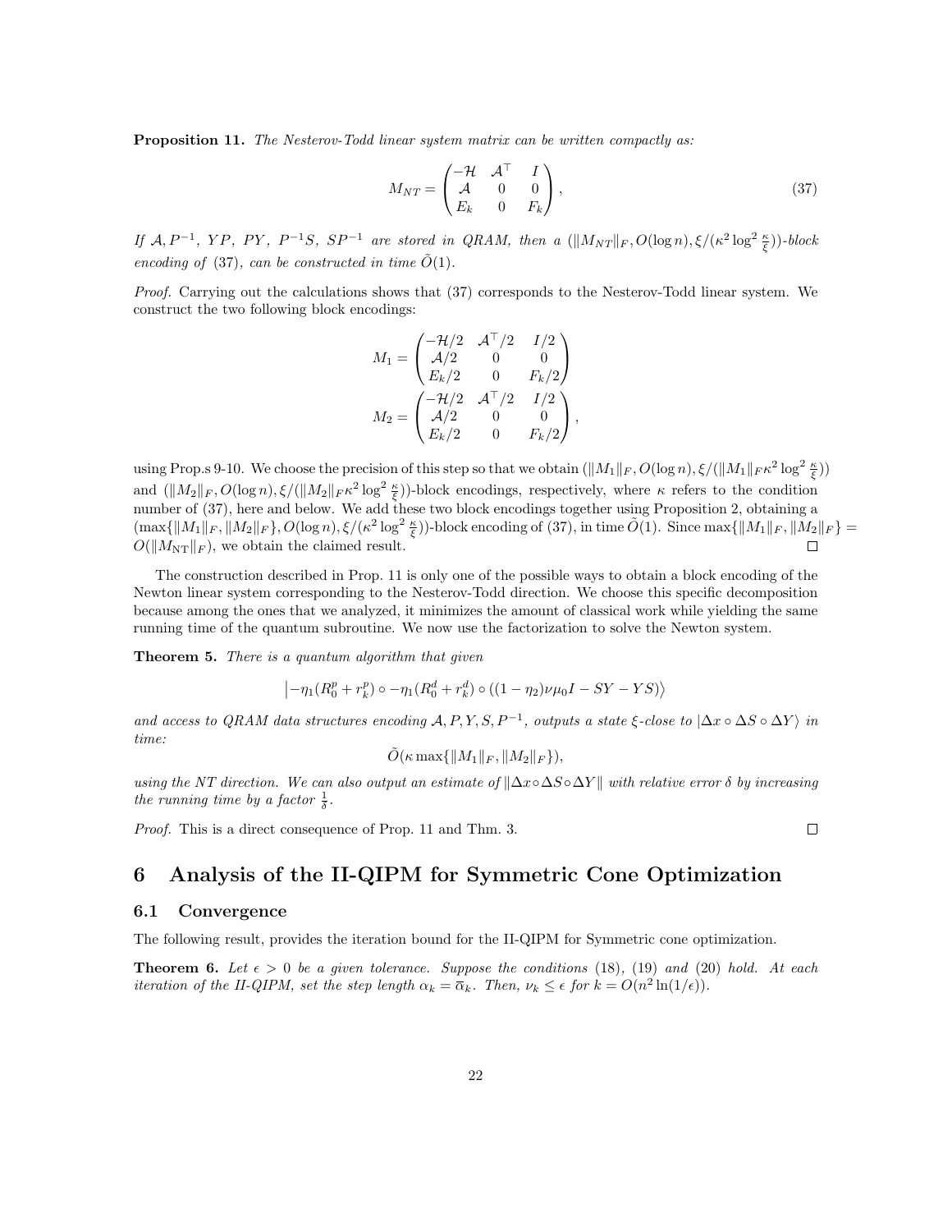**Proposition 11.** *The Nesterov-Todd linear system matrix can be written compactly as:*

$$M_{NT} = \begin{pmatrix} -\mathcal{H} & \mathcal{A}^\top & I \\ \mathcal{A} & 0 & 0 \\ E_k & 0 & F_k \end{pmatrix}, \tag{37}$$

*If $\mathcal{A}, P^{-1}$, $YP$, $PY$, $P^{-1}S$, $SP^{-1}$ are stored in QRAM, then a $(\|M_{NT}\|_F, O(\log n), \xi/(\kappa^2 \log^2 \frac{\kappa}{\xi}))$-block encoding of* (37)*, can be constructed in time $\tilde{O}(1)$.*

*Proof.* Carrying out the calculations shows that (37) corresponds to the Nesterov-Todd linear system. We construct the two following block encodings:

$$M_1 = \begin{pmatrix} -\mathcal{H}/2 & \mathcal{A}^\top/2 & I/2 \\ \mathcal{A}/2 & 0 & 0 \\ E_k/2 & 0 & F_k/2 \end{pmatrix}$$

$$M_2 = \begin{pmatrix} -\mathcal{H}/2 & \mathcal{A}^\top/2 & I/2 \\ \mathcal{A}/2 & 0 & 0 \\ E_k/2 & 0 & F_k/2 \end{pmatrix},$$

using Prop.s 9-10. We choose the precision of this step so that we obtain $(\|M_1\|_F, O(\log n), \xi/(\|M_1\|_F \kappa^2 \log^2 \frac{\kappa}{\xi}))$ and $(\|M_2\|_F, O(\log n), \xi/(\|M_2\|_F \kappa^2 \log^2 \frac{\kappa}{\xi}))$-block encodings, respectively, where $\kappa$ refers to the condition number of (37), here and below. We add these two block encodings together using Proposition 2, obtaining a $(\max\{\|M_1\|_F, \|M_2\|_F\}, O(\log n), \xi/(\kappa^2 \log^2 \frac{\kappa}{\xi}))$-block encoding of (37), in time $\tilde{O}(1)$. Since $\max\{\|M_1\|_F, \|M_2\|_F\} = O(\|M_{\text{NT}}\|_F)$, we obtain the claimed result. □

The construction described in Prop. 11 is only one of the possible ways to obtain a block encoding of the Newton linear system corresponding to the Nesterov-Todd direction. We choose this specific decomposition because among the ones that we analyzed, it minimizes the amount of classical work while yielding the same running time of the quantum subroutine. We now use the factorization to solve the Newton system.

**Theorem 5.** *There is a quantum algorithm that given*

$$\left| -\eta_1(R_0^p + r_k^p) \circ -\eta_1(R_0^d + r_k^d) \circ ((1-\eta_2)\nu\mu_0 I - SY - YS) \right\rangle$$

*and access to QRAM data structures encoding $\mathcal{A}, P, Y, S, P^{-1}$, outputs a state $\xi$-close to $|\Delta x \circ \Delta S \circ \Delta Y\rangle$ in time:*

$$\tilde{O}(\kappa \max\{\|M_1\|_F, \|M_2\|_F\}),$$

*using the NT direction. We can also output an estimate of $\|\Delta x \circ \Delta S \circ \Delta Y\|$ with relative error $\delta$ by increasing the running time by a factor $\frac{1}{\delta}$.*

*Proof.* This is a direct consequence of Prop. 11 and Thm. 3. □

# 6 Analysis of the II-QIPM for Symmetric Cone Optimization

## 6.1 Convergence

The following result, provides the iteration bound for the II-QIPM for Symmetric cone optimization.

**Theorem 6.** *Let $\epsilon > 0$ be a given tolerance. Suppose the conditions* (18)*,* (19) *and* (20) *hold. At each iteration of the II-QIPM, set the step length $\alpha_k = \overline{\alpha}_k$. Then, $\nu_k \leq \epsilon$ for $k = O(n^2 \ln(1/\epsilon))$.*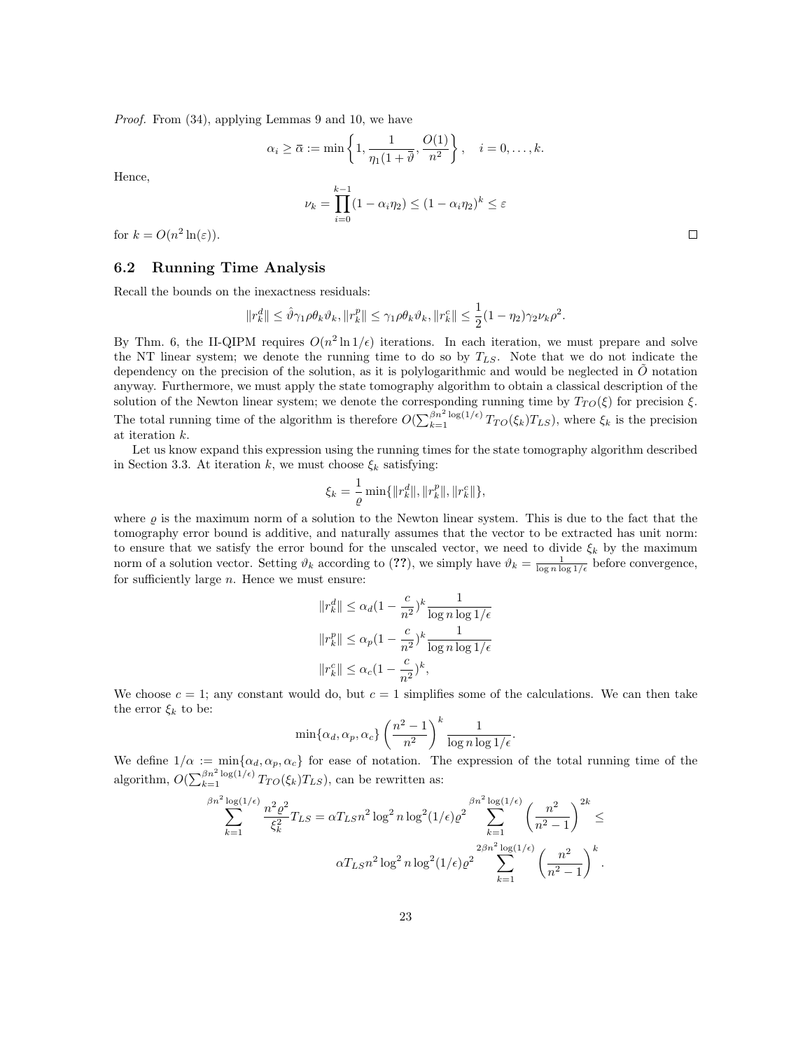*Proof.* From (34), applying Lemmas 9 and 10, we have

$$\alpha_i \geq \bar{\alpha} := \min\left\{1, \frac{1}{\eta_1(1+\bar{\vartheta}}, \frac{O(1)}{n^2}\right\}, \quad i = 0, \ldots, k.$$

Hence,

$$\nu_k = \prod_{i=0}^{k-1}(1 - \alpha_i \eta_2) \leq (1 - \alpha_i \eta_2)^k \leq \varepsilon$$

for $k = O(n^2 \ln(\varepsilon))$. $\square$

## 6.2 Running Time Analysis

Recall the bounds on the inexactness residuals:

$$\|r_k^d\| \leq \hat{\vartheta}\gamma_1 \rho \theta_k \vartheta_k, \|r_k^p\| \leq \gamma_1 \rho \theta_k \vartheta_k, \|r_k^c\| \leq \frac{1}{2}(1-\eta_2)\gamma_2 \nu_k \rho^2.$$

By Thm. 6, the II-QIPM requires $O(n^2 \ln 1/\epsilon)$ iterations. In each iteration, we must prepare and solve the NT linear system; we denote the running time to do so by $T_{LS}$. Note that we do not indicate the dependency on the precision of the solution, as it is polylogarithmic and would be neglected in $\tilde{O}$ notation anyway. Furthermore, we must apply the state tomography algorithm to obtain a classical description of the solution of the Newton linear system; we denote the corresponding running time by $T_{TO}(\xi)$ for precision $\xi$. The total running time of the algorithm is therefore $O(\sum_{k=1}^{\beta n^2 \log(1/\epsilon)} T_{TO}(\xi_k) T_{LS})$, where $\xi_k$ is the precision at iteration $k$.

Let us know expand this expression using the running times for the state tomography algorithm described in Section 3.3. At iteration $k$, we must choose $\xi_k$ satisfying:

$$\xi_k = \frac{1}{\varrho}\min\{\|r_k^d\|, \|r_k^p\|, \|r_k^c\|\},$$

where $\varrho$ is the maximum norm of a solution to the Newton linear system. This is due to the fact that the tomography error bound is additive, and naturally assumes that the vector to be extracted has unit norm: to ensure that we satisfy the error bound for the unscaled vector, we need to divide $\xi_k$ by the maximum norm of a solution vector. Setting $\vartheta_k$ according to (??), we simply have $\vartheta_k = \frac{1}{\log n \log 1/\epsilon}$ before convergence, for sufficiently large $n$. Hence we must ensure:

$$\|r_k^d\| \leq \alpha_d(1 - \frac{c}{n^2})^k \frac{1}{\log n \log 1/\epsilon}$$

$$\|r_k^p\| \leq \alpha_p(1 - \frac{c}{n^2})^k \frac{1}{\log n \log 1/\epsilon}$$

$$\|r_k^c\| \leq \alpha_c(1 - \frac{c}{n^2})^k,$$

We choose $c = 1$; any constant would do, but $c = 1$ simplifies some of the calculations. We can then take the error $\xi_k$ to be:

$$\min\{\alpha_d, \alpha_p, \alpha_c\}\left(\frac{n^2-1}{n^2}\right)^k \frac{1}{\log n \log 1/\epsilon}.$$

We define $1/\alpha := \min\{\alpha_d, \alpha_p, \alpha_c\}$ for ease of notation. The expression of the total running time of the algorithm, $O(\sum_{k=1}^{\beta n^2 \log(1/\epsilon)} T_{TO}(\xi_k) T_{LS})$, can be rewritten as:

$$\sum_{k=1}^{\beta n^2 \log(1/\epsilon)} \frac{n^2 \varrho^2}{\xi_k^2} T_{LS} = \alpha T_{LS} n^2 \log^2 n \log^2(1/\epsilon) \varrho^2 \sum_{k=1}^{\beta n^2 \log(1/\epsilon)} \left(\frac{n^2}{n^2-1}\right)^{2k} \leq$$

$$\alpha T_{LS} n^2 \log^2 n \log^2(1/\epsilon) \varrho^2 \sum_{k=1}^{2\beta n^2 \log(1/\epsilon)} \left(\frac{n^2}{n^2-1}\right)^k.$$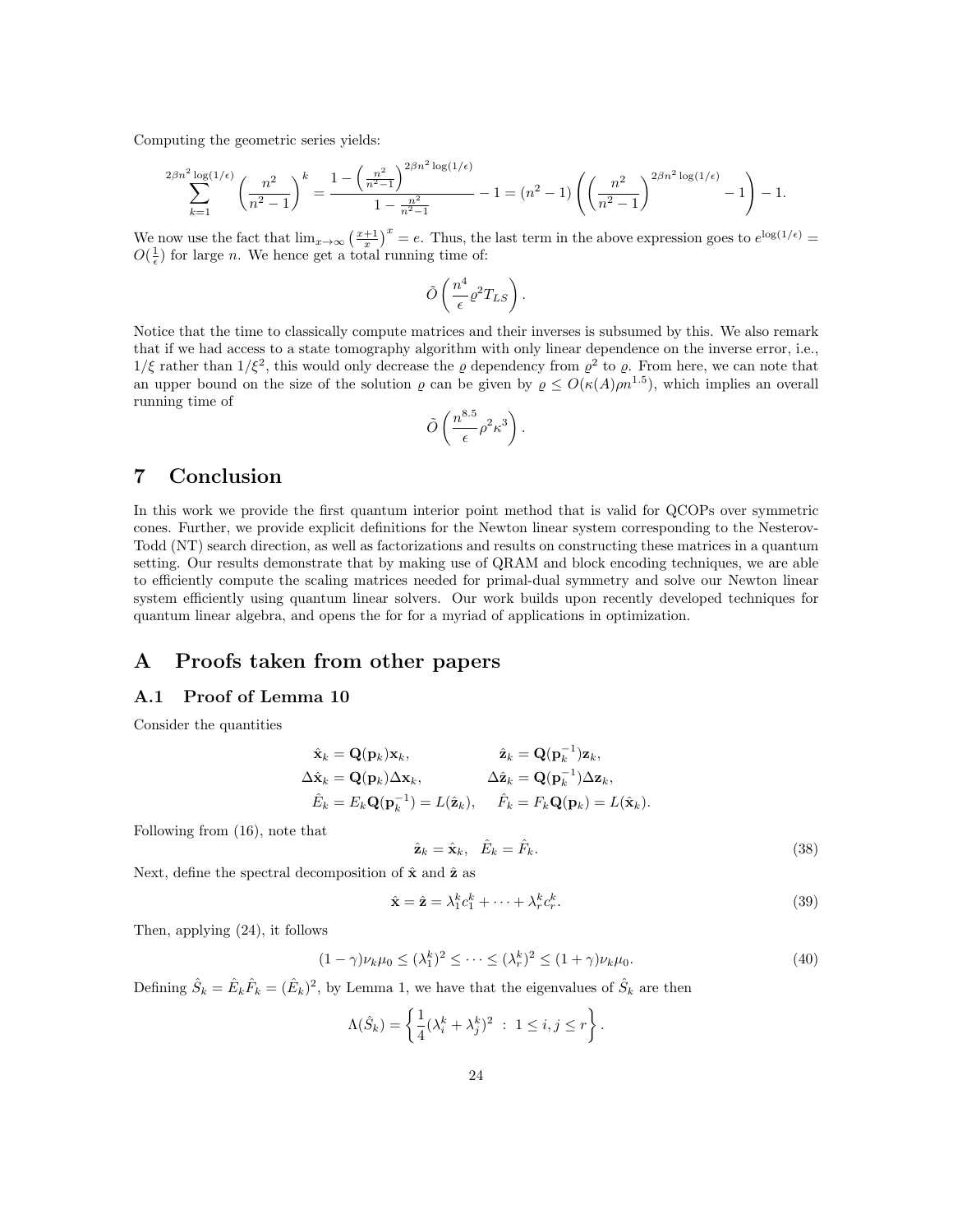Computing the geometric series yields:

$$\sum_{k=1}^{2\beta n^2 \log(1/\epsilon)} \left(\frac{n^2}{n^2-1}\right)^k = \frac{1 - \left(\frac{n^2}{n^2-1}\right)^{2\beta n^2 \log(1/\epsilon)}}{1 - \frac{n^2}{n^2-1}} - 1 = (n^2-1)\left(\left(\frac{n^2}{n^2-1}\right)^{2\beta n^2 \log(1/\epsilon)} - 1\right) - 1.$$

We now use the fact that $\lim_{x\to\infty} \left(\frac{x+1}{x}\right)^x = e$. Thus, the last term in the above expression goes to $e^{\log(1/\epsilon)} = O(\frac{1}{\epsilon})$ for large $n$. We hence get a total running time of:

$$\tilde{O}\left(\frac{n^4}{\epsilon}\varrho^2 T_{LS}\right).$$

Notice that the time to classically compute matrices and their inverses is subsumed by this. We also remark that if we had access to a state tomography algorithm with only linear dependence on the inverse error, i.e., $1/\xi$ rather than $1/\xi^2$, this would only decrease the $\varrho$ dependency from $\varrho^2$ to $\varrho$. From here, we can note that an upper bound on the size of the solution $\varrho$ can be given by $\varrho \le O(\kappa(A)\rho n^{1.5})$, which implies an overall running time of

$$\tilde{O}\left(\frac{n^{8.5}}{\epsilon}\rho^2\kappa^3\right).$$

## 7 Conclusion

In this work we provide the first quantum interior point method that is valid for QCOPs over symmetric cones. Further, we provide explicit definitions for the Newton linear system corresponding to the Nesterov-Todd (NT) search direction, as well as factorizations and results on constructing these matrices in a quantum setting. Our results demonstrate that by making use of QRAM and block encoding techniques, we are able to efficiently compute the scaling matrices needed for primal-dual symmetry and solve our Newton linear system efficiently using quantum linear solvers. Our work builds upon recently developed techniques for quantum linear algebra, and opens the for for a myriad of applications in optimization.

## A Proofs taken from other papers

### A.1 Proof of Lemma 10

Consider the quantities

$$\begin{aligned}
\hat{\mathbf{x}}_k &= \mathbf{Q}(\mathbf{p}_k)\mathbf{x}_k, & \hat{\mathbf{z}}_k &= \mathbf{Q}(\mathbf{p}_k^{-1})\mathbf{z}_k, \\
\Delta\hat{\mathbf{x}}_k &= \mathbf{Q}(\mathbf{p}_k)\Delta\mathbf{x}_k, & \Delta\hat{\mathbf{z}}_k &= \mathbf{Q}(\mathbf{p}_k^{-1})\Delta\mathbf{z}_k, \\
\hat{E}_k &= E_k\mathbf{Q}(\mathbf{p}_k^{-1}) = L(\hat{\mathbf{z}}_k), & \hat{F}_k &= F_k\mathbf{Q}(\mathbf{p}_k) = L(\hat{\mathbf{x}}_k).
\end{aligned}$$

Following from (16), note that

$$\hat{\mathbf{z}}_k = \hat{\mathbf{x}}_k, \quad \hat{E}_k = \hat{F}_k. \tag{38}$$

Next, define the spectral decomposition of $\hat{\mathbf{x}}$ and $\hat{\mathbf{z}}$ as

$$\hat{\mathbf{x}} = \hat{\mathbf{z}} = \lambda_1^k c_1^k + \cdots + \lambda_r^k c_r^k. \tag{39}$$

Then, applying (24), it follows

$$(1-\gamma)\nu_k\mu_0 \le (\lambda_1^k)^2 \le \cdots \le (\lambda_r^k)^2 \le (1+\gamma)\nu_k\mu_0. \tag{40}$$

Defining $\hat{S}_k = \hat{E}_k\hat{F}_k = (\hat{E}_k)^2$, by Lemma 1, we have that the eigenvalues of $\hat{S}_k$ are then

$$\Lambda(\hat{S}_k) = \left\{\frac{1}{4}(\lambda_i^k + \lambda_j^k)^2 \ : \ 1 \le i, j \le r\right\}.$$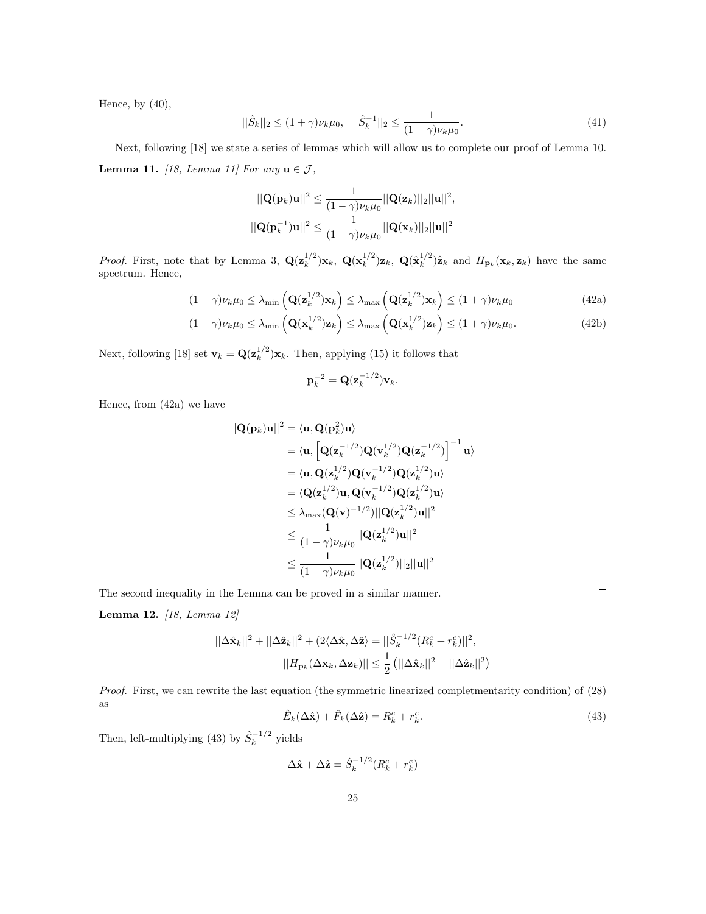Hence, by (40),

$$||\hat{S}_k||_2 \leq (1+\gamma)\nu_k\mu_0, \quad ||\hat{S}_k^{-1}||_2 \leq \frac{1}{(1-\gamma)\nu_k\mu_0}. \tag{41}$$

Next, following [18] we state a series of lemmas which will allow us to complete our proof of Lemma 10.

**Lemma 11.** *[18, Lemma 11] For any $\mathbf{u} \in \mathcal{J}$,*

$$||\mathbf{Q}(\mathbf{p}_k)\mathbf{u}||^2 \leq \frac{1}{(1-\gamma)\nu_k\mu_0}||\mathbf{Q}(\mathbf{z}_k)||_2||\mathbf{u}||^2,$$
$$||\mathbf{Q}(\mathbf{p}_k^{-1})\mathbf{u}||^2 \leq \frac{1}{(1-\gamma)\nu_k\mu_0}||\mathbf{Q}(\mathbf{x}_k)||_2||\mathbf{u}||^2$$

*Proof.* First, note that by Lemma 3, $\mathbf{Q}(\mathbf{z}_k^{1/2})\mathbf{x}_k$, $\mathbf{Q}(\mathbf{x}_k^{1/2})\mathbf{z}_k$, $\mathbf{Q}(\hat{\mathbf{x}}_k^{1/2})\hat{\mathbf{z}}_k$ and $H_{\mathbf{p}_k}(\mathbf{x}_k, \mathbf{z}_k)$ have the same spectrum. Hence,

$$(1-\gamma)\nu_k\mu_0 \leq \lambda_{\min}\left(\mathbf{Q}(\mathbf{z}_k^{1/2})\mathbf{x}_k\right) \leq \lambda_{\max}\left(\mathbf{Q}(\mathbf{z}_k^{1/2})\mathbf{x}_k\right) \leq (1+\gamma)\nu_k\mu_0 \tag{42a}$$

$$(1-\gamma)\nu_k\mu_0 \leq \lambda_{\min}\left(\mathbf{Q}(\mathbf{x}_k^{1/2})\mathbf{z}_k\right) \leq \lambda_{\max}\left(\mathbf{Q}(\mathbf{x}_k^{1/2})\mathbf{z}_k\right) \leq (1+\gamma)\nu_k\mu_0. \tag{42b}$$

Next, following [18] set $\mathbf{v}_k = \mathbf{Q}(\mathbf{z}_k^{1/2})\mathbf{x}_k$. Then, applying (15) it follows that

$$\mathbf{p}_k^{-2} = \mathbf{Q}(\mathbf{z}_k^{-1/2})\mathbf{v}_k.$$

Hence, from (42a) we have

$$\begin{aligned}
||\mathbf{Q}(\mathbf{p}_k)\mathbf{u}||^2 &= \langle \mathbf{u}, \mathbf{Q}(\mathbf{p}_k^2)\mathbf{u}\rangle \\
&= \langle \mathbf{u}, \left[\mathbf{Q}(\mathbf{z}_k^{-1/2})\mathbf{Q}(\mathbf{v}_k^{1/2})\mathbf{Q}(\mathbf{z}_k^{-1/2})\right]^{-1}\mathbf{u}\rangle \\
&= \langle \mathbf{u}, \mathbf{Q}(\mathbf{z}_k^{1/2})\mathbf{Q}(\mathbf{v}_k^{-1/2})\mathbf{Q}(\mathbf{z}_k^{1/2})\mathbf{u}\rangle \\
&= \langle \mathbf{Q}(\mathbf{z}_k^{1/2})\mathbf{u}, \mathbf{Q}(\mathbf{v}_k^{-1/2})\mathbf{Q}(\mathbf{z}_k^{1/2})\mathbf{u}\rangle \\
&\leq \lambda_{\max}(\mathbf{Q}(\mathbf{v})^{-1/2})||\mathbf{Q}(\mathbf{z}_k^{1/2})\mathbf{u}||^2 \\
&\leq \frac{1}{(1-\gamma)\nu_k\mu_0}||\mathbf{Q}(\mathbf{z}_k^{1/2})\mathbf{u}||^2 \\
&\leq \frac{1}{(1-\gamma)\nu_k\mu_0}||\mathbf{Q}(\mathbf{z}_k^{1/2})||_2||\mathbf{u}||^2
\end{aligned}$$

The second inequality in the Lemma can be proved in a similar manner. □

**Lemma 12.** *[18, Lemma 12]*

$$||\Delta\hat{\mathbf{x}}_k||^2 + ||\Delta\hat{\mathbf{z}}_k||^2 + (2\langle\Delta\hat{\mathbf{x}}, \Delta\hat{\mathbf{z}}\rangle = ||\hat{S}_k^{-1/2}(R_k^c + r_k^c)||^2,$$
$$||H_{\mathbf{p}_k}(\Delta\mathbf{x}_k, \Delta\mathbf{z}_k)|| \leq \frac{1}{2}\left(||\Delta\hat{\mathbf{x}}_k||^2 + ||\Delta\hat{\mathbf{z}}_k||^2\right)$$

*Proof.* First, we can rewrite the last equation (the symmetric linearized completmentarity condition) of (28) as

$$\hat{E}_k(\Delta\hat{\mathbf{x}}) + \hat{F}_k(\Delta\hat{\mathbf{z}}) = R_k^c + r_k^c. \tag{43}$$

Then, left-multiplying (43) by $\hat{S}_k^{-1/2}$ yields

$$\Delta\hat{\mathbf{x}} + \Delta\hat{\mathbf{z}} = \hat{S}_k^{-1/2}(R_k^c + r_k^c)$$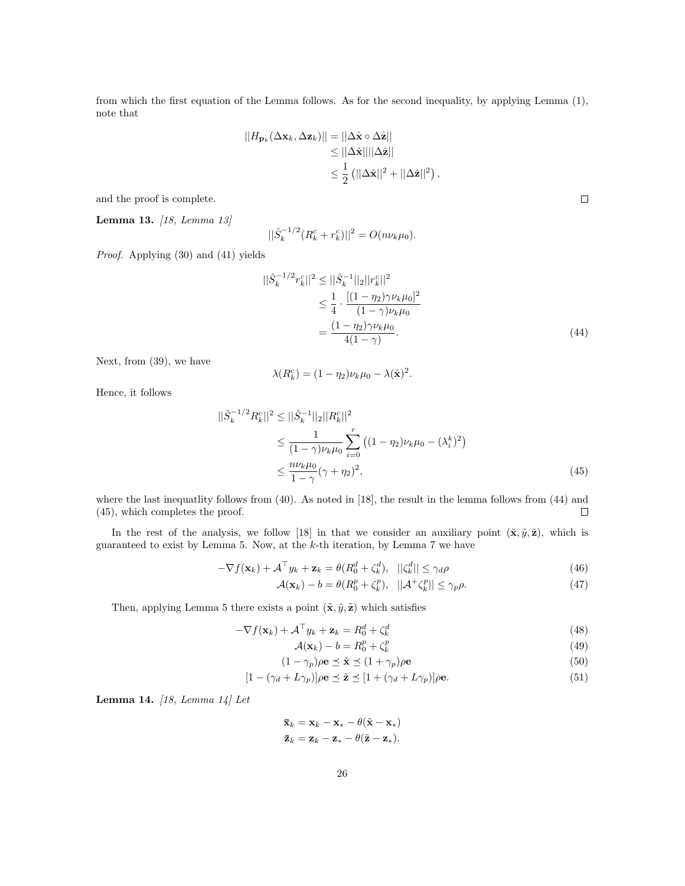from which the first equation of the Lemma follows. As for the second inequality, by applying Lemma (1), note that

$$
\begin{aligned}
||H_{\mathbf{p}_k}(\Delta \mathbf{x}_k, \Delta \mathbf{z}_k)|| &= ||\Delta \hat{\mathbf{x}} \circ \Delta \hat{\mathbf{z}}|| \\
&\leq ||\Delta \hat{\mathbf{x}}|| ||\Delta \hat{\mathbf{z}}|| \\
&\leq \frac{1}{2}\left(||\Delta \hat{\mathbf{x}}||^2 + ||\Delta \hat{\mathbf{z}}||^2\right),
\end{aligned}
$$

and the proof is complete. ☐

**Lemma 13.** *[18, Lemma 13]*

$$
||\hat{S}_k^{-1/2}(R_k^c + r_k^c)||^2 = O(n\nu_k\mu_0).
$$

*Proof.* Applying (30) and (41) yields

$$
\begin{aligned}
||\hat{S}_k^{-1/2} r_k^c||^2 &\leq ||\hat{S}_k^{-1}||_2 ||r_k^c||^2 \\
&\leq \frac{1}{4} \cdot \frac{[(1-\eta_2)\gamma\nu_k\mu_0]^2}{(1-\gamma)\nu_k\mu_0} \\
&= \frac{(1-\eta_2)\gamma\nu_k\mu_0}{4(1-\gamma)}.
\end{aligned} \tag{44}
$$

Next, from (39), we have

$$
\lambda(R_k^c) = (1-\eta_2)\nu_k\mu_0 - \lambda(\hat{\mathbf{x}})^2.
$$

Hence, it follows

$$
\begin{aligned}
||\hat{S}_k^{-1/2} R_k^c||^2 &\leq ||\hat{S}_k^{-1}||_2 ||R_k^c||^2 \\
&\leq \frac{1}{(1-\gamma)\nu_k\mu_0} \sum_{i=0}^{r} \left((1-\eta_2)\nu_k\mu_0 - (\lambda_i^k)^2\right) \\
&\leq \frac{n\nu_k\mu_0}{1-\gamma}(\gamma + \eta_2)^2,
\end{aligned} \tag{45}
$$

where the last inequatlity follows from (40). As noted in [18], the result in the lemma follows from (44) and (45), which completes the proof. ☐

In the rest of the analysis, we follow [18] in that we consider an auxiliary point $(\tilde{\mathbf{x}}, \tilde{y}, \tilde{\mathbf{z}})$, which is guaranteed to exist by Lemma 5. Now, at the $k$-th iteration, by Lemma 7 we have

$$
-\nabla f(\mathbf{x}_k) + \mathcal{A}^\top y_k + \mathbf{z}_k = \theta(R_0^d + \zeta_k^d), \quad ||\zeta_k^d|| \leq \gamma_d \rho \tag{46}
$$

$$
\mathcal{A}(\mathbf{x}_k) - b = \theta(R_0^p + \zeta_k^p), \quad ||\mathcal{A}^+ \zeta_k^p|| \leq \gamma_p \rho. \tag{47}
$$

Then, applying Lemma 5 there exists a point $(\tilde{\mathbf{x}}, \tilde{y}, \tilde{\mathbf{z}})$ which satisfies

$$
-\nabla f(\mathbf{x}_k) + \mathcal{A}^\top y_k + \mathbf{z}_k = R_0^d + \zeta_k^d \tag{48}
$$

$$
\mathcal{A}(\mathbf{x}_k) - b = R_0^p + \zeta_k^p \tag{49}
$$

$$
(1-\gamma_p)\rho\mathbf{e} \preceq \tilde{\mathbf{x}} \preceq (1+\gamma_p)\rho\mathbf{e} \tag{50}
$$

$$
[1-(\gamma_d + L\gamma_p)]\rho\mathbf{e} \preceq \tilde{\mathbf{z}} \preceq [1+(\gamma_d + L\gamma_p)]\rho\mathbf{e}. \tag{51}
$$

**Lemma 14.** *[18, Lemma 14] Let*

$$
\begin{aligned}
\bar{\mathbf{x}}_k &= \mathbf{x}_k - \mathbf{x}_* - \theta(\tilde{\mathbf{x}} - \mathbf{x}_*) \\
\bar{\mathbf{z}}_k &= \mathbf{z}_k - \mathbf{z}_* - \theta(\tilde{\mathbf{z}} - \mathbf{z}_*).
\end{aligned}
$$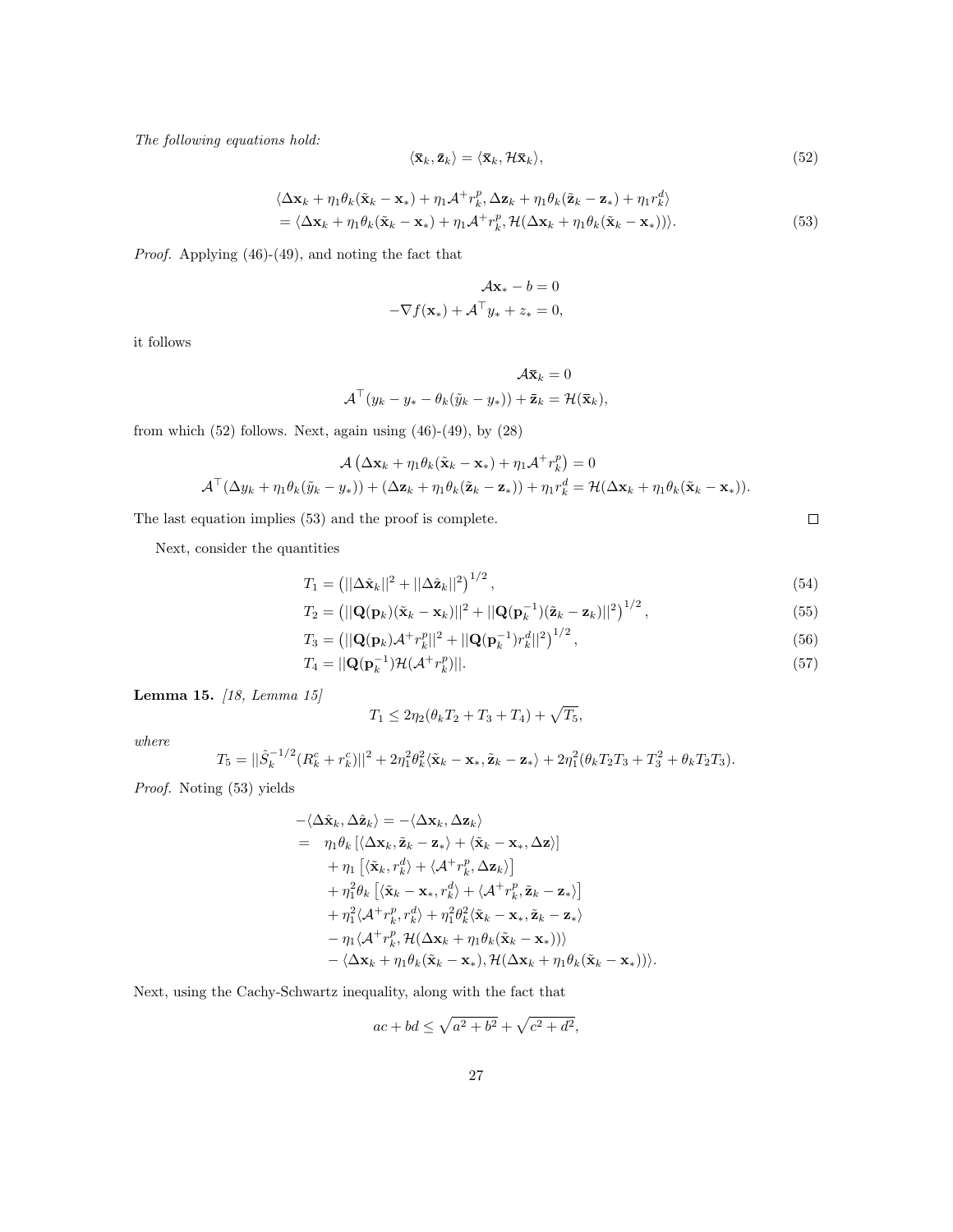*The following equations hold:*

$$\langle \bar{\mathbf{x}}_k, \bar{\mathbf{z}}_k \rangle = \langle \bar{\mathbf{x}}_k, \mathcal{H}\bar{\mathbf{x}}_k \rangle, \tag{52}$$

$$\begin{aligned}
&\langle \Delta\mathbf{x}_k + \eta_1\theta_k(\tilde{\mathbf{x}}_k - \mathbf{x}_*) + \eta_1\mathcal{A}^+ r_k^p, \Delta\mathbf{z}_k + \eta_1\theta_k(\tilde{\mathbf{z}}_k - \mathbf{z}_*) + \eta_1 r_k^d \rangle \\
&= \langle \Delta\mathbf{x}_k + \eta_1\theta_k(\tilde{\mathbf{x}}_k - \mathbf{x}_*) + \eta_1\mathcal{A}^+ r_k^p, \mathcal{H}(\Delta\mathbf{x}_k + \eta_1\theta_k(\tilde{\mathbf{x}}_k - \mathbf{x}_*)) \rangle.
\end{aligned} \tag{53}$$

*Proof.* Applying (46)-(49), and noting the fact that

$$\begin{aligned}
\mathcal{A}\mathbf{x}_* - b &= 0 \\
-\nabla f(\mathbf{x}_*) + \mathcal{A}^\top y_* + z_* &= 0,
\end{aligned}$$

it follows

$$\begin{aligned}
\mathcal{A}\bar{\mathbf{x}}_k &= 0 \\
\mathcal{A}^\top(y_k - y_* - \theta_k(\tilde{y}_k - y_*)) + \bar{\mathbf{z}}_k &= \mathcal{H}(\bar{\mathbf{x}}_k),
\end{aligned}$$

from which (52) follows. Next, again using (46)-(49), by (28)

$$\begin{aligned}
\mathcal{A}\left(\Delta\mathbf{x}_k + \eta_1\theta_k(\tilde{\mathbf{x}}_k - \mathbf{x}_*) + \eta_1\mathcal{A}^+ r_k^p\right) &= 0 \\
\mathcal{A}^\top(\Delta y_k + \eta_1\theta_k(\tilde{y}_k - y_*)) + (\Delta\mathbf{z}_k + \eta_1\theta_k(\tilde{\mathbf{z}}_k - \mathbf{z}_*)) + \eta_1 r_k^d &= \mathcal{H}(\Delta\mathbf{x}_k + \eta_1\theta_k(\tilde{\mathbf{x}}_k - \mathbf{x}_*)).
\end{aligned}$$

The last equation implies (53) and the proof is complete. $\square$

Next, consider the quantities

$$T_1 = \left(||\Delta\hat{\mathbf{x}}_k||^2 + ||\Delta\hat{\mathbf{z}}_k||^2\right)^{1/2}, \tag{54}$$

$$T_2 = \left(||\mathbf{Q}(\mathbf{p}_k)(\tilde{\mathbf{x}}_k - \mathbf{x}_k)||^2 + ||\mathbf{Q}(\mathbf{p}_k^{-1})(\tilde{\mathbf{z}}_k - \mathbf{z}_k)||^2\right)^{1/2}, \tag{55}$$

$$T_3 = \left(||\mathbf{Q}(\mathbf{p}_k)\mathcal{A}^+ r_k^p||^2 + ||\mathbf{Q}(\mathbf{p}_k^{-1}) r_k^d||^2\right)^{1/2}, \tag{56}$$

$$T_4 = ||\mathbf{Q}(\mathbf{p}_k^{-1})\mathcal{H}(\mathcal{A}^+ r_k^p)||. \tag{57}$$

**Lemma 15.** *[18, Lemma 15]*

$$T_1 \leq 2\eta_2(\theta_k T_2 + T_3 + T_4) + \sqrt{T_5},$$

*where*

$$T_5 = ||\hat{S}_k^{-1/2}(R_k^c + r_k^c)||^2 + 2\eta_1^2\theta_k^2\langle \tilde{\mathbf{x}}_k - \mathbf{x}_*, \tilde{\mathbf{z}}_k - \mathbf{z}_* \rangle + 2\eta_1^2(\theta_k T_2 T_3 + T_3^2 + \theta_k T_2 T_3).$$

*Proof.* Noting (53) yields

$$\begin{aligned}
-\langle \Delta\hat{\mathbf{x}}_k, \Delta\hat{\mathbf{z}}_k \rangle &= -\langle \Delta\mathbf{x}_k, \Delta\mathbf{z}_k \rangle \\
&= \eta_1\theta_k\left[\langle \Delta\mathbf{x}_k, \tilde{\mathbf{z}}_k - \mathbf{z}_* \rangle + \langle \tilde{\mathbf{x}}_k - \mathbf{x}_*, \Delta\mathbf{z} \rangle\right] \\
&\quad + \eta_1\left[\langle \tilde{\mathbf{x}}_k, r_k^d \rangle + \langle \mathcal{A}^+ r_k^p, \Delta\mathbf{z}_k \rangle\right] \\
&\quad + \eta_1^2\theta_k\left[\langle \tilde{\mathbf{x}}_k - \mathbf{x}_*, r_k^d \rangle + \langle \mathcal{A}^+ r_k^p, \tilde{\mathbf{z}}_k - \mathbf{z}_* \rangle\right] \\
&\quad + \eta_1^2\langle \mathcal{A}^+ r_k^p, r_k^d \rangle + \eta_1^2\theta_k^2\langle \tilde{\mathbf{x}}_k - \mathbf{x}_*, \tilde{\mathbf{z}}_k - \mathbf{z}_* \rangle \\
&\quad - \eta_1\langle \mathcal{A}^+ r_k^p, \mathcal{H}(\Delta\mathbf{x}_k + \eta_1\theta_k(\tilde{\mathbf{x}}_k - \mathbf{x}_*)) \rangle \\
&\quad - \langle \Delta\mathbf{x}_k + \eta_1\theta_k(\tilde{\mathbf{x}}_k - \mathbf{x}_*), \mathcal{H}(\Delta\mathbf{x}_k + \eta_1\theta_k(\tilde{\mathbf{x}}_k - \mathbf{x}_*)) \rangle.
\end{aligned}$$

Next, using the Cachy-Schwartz inequality, along with the fact that

$$ac + bd \leq \sqrt{a^2 + b^2} + \sqrt{c^2 + d^2},$$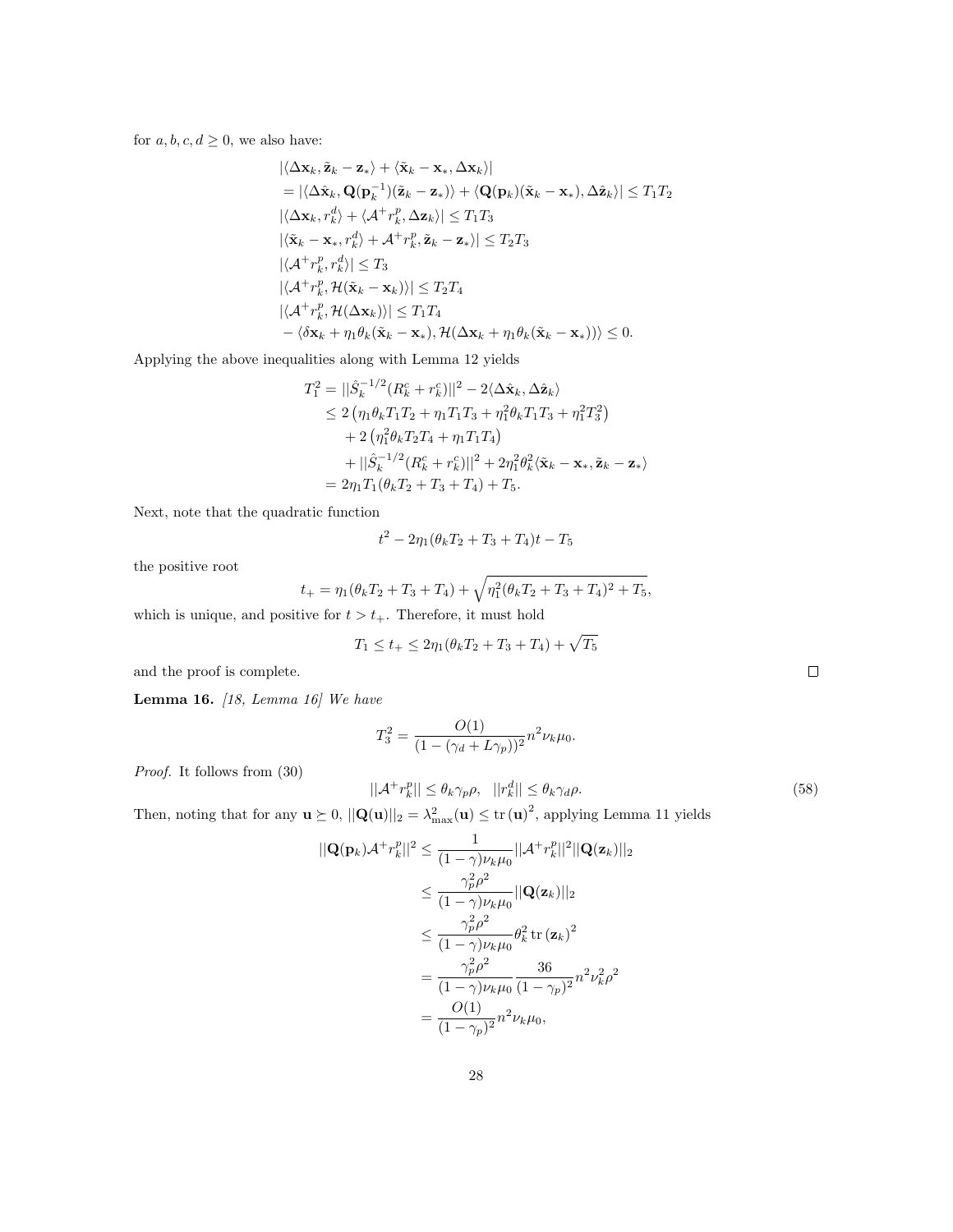for $a, b, c, d \geq 0$, we also have:

$$
\begin{aligned}
&|\langle \Delta \mathbf{x}_k, \tilde{\mathbf{z}}_k - \mathbf{z}_* \rangle + \langle \tilde{\mathbf{x}}_k - \mathbf{x}_*, \Delta \mathbf{x}_k \rangle| \\
&= |\langle \Delta \hat{\mathbf{x}}_k, \mathbf{Q}(\mathbf{p}_k^{-1})(\tilde{\mathbf{z}}_k - \mathbf{z}_*) \rangle + \langle \mathbf{Q}(\mathbf{p}_k)(\tilde{\mathbf{x}}_k - \mathbf{x}_*), \Delta \hat{\mathbf{z}}_k \rangle| \leq T_1 T_2 \\
&|\langle \Delta \mathbf{x}_k, r_k^d \rangle + \langle \mathcal{A}^+ r_k^p, \Delta \mathbf{z}_k \rangle| \leq T_1 T_3 \\
&|\langle \tilde{\mathbf{x}}_k - \mathbf{x}_*, r_k^d \rangle + \mathcal{A}^+ r_k^p, \tilde{\mathbf{z}}_k - \mathbf{z}_* \rangle| \leq T_2 T_3 \\
&|\langle \mathcal{A}^+ r_k^p, r_k^d \rangle| \leq T_3 \\
&|\langle \mathcal{A}^+ r_k^p, \mathcal{H}(\tilde{\mathbf{x}}_k - \mathbf{x}_k) \rangle| \leq T_2 T_4 \\
&|\langle \mathcal{A}^+ r_k^p, \mathcal{H}(\Delta \mathbf{x}_k) \rangle| \leq T_1 T_4 \\
&- \langle \delta \mathbf{x}_k + \eta_1 \theta_k (\tilde{\mathbf{x}}_k - \mathbf{x}_*), \mathcal{H}(\Delta \mathbf{x}_k + \eta_1 \theta_k (\tilde{\mathbf{x}}_k - \mathbf{x}_*)) \rangle \leq 0.
\end{aligned}
$$

Applying the above inequalities along with Lemma 12 yields

$$
\begin{aligned}
T_1^2 &= ||\hat{S}_k^{-1/2}(R_k^c + r_k^c)||^2 - 2\langle \Delta \hat{\mathbf{x}}_k, \Delta \hat{\mathbf{z}}_k \rangle \\
&\leq 2\left(\eta_1 \theta_k T_1 T_2 + \eta_1 T_1 T_3 + \eta_1^2 \theta_k T_1 T_3 + \eta_1^2 T_3^2\right) \\
&\quad + 2\left(\eta_1^2 \theta_k T_2 T_4 + \eta_1 T_1 T_4\right) \\
&\quad + ||\hat{S}_k^{-1/2}(R_k^c + r_k^c)||^2 + 2\eta_1^2 \theta_k^2 \langle \tilde{\mathbf{x}}_k - \mathbf{x}_*, \tilde{\mathbf{z}}_k - \mathbf{z}_* \rangle \\
&= 2\eta_1 T_1 (\theta_k T_2 + T_3 + T_4) + T_5.
\end{aligned}
$$

Next, note that the quadratic function

$$
t^2 - 2\eta_1(\theta_k T_2 + T_3 + T_4)t - T_5
$$

the positive root

$$
t_+ = \eta_1(\theta_k T_2 + T_3 + T_4) + \sqrt{\eta_1^2(\theta_k T_2 + T_3 + T_4)^2 + T_5},
$$

which is unique, and positive for $t > t_+$. Therefore, it must hold

$$
T_1 \leq t_+ \leq 2\eta_1(\theta_k T_2 + T_3 + T_4) + \sqrt{T_5}
$$

and the proof is complete. ∎

**Lemma 16.** *[18, Lemma 16] We have*

$$
T_3^2 = \frac{O(1)}{(1 - (\gamma_d + L\gamma_p))^2} n^2 \nu_k \mu_0.
$$

*Proof.* It follows from (30)

$$
||\mathcal{A}^+ r_k^p|| \leq \theta_k \gamma_p \rho, \quad ||r_k^d|| \leq \theta_k \gamma_d \rho. \tag{58}
$$

Then, noting that for any $\mathbf{u} \succeq 0$, $||\mathbf{Q}(\mathbf{u})||_2 = \lambda_{\max}^2(\mathbf{u}) \leq \operatorname{tr}(\mathbf{u})^2$, applying Lemma 11 yields

$$
\begin{aligned}
||\mathbf{Q}(\mathbf{p}_k)\mathcal{A}^+ r_k^p||^2 &\leq \frac{1}{(1-\gamma)\nu_k \mu_0} ||\mathcal{A}^+ r_k^p||^2 ||\mathbf{Q}(\mathbf{z}_k)||_2 \\
&\leq \frac{\gamma_p^2 \rho^2}{(1-\gamma)\nu_k \mu_0} ||\mathbf{Q}(\mathbf{z}_k)||_2 \\
&\leq \frac{\gamma_p^2 \rho^2}{(1-\gamma)\nu_k \mu_0} \theta_k^2 \operatorname{tr}(\mathbf{z}_k)^2 \\
&= \frac{\gamma_p^2 \rho^2}{(1-\gamma)\nu_k \mu_0} \frac{36}{(1-\gamma_p)^2} n^2 \nu_k^2 \rho^2 \\
&= \frac{O(1)}{(1-\gamma_p)^2} n^2 \nu_k \mu_0,
\end{aligned}
$$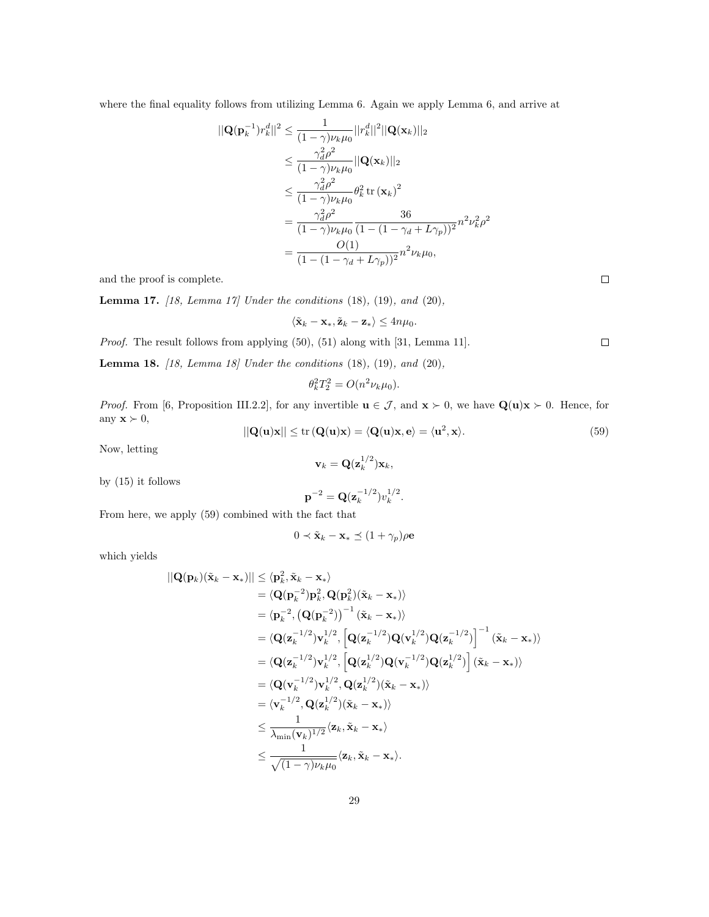where the final equality follows from utilizing Lemma 6. Again we apply Lemma 6, and arrive at

$$
\begin{aligned}
||\mathbf{Q}(\mathbf{p}_k^{-1})r_k^d||^2 &\leq \frac{1}{(1-\gamma)\nu_k\mu_0}||r_k^d||^2||\mathbf{Q}(\mathbf{x}_k)||_2 \\
&\leq \frac{\gamma_d^2\rho^2}{(1-\gamma)\nu_k\mu_0}||\mathbf{Q}(\mathbf{x}_k)||_2 \\
&\leq \frac{\gamma_d^2\rho^2}{(1-\gamma)\nu_k\mu_0}\theta_k^2 \operatorname{tr}(\mathbf{x}_k)^2 \\
&= \frac{\gamma_d^2\rho^2}{(1-\gamma)\nu_k\mu_0}\frac{36}{(1-(1-\gamma_d+L\gamma_p))^2}n^2\nu_k^2\rho^2 \\
&= \frac{O(1)}{(1-(1-\gamma_d+L\gamma_p))^2}n^2\nu_k\mu_0,
\end{aligned}
$$

and the proof is complete. □

**Lemma 17.** *[18, Lemma 17] Under the conditions* (18), (19), *and* (20),

$$
\langle \tilde{\mathbf{x}}_k - \mathbf{x}_*, \tilde{\mathbf{z}}_k - \mathbf{z}_* \rangle \leq 4n\mu_0.
$$

*Proof.* The result follows from applying (50), (51) along with [31, Lemma 11]. □

**Lemma 18.** *[18, Lemma 18] Under the conditions* (18), (19), *and* (20),

$$
\theta_k^2 T_2^2 = O(n^2\nu_k\mu_0).
$$

*Proof.* From [6, Proposition III.2.2], for any invertible $\mathbf{u} \in \mathcal{J}$, and $\mathbf{x} \succ 0$, we have $\mathbf{Q}(\mathbf{u})\mathbf{x} \succ 0$. Hence, for any $\mathbf{x} \succ 0$,

$$
||\mathbf{Q}(\mathbf{u})\mathbf{x}|| \leq \operatorname{tr}(\mathbf{Q}(\mathbf{u})\mathbf{x}) = \langle \mathbf{Q}(\mathbf{u})\mathbf{x}, \mathbf{e} \rangle = \langle \mathbf{u}^2, \mathbf{x} \rangle. \tag{59}
$$

Now, letting

$$
\mathbf{v}_k = \mathbf{Q}(\mathbf{z}_k^{1/2})\mathbf{x}_k,
$$

by (15) it follows

$$
\mathbf{p}^{-2} = \mathbf{Q}(\mathbf{z}_k^{-1/2})v_k^{1/2}.
$$

From here, we apply (59) combined with the fact that

$$
0 \prec \tilde{\mathbf{x}}_k - \mathbf{x}_* \preceq (1+\gamma_p)\rho\mathbf{e}
$$

which yields

$$
\begin{aligned}
||\mathbf{Q}(\mathbf{p}_k)(\tilde{\mathbf{x}}_k - \mathbf{x}_*)|| &\leq \langle \mathbf{p}_k^2, \tilde{\mathbf{x}}_k - \mathbf{x}_* \rangle \\
&= \langle \mathbf{Q}(\mathbf{p}_k^{-2})\mathbf{p}_k^2, \mathbf{Q}(\mathbf{p}_k^2)(\tilde{\mathbf{x}}_k - \mathbf{x}_*) \rangle \\
&= \langle \mathbf{p}_k^{-2}, \left(\mathbf{Q}(\mathbf{p}_k^{-2})\right)^{-1}(\tilde{\mathbf{x}}_k - \mathbf{x}_*) \rangle \\
&= \langle \mathbf{Q}(\mathbf{z}_k^{-1/2})\mathbf{v}_k^{1/2}, \left[\mathbf{Q}(\mathbf{z}_k^{-1/2})\mathbf{Q}(\mathbf{v}_k^{1/2})\mathbf{Q}(\mathbf{z}_k^{-1/2})\right]^{-1}(\tilde{\mathbf{x}}_k - \mathbf{x}_*) \rangle \\
&= \langle \mathbf{Q}(\mathbf{z}_k^{-1/2})\mathbf{v}_k^{1/2}, \left[\mathbf{Q}(\mathbf{z}_k^{1/2})\mathbf{Q}(\mathbf{v}_k^{-1/2})\mathbf{Q}(\mathbf{z}_k^{1/2})\right](\tilde{\mathbf{x}}_k - \mathbf{x}_*) \rangle \\
&= \langle \mathbf{Q}(\mathbf{v}_k^{-1/2})\mathbf{v}_k^{1/2}, \mathbf{Q}(\mathbf{z}_k^{1/2})(\tilde{\mathbf{x}}_k - \mathbf{x}_*) \rangle \\
&= \langle \mathbf{v}_k^{-1/2}, \mathbf{Q}(\mathbf{z}_k^{1/2})(\tilde{\mathbf{x}}_k - \mathbf{x}_*) \rangle \\
&\leq \frac{1}{\lambda_{\min}(\mathbf{v}_k)^{1/2}}\langle \mathbf{z}_k, \tilde{\mathbf{x}}_k - \mathbf{x}_* \rangle \\
&\leq \frac{1}{\sqrt{(1-\gamma)\nu_k\mu_0}}\langle \mathbf{z}_k, \tilde{\mathbf{x}}_k - \mathbf{x}_* \rangle.
\end{aligned}
$$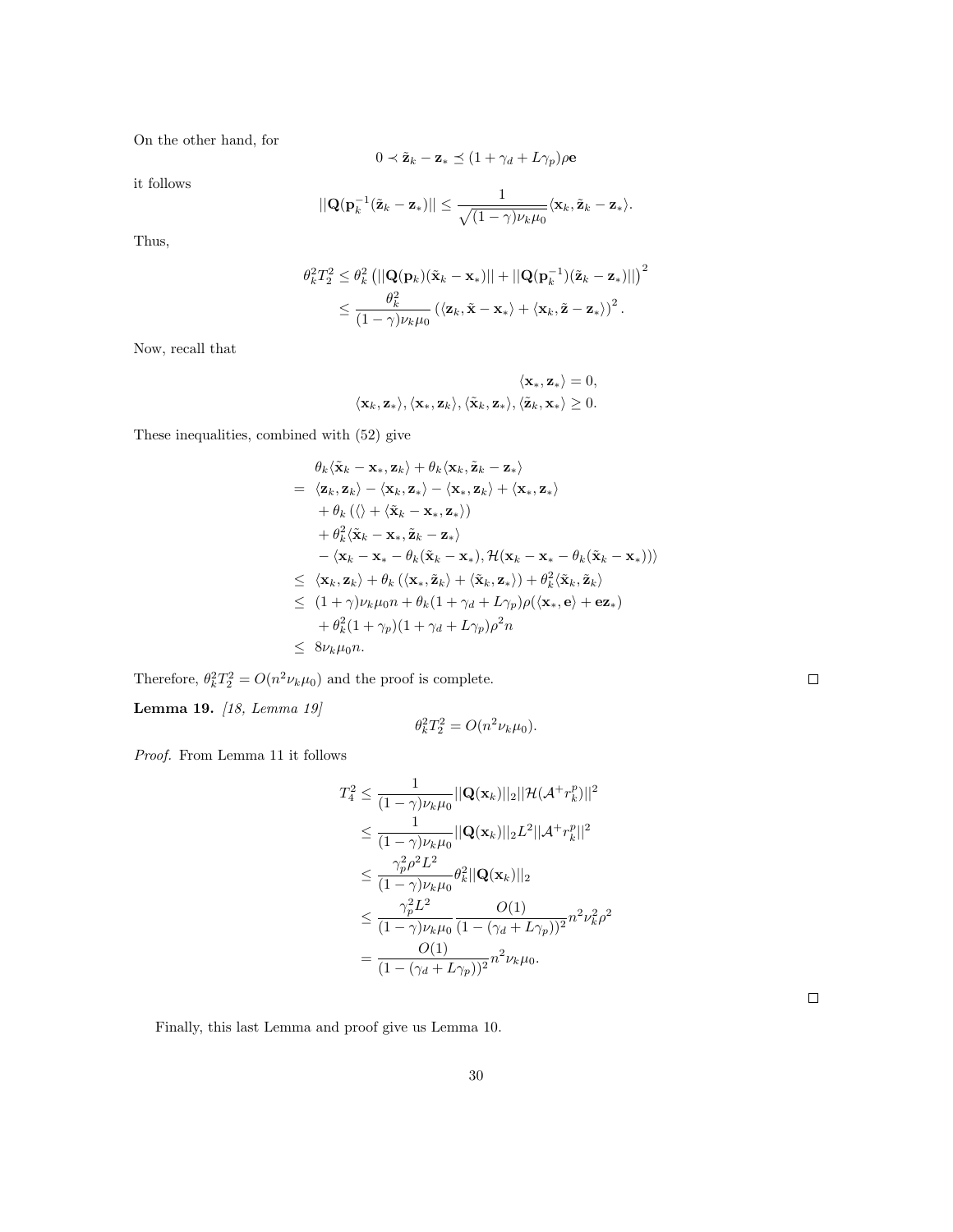On the other hand, for

$$0 \prec \tilde{\mathbf{z}}_k - \mathbf{z}_* \preceq (1 + \gamma_d + L\gamma_p)\rho \mathbf{e}$$

it follows

$$||\mathbf{Q}(\mathbf{p}_k^{-1}(\tilde{\mathbf{z}}_k - \mathbf{z}_*)|| \leq \frac{1}{\sqrt{(1-\gamma)\nu_k\mu_0}} \langle \mathbf{x}_k, \tilde{\mathbf{z}}_k - \mathbf{z}_* \rangle.$$

Thus,

$$\begin{aligned}
\theta_k^2 T_2^2 &\leq \theta_k^2 \left( ||\mathbf{Q}(\mathbf{p}_k)(\tilde{\mathbf{x}}_k - \mathbf{x}_*)|| + ||\mathbf{Q}(\mathbf{p}_k^{-1})(\tilde{\mathbf{z}}_k - \mathbf{z}_*)|| \right)^2 \\
&\leq \frac{\theta_k^2}{(1-\gamma)\nu_k\mu_0} \left( \langle \mathbf{z}_k, \tilde{\mathbf{x}} - \mathbf{x}_* \rangle + \langle \mathbf{x}_k, \tilde{\mathbf{z}} - \mathbf{z}_* \rangle \right)^2.
\end{aligned}$$

Now, recall that

$$\begin{aligned}
\langle \mathbf{x}_*, \mathbf{z}_* \rangle &= 0, \\
\langle \mathbf{x}_k, \mathbf{z}_* \rangle, \langle \mathbf{x}_*, \mathbf{z}_k \rangle, \langle \tilde{\mathbf{x}}_k, \mathbf{z}_* \rangle, \langle \tilde{\mathbf{z}}_k, \mathbf{x}_* \rangle &\geq 0.
\end{aligned}$$

These inequalities, combined with (52) give

$$\begin{aligned}
& \theta_k \langle \tilde{\mathbf{x}}_k - \mathbf{x}_*, \mathbf{z}_k \rangle + \theta_k \langle \mathbf{x}_k, \tilde{\mathbf{z}}_k - \mathbf{z}_* \rangle \\
=\ & \langle \mathbf{z}_k, \mathbf{z}_k \rangle - \langle \mathbf{x}_k, \mathbf{z}_* \rangle - \langle \mathbf{x}_*, \mathbf{z}_k \rangle + \langle \mathbf{x}_*, \mathbf{z}_* \rangle \\
& + \theta_k \left( \langle \rangle + \langle \tilde{\mathbf{x}}_k - \mathbf{x}_*, \mathbf{z}_* \rangle \right) \\
& + \theta_k^2 \langle \tilde{\mathbf{x}}_k - \mathbf{x}_*, \tilde{\mathbf{z}}_k - \mathbf{z}_* \rangle \\
& - \langle \mathbf{x}_k - \mathbf{x}_* - \theta_k(\tilde{\mathbf{x}}_k - \mathbf{x}_*), \mathcal{H}(\mathbf{x}_k - \mathbf{x}_* - \theta_k(\tilde{\mathbf{x}}_k - \mathbf{x}_*)) \rangle \\
\leq\ & \langle \mathbf{x}_k, \mathbf{z}_k \rangle + \theta_k \left( \langle \mathbf{x}_*, \tilde{\mathbf{z}}_k \rangle + \langle \tilde{\mathbf{x}}_k, \mathbf{z}_* \rangle \right) + \theta_k^2 \langle \tilde{\mathbf{x}}_k, \tilde{\mathbf{z}}_k \rangle \\
\leq\ & (1+\gamma)\nu_k\mu_0 n + \theta_k(1 + \gamma_d + L\gamma_p)\rho(\langle \mathbf{x}_*, \mathbf{e} \rangle + \mathbf{e}\mathbf{z}_*) \\
& + \theta_k^2 (1 + \gamma_p)(1 + \gamma_d + L\gamma_p)\rho^2 n \\
\leq\ & 8\nu_k\mu_0 n.
\end{aligned}$$

Therefore, $\theta_k^2 T_2^2 = O(n^2 \nu_k \mu_0)$ and the proof is complete. ◻

**Lemma 19.** *[18, Lemma 19]*

$$\theta_k^2 T_2^2 = O(n^2 \nu_k \mu_0).$$

*Proof.* From Lemma 11 it follows

$$\begin{aligned}
T_4^2 &\leq \frac{1}{(1-\gamma)\nu_k\mu_0} ||\mathbf{Q}(\mathbf{x}_k)||_2 ||\mathcal{H}(\mathcal{A}^+ r_k^p)||^2 \\
&\leq \frac{1}{(1-\gamma)\nu_k\mu_0} ||\mathbf{Q}(\mathbf{x}_k)||_2 L^2 ||\mathcal{A}^+ r_k^p||^2 \\
&\leq \frac{\gamma_p^2 \rho^2 L^2}{(1-\gamma)\nu_k\mu_0} \theta_k^2 ||\mathbf{Q}(\mathbf{x}_k)||_2 \\
&\leq \frac{\gamma_p^2 L^2}{(1-\gamma)\nu_k\mu_0} \frac{O(1)}{(1 - (\gamma_d + L\gamma_p))^2} n^2 \nu_k^2 \rho^2 \\
&= \frac{O(1)}{(1 - (\gamma_d + L\gamma_p))^2} n^2 \nu_k \mu_0.
\end{aligned}$$

◻

Finally, this last Lemma and proof give us Lemma 10.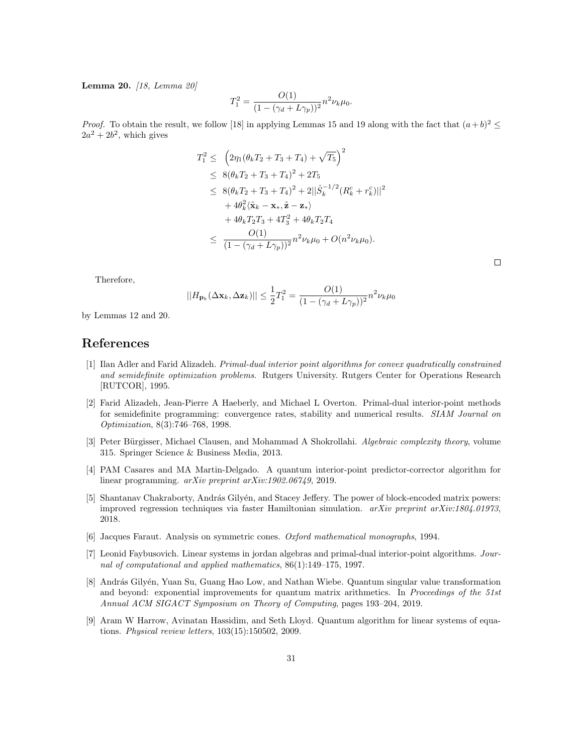**Lemma 20.** *[18, Lemma 20]*

$$T_1^2 = \frac{O(1)}{(1-(\gamma_d + L\gamma_p))^2} n^2 \nu_k \mu_0.$$

*Proof.* To obtain the result, we follow [18] in applying Lemmas 15 and 19 along with the fact that $(a+b)^2 \leq 2a^2 + 2b^2$, which gives

$$\begin{aligned}
T_1^2 \leq & \ \left(2\eta_1(\theta_k T_2 + T_3 + T_4) + \sqrt{T_5}\right)^2 \\
\leq & \ 8(\theta_k T_2 + T_3 + T_4)^2 + 2T_5 \\
\leq & \ 8(\theta_k T_2 + T_3 + T_4)^2 + 2||\hat{S}_k^{-1/2}(R_k^c + r_k^c)||^2 \\
& + 4\theta_k^2 \langle \tilde{\mathbf{x}}_k - \mathbf{x}_*, \tilde{\mathbf{z}} - \mathbf{z}_* \rangle \\
& + 4\theta_k T_2 T_3 + 4T_3^2 + 4\theta_k T_2 T_4 \\
\leq & \ \frac{O(1)}{(1-(\gamma_d + L\gamma_p))^2} n^2 \nu_k \mu_0 + O(n^2 \nu_k \mu_0).
\end{aligned}$$

□

Therefore,

$$||H_{\mathbf{p}_k}(\Delta \mathbf{x}_k, \Delta \mathbf{z}_k)|| \leq \frac{1}{2} T_1^2 = \frac{O(1)}{(1-(\gamma_d + L\gamma_p))^2} n^2 \nu_k \mu_0$$

by Lemmas 12 and 20.

# References

[1] Ilan Adler and Farid Alizadeh. *Primal-dual interior point algorithms for convex quadratically constrained and semidefinite optimization problems*. Rutgers University. Rutgers Center for Operations Research [RUTCOR], 1995.

[2] Farid Alizadeh, Jean-Pierre A Haeberly, and Michael L Overton. Primal-dual interior-point methods for semidefinite programming: convergence rates, stability and numerical results. *SIAM Journal on Optimization*, 8(3):746–768, 1998.

[3] Peter Bürgisser, Michael Clausen, and Mohammad A Shokrollahi. *Algebraic complexity theory*, volume 315. Springer Science & Business Media, 2013.

[4] PAM Casares and MA Martin-Delgado. A quantum interior-point predictor-corrector algorithm for linear programming. *arXiv preprint arXiv:1902.06749*, 2019.

[5] Shantanav Chakraborty, András Gilyén, and Stacey Jeffery. The power of block-encoded matrix powers: improved regression techniques via faster Hamiltonian simulation. *arXiv preprint arXiv:1804.01973*, 2018.

[6] Jacques Faraut. Analysis on symmetric cones. *Oxford mathematical monographs*, 1994.

[7] Leonid Faybusovich. Linear systems in jordan algebras and primal-dual interior-point algorithms. *Journal of computational and applied mathematics*, 86(1):149–175, 1997.

[8] András Gilyén, Yuan Su, Guang Hao Low, and Nathan Wiebe. Quantum singular value transformation and beyond: exponential improvements for quantum matrix arithmetics. In *Proceedings of the 51st Annual ACM SIGACT Symposium on Theory of Computing*, pages 193–204, 2019.

[9] Aram W Harrow, Avinatan Hassidim, and Seth Lloyd. Quantum algorithm for linear systems of equations. *Physical review letters*, 103(15):150502, 2009.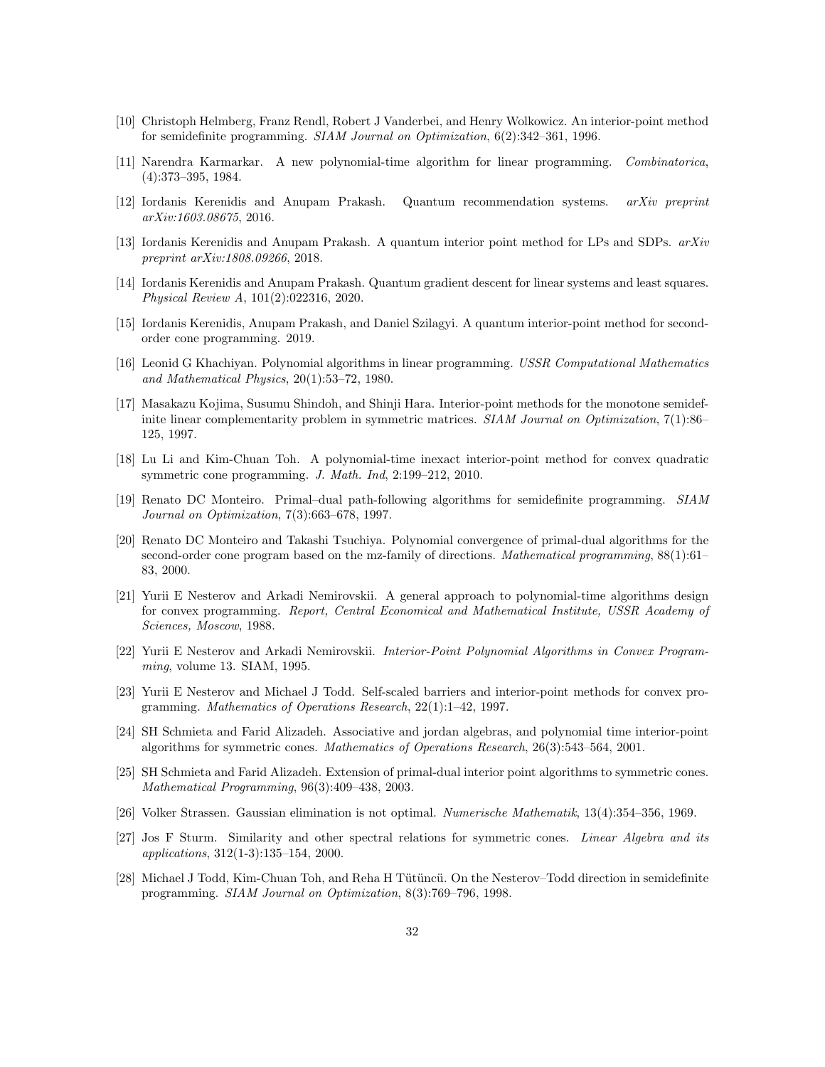[10] Christoph Helmberg, Franz Rendl, Robert J Vanderbei, and Henry Wolkowicz. An interior-point method for semidefinite programming. *SIAM Journal on Optimization*, 6(2):342–361, 1996.

[11] Narendra Karmarkar. A new polynomial-time algorithm for linear programming. *Combinatorica*, (4):373–395, 1984.

[12] Iordanis Kerenidis and Anupam Prakash. Quantum recommendation systems. *arXiv preprint arXiv:1603.08675*, 2016.

[13] Iordanis Kerenidis and Anupam Prakash. A quantum interior point method for LPs and SDPs. *arXiv preprint arXiv:1808.09266*, 2018.

[14] Iordanis Kerenidis and Anupam Prakash. Quantum gradient descent for linear systems and least squares. *Physical Review A*, 101(2):022316, 2020.

[15] Iordanis Kerenidis, Anupam Prakash, and Daniel Szilagyi. A quantum interior-point method for second-order cone programming. 2019.

[16] Leonid G Khachiyan. Polynomial algorithms in linear programming. *USSR Computational Mathematics and Mathematical Physics*, 20(1):53–72, 1980.

[17] Masakazu Kojima, Susumu Shindoh, and Shinji Hara. Interior-point methods for the monotone semidefinite linear complementarity problem in symmetric matrices. *SIAM Journal on Optimization*, 7(1):86–125, 1997.

[18] Lu Li and Kim-Chuan Toh. A polynomial-time inexact interior-point method for convex quadratic symmetric cone programming. *J. Math. Ind*, 2:199–212, 2010.

[19] Renato DC Monteiro. Primal–dual path-following algorithms for semidefinite programming. *SIAM Journal on Optimization*, 7(3):663–678, 1997.

[20] Renato DC Monteiro and Takashi Tsuchiya. Polynomial convergence of primal-dual algorithms for the second-order cone program based on the mz-family of directions. *Mathematical programming*, 88(1):61–83, 2000.

[21] Yurii E Nesterov and Arkadi Nemirovskii. A general approach to polynomial-time algorithms design for convex programming. *Report, Central Economical and Mathematical Institute, USSR Academy of Sciences, Moscow*, 1988.

[22] Yurii E Nesterov and Arkadi Nemirovskii. *Interior-Point Polynomial Algorithms in Convex Programming*, volume 13. SIAM, 1995.

[23] Yurii E Nesterov and Michael J Todd. Self-scaled barriers and interior-point methods for convex programming. *Mathematics of Operations Research*, 22(1):1–42, 1997.

[24] SH Schmieta and Farid Alizadeh. Associative and jordan algebras, and polynomial time interior-point algorithms for symmetric cones. *Mathematics of Operations Research*, 26(3):543–564, 2001.

[25] SH Schmieta and Farid Alizadeh. Extension of primal-dual interior point algorithms to symmetric cones. *Mathematical Programming*, 96(3):409–438, 2003.

[26] Volker Strassen. Gaussian elimination is not optimal. *Numerische Mathematik*, 13(4):354–356, 1969.

[27] Jos F Sturm. Similarity and other spectral relations for symmetric cones. *Linear Algebra and its applications*, 312(1-3):135–154, 2000.

[28] Michael J Todd, Kim-Chuan Toh, and Reha H Tütüncü. On the Nesterov–Todd direction in semidefinite programming. *SIAM Journal on Optimization*, 8(3):769–796, 1998.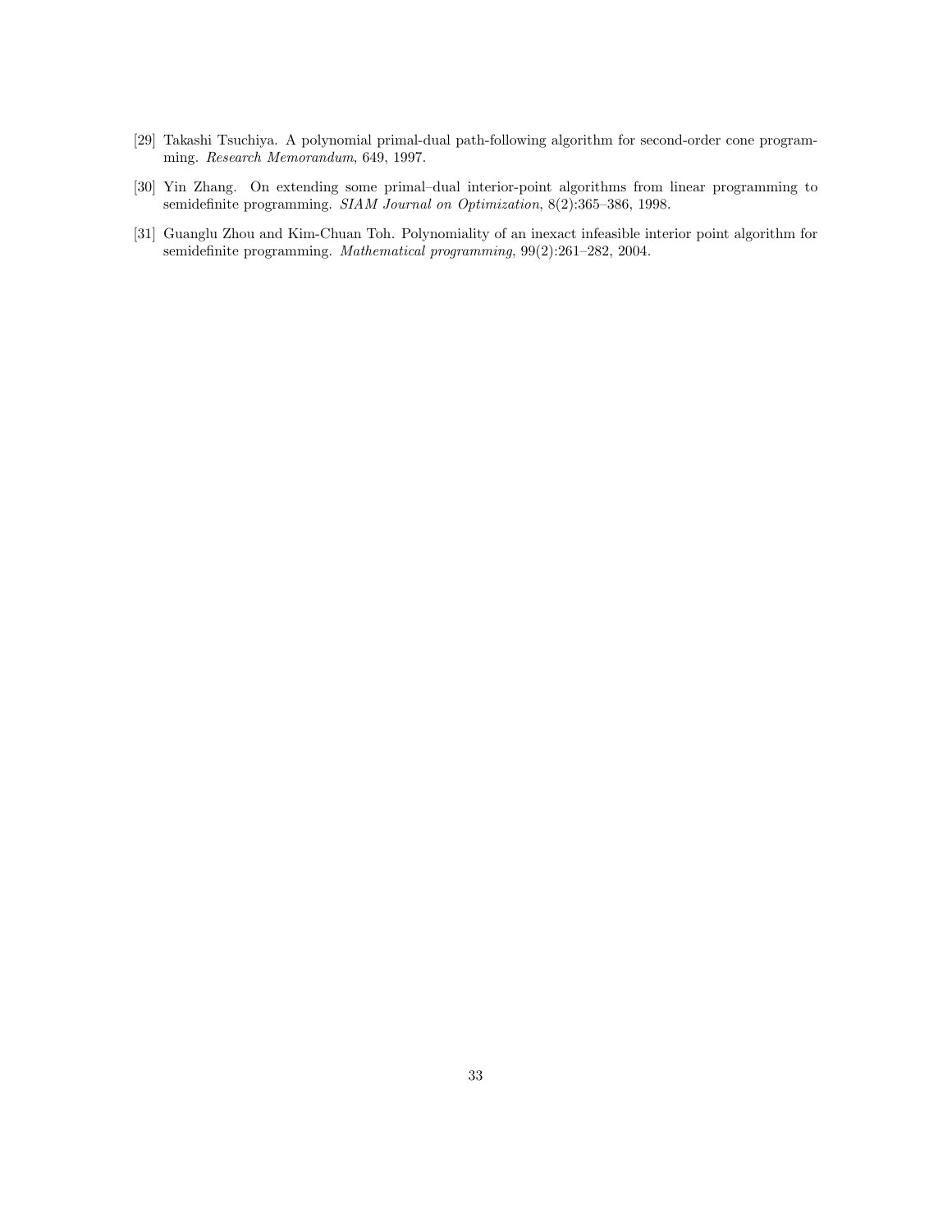[29] Takashi Tsuchiya. A polynomial primal-dual path-following algorithm for second-order cone programming. *Research Memorandum*, 649, 1997.

[30] Yin Zhang. On extending some primal–dual interior-point algorithms from linear programming to semidefinite programming. *SIAM Journal on Optimization*, 8(2):365–386, 1998.

[31] Guanglu Zhou and Kim-Chuan Toh. Polynomiality of an inexact infeasible interior point algorithm for semidefinite programming. *Mathematical programming*, 99(2):261–282, 2004.